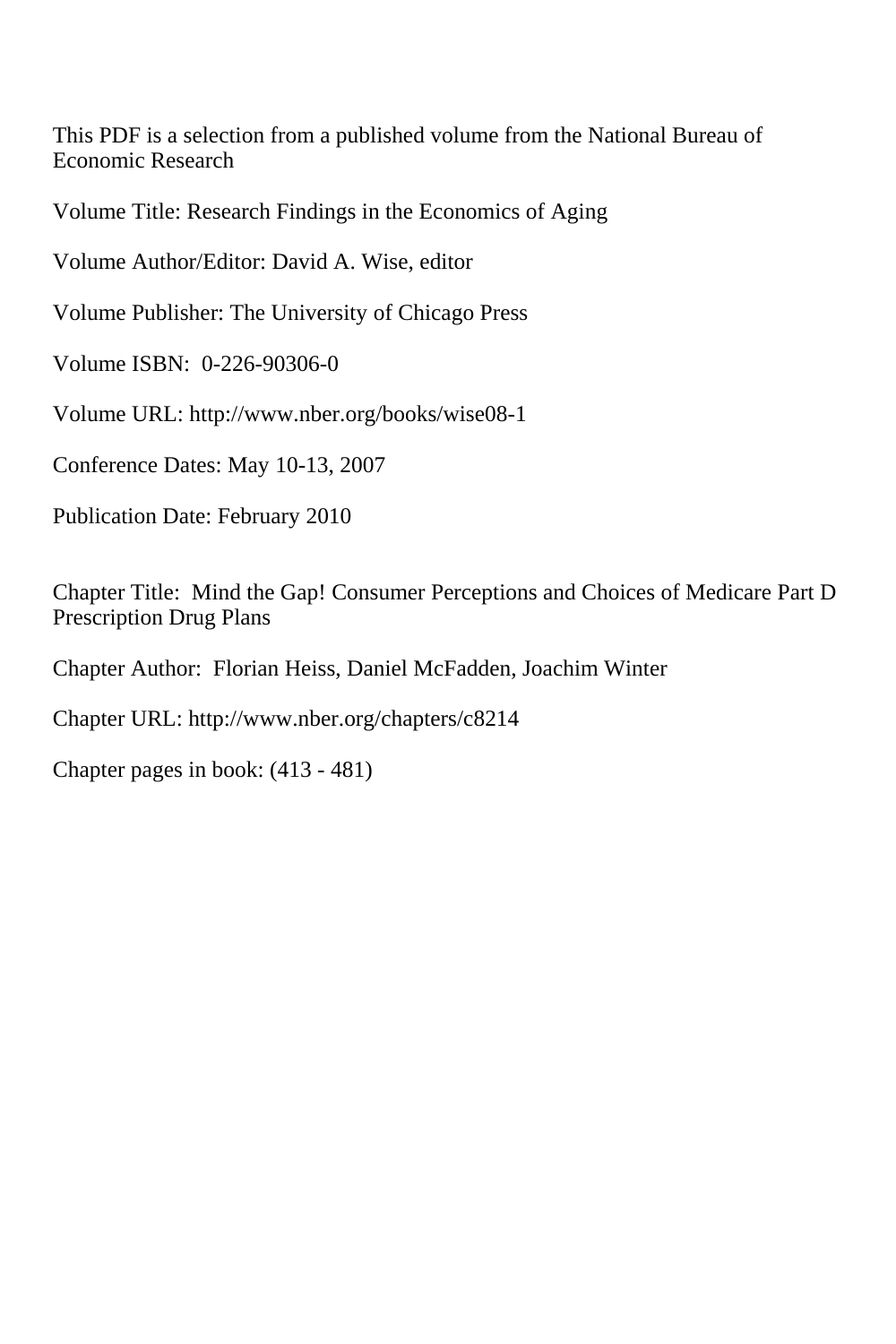This PDF is a selection from a published volume from the National Bureau of Economic Research

Volume Title: Research Findings in the Economics of Aging

Volume Author/Editor: David A. Wise, editor

Volume Publisher: The University of Chicago Press

Volume ISBN: 0-226-90306-0

Volume URL: http://www.nber.org/books/wise08-1

Conference Dates: May 10-13, 2007

Publication Date: February 2010

Chapter Title: Mind the Gap! Consumer Perceptions and Choices of Medicare Part D Prescription Drug Plans

Chapter Author: Florian Heiss, Daniel McFadden, Joachim Winter

Chapter URL: http://www.nber.org/chapters/c8214

Chapter pages in book: (413 - 481)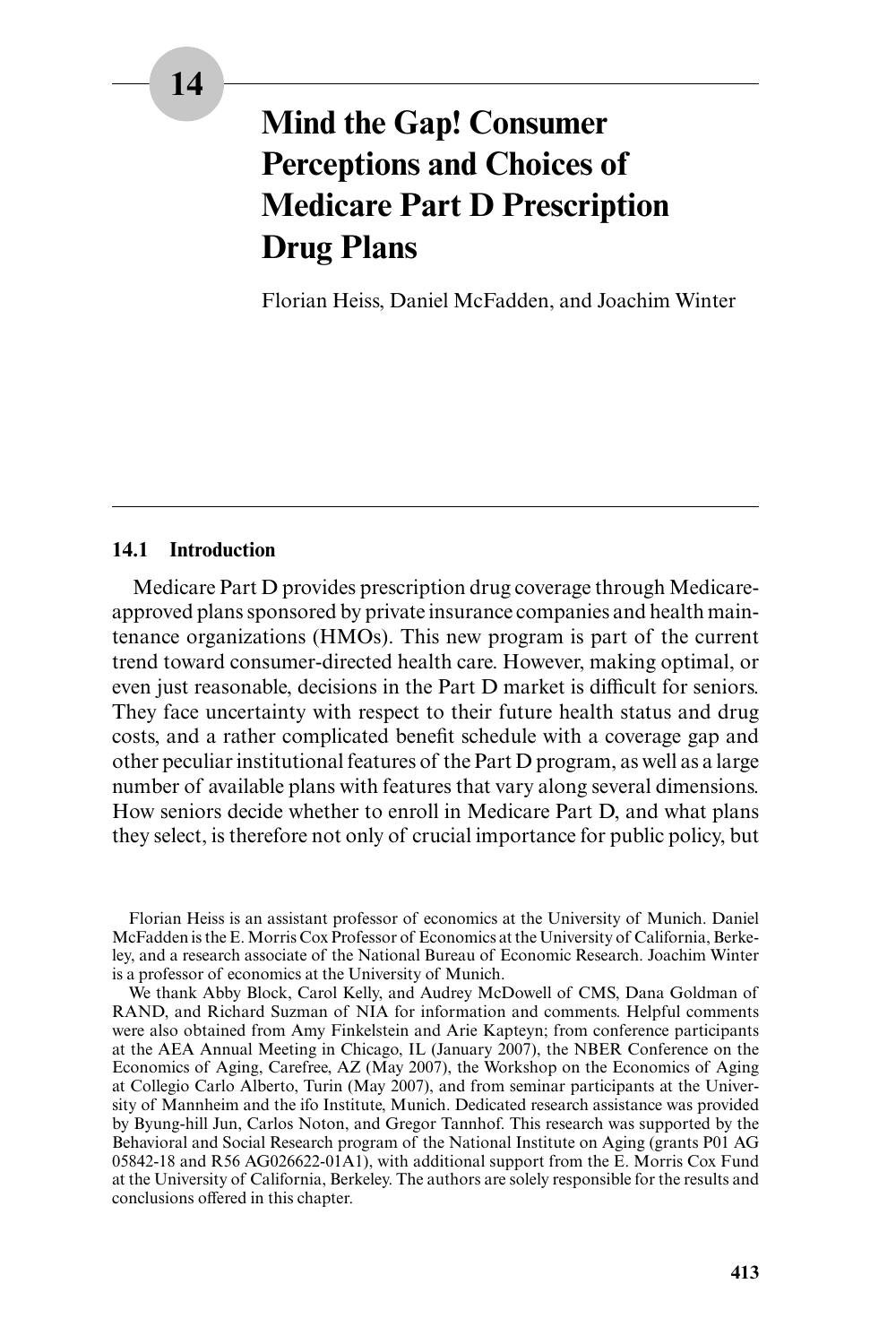# 14 Mind the Gap! Consumer Perceptions and Choices of Medicare Part D Prescription Drug Plans

Florian Heiss, Daniel McFadden, and Joachim Winter

## 14.1 Introduction

Medicare Part D provides prescription drug coverage through Medicare-approved plans sponsored by private insurance companies and health maintenance organizations (HMOs). This new program is part of the current trend toward consumer-directed health care. However, making optimal, or even just reasonable, decisions in the Part D market is difficult for seniors. They face uncertainty with respect to their future health status and drug costs, and a rather complicated benefit schedule with a coverage gap and other peculiar institutional features of the Part D program, as well as a large number of available plans with features that vary along several dimensions. How seniors decide whether to enroll in Medicare Part D, and what plans they select, is therefore not only of crucial importance for public policy, but

Florian Heiss is an assistant professor of economics at the University of Munich. Daniel McFadden is the E. Morris Cox Professor of Economics at the University of California, Berkeley, and a research associate of the National Bureau of Economic Research. Joachim Winter is a professor of economics at the University of Munich.

We thank Abby Block, Carol Kelly, and Audrey McDowell of CMS, Dana Goldman of RAND, and Richard Suzman of NIA for information and comments. Helpful comments were also obtained from Amy Finkelstein and Arie Kapteyn; from conference participants at the AEA Annual Meeting in Chicago, IL (January 2007), the NBER Conference on the Economics of Aging, Carefree, AZ (May 2007), the Workshop on the Economics of Aging at Collegio Carlo Alberto, Turin (May 2007), and from seminar participants at the University of Mannheim and the ifo Institute, Munich. Dedicated research assistance was provided by Byung-hill Jun, Carlos Noton, and Gregor Tannhof. This research was supported by the Behavioral and Social Research program of the National Institute on Aging (grants P01 AG 05842-18 and R56 AG026622-01A1), with additional support from the E. Morris Cox Fund at the University of California, Berkeley. The authors are solely responsible for the results and conclusions offered in this chapter.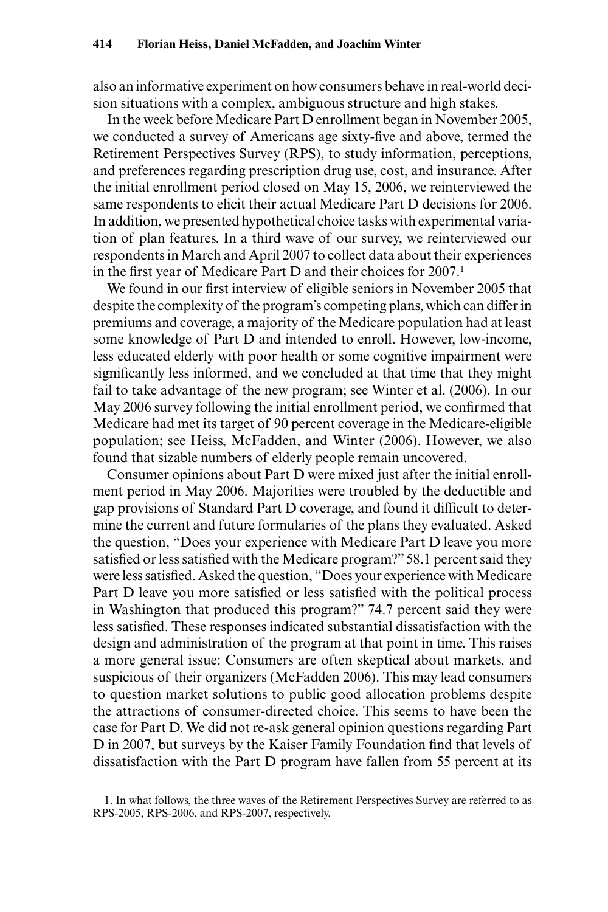also an informative experiment on how consumers behave in real-world decision situations with a complex, ambiguous structure and high stakes.

In the week before Medicare Part D enrollment began in November 2005, we conducted a survey of Americans age sixty-five and above, termed the Retirement Perspectives Survey (RPS), to study information, perceptions, and preferences regarding prescription drug use, cost, and insurance. After the initial enrollment period closed on May 15, 2006, we reinterviewed the same respondents to elicit their actual Medicare Part D decisions for 2006. In addition, we presented hypothetical choice tasks with experimental variation of plan features. In a third wave of our survey, we reinterviewed our respondents in March and April 2007 to collect data about their experiences in the first year of Medicare Part D and their choices for 2007.[1]

We found in our first interview of eligible seniors in November 2005 that despite the complexity of the program's competing plans, which can differ in premiums and coverage, a majority of the Medicare population had at least some knowledge of Part D and intended to enroll. However, low-income, less educated elderly with poor health or some cognitive impairment were significantly less informed, and we concluded at that time that they might fail to take advantage of the new program; see Winter et al. (2006). In our May 2006 survey following the initial enrollment period, we confirmed that Medicare had met its target of 90 percent coverage in the Medicare-eligible population; see Heiss, McFadden, and Winter (2006). However, we also found that sizable numbers of elderly people remain uncovered.

Consumer opinions about Part D were mixed just after the initial enrollment period in May 2006. Majorities were troubled by the deductible and gap provisions of Standard Part D coverage, and found it difficult to determine the current and future formularies of the plans they evaluated. Asked the question, "Does your experience with Medicare Part D leave you more satisfied or less satisfied with the Medicare program?" 58.1 percent said they were less satisfied. Asked the question, "Does your experience with Medicare Part D leave you more satisfied or less satisfied with the political process in Washington that produced this program?" 74.7 percent said they were less satisfied. These responses indicated substantial dissatisfaction with the design and administration of the program at that point in time. This raises a more general issue: Consumers are often skeptical about markets, and suspicious of their organizers (McFadden 2006). This may lead consumers to question market solutions to public good allocation problems despite the attractions of consumer-directed choice. This seems to have been the case for Part D. We did not re-ask general opinion questions regarding Part D in 2007, but surveys by the Kaiser Family Foundation find that levels of dissatisfaction with the Part D program have fallen from 55 percent at its

1. In what follows, the three waves of the Retirement Perspectives Survey are referred to as RPS-2005, RPS-2006, and RPS-2007, respectively.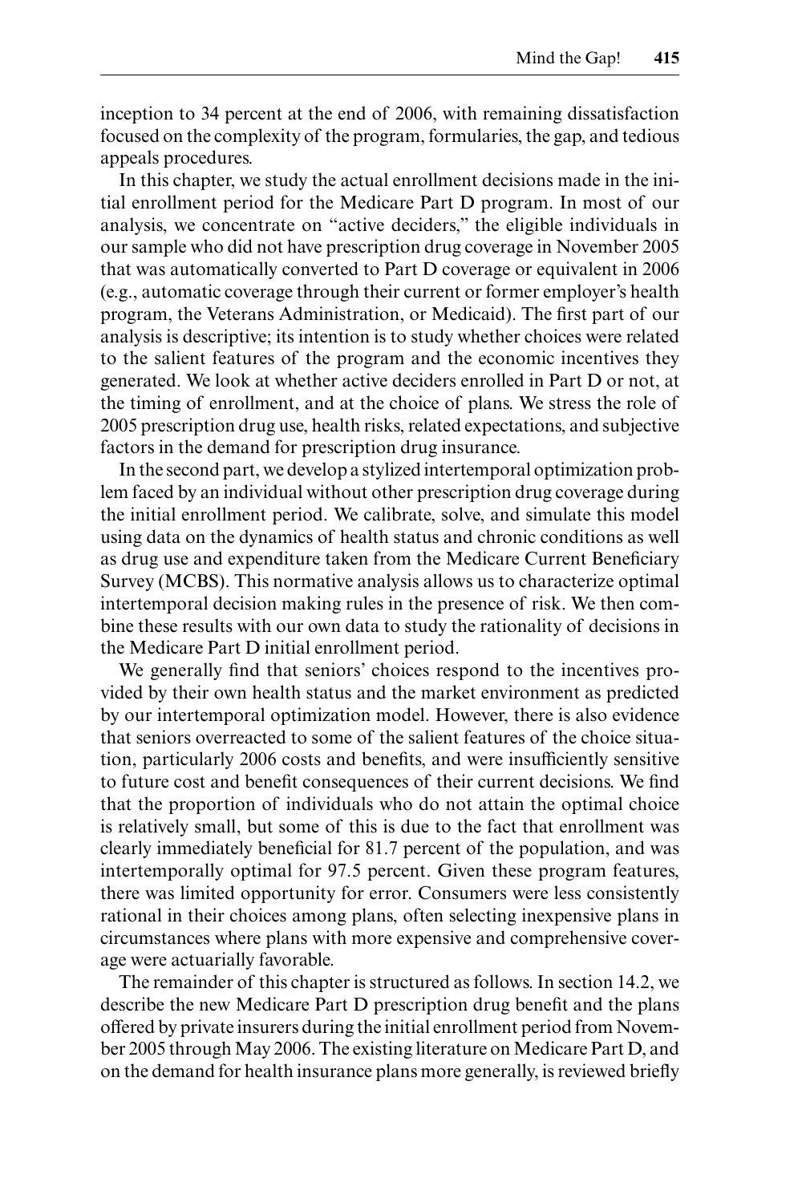inception to 34 percent at the end of 2006, with remaining dissatisfaction focused on the complexity of the program, formularies, the gap, and tedious appeals procedures.

In this chapter, we study the actual enrollment decisions made in the initial enrollment period for the Medicare Part D program. In most of our analysis, we concentrate on "active deciders," the eligible individuals in our sample who did not have prescription drug coverage in November 2005 that was automatically converted to Part D coverage or equivalent in 2006 (e.g., automatic coverage through their current or former employer's health program, the Veterans Administration, or Medicaid). The first part of our analysis is descriptive; its intention is to study whether choices were related to the salient features of the program and the economic incentives they generated. We look at whether active deciders enrolled in Part D or not, at the timing of enrollment, and at the choice of plans. We stress the role of 2005 prescription drug use, health risks, related expectations, and subjective factors in the demand for prescription drug insurance.

In the second part, we develop a stylized intertemporal optimization problem faced by an individual without other prescription drug coverage during the initial enrollment period. We calibrate, solve, and simulate this model using data on the dynamics of health status and chronic conditions as well as drug use and expenditure taken from the Medicare Current Beneficiary Survey (MCBS). This normative analysis allows us to characterize optimal intertemporal decision making rules in the presence of risk. We then combine these results with our own data to study the rationality of decisions in the Medicare Part D initial enrollment period.

We generally find that seniors' choices respond to the incentives provided by their own health status and the market environment as predicted by our intertemporal optimization model. However, there is also evidence that seniors overreacted to some of the salient features of the choice situation, particularly 2006 costs and benefits, and were insufficiently sensitive to future cost and benefit consequences of their current decisions. We find that the proportion of individuals who do not attain the optimal choice is relatively small, but some of this is due to the fact that enrollment was clearly immediately beneficial for 81.7 percent of the population, and was intertemporally optimal for 97.5 percent. Given these program features, there was limited opportunity for error. Consumers were less consistently rational in their choices among plans, often selecting inexpensive plans in circumstances where plans with more expensive and comprehensive coverage were actuarially favorable.

The remainder of this chapter is structured as follows. In section 14.2, we describe the new Medicare Part D prescription drug benefit and the plans offered by private insurers during the initial enrollment period from November 2005 through May 2006. The existing literature on Medicare Part D, and on the demand for health insurance plans more generally, is reviewed briefly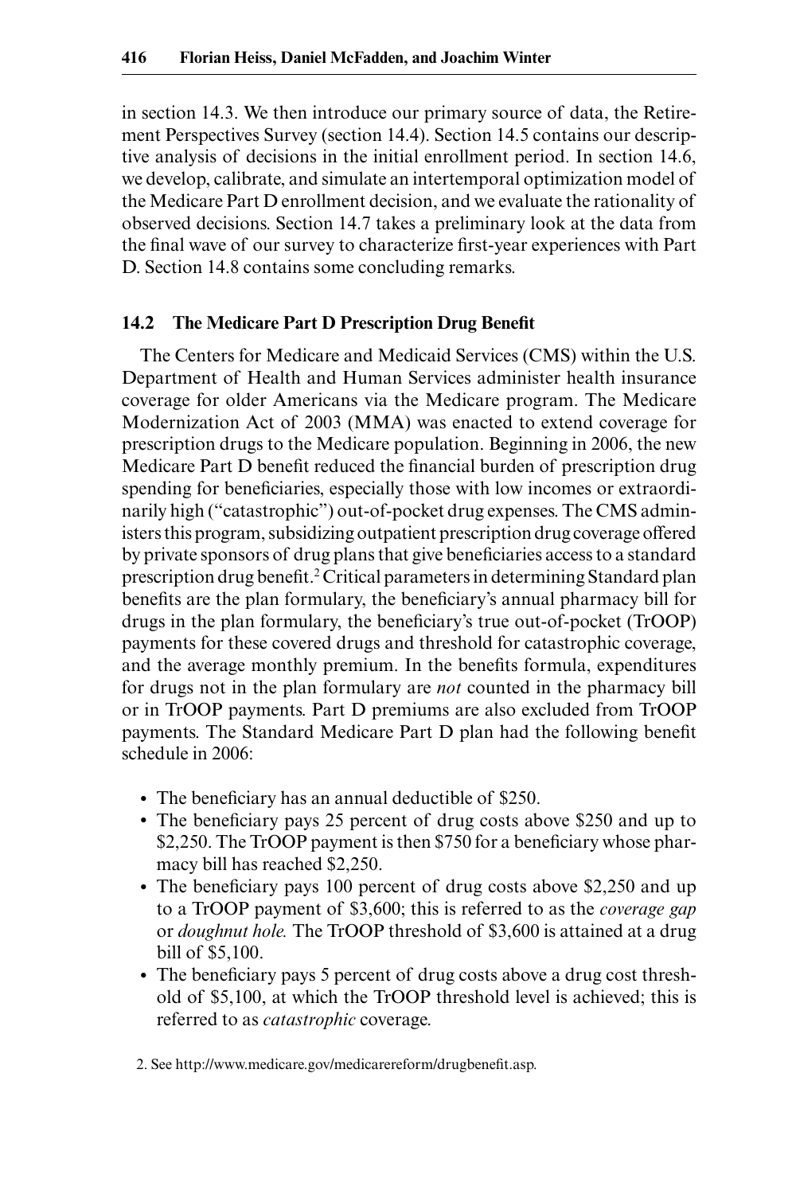in section 14.3. We then introduce our primary source of data, the Retirement Perspectives Survey (section 14.4). Section 14.5 contains our descriptive analysis of decisions in the initial enrollment period. In section 14.6, we develop, calibrate, and simulate an intertemporal optimization model of the Medicare Part D enrollment decision, and we evaluate the rationality of observed decisions. Section 14.7 takes a preliminary look at the data from the final wave of our survey to characterize first-year experiences with Part D. Section 14.8 contains some concluding remarks.

## 14.2 The Medicare Part D Prescription Drug Benefit

The Centers for Medicare and Medicaid Services (CMS) within the U.S. Department of Health and Human Services administer health insurance coverage for older Americans via the Medicare program. The Medicare Modernization Act of 2003 (MMA) was enacted to extend coverage for prescription drugs to the Medicare population. Beginning in 2006, the new Medicare Part D benefit reduced the financial burden of prescription drug spending for beneficiaries, especially those with low incomes or extraordinarily high ("catastrophic") out-of-pocket drug expenses. The CMS administers this program, subsidizing outpatient prescription drug coverage offered by private sponsors of drug plans that give beneficiaries access to a standard prescription drug benefit.[2] Critical parameters in determining Standard plan benefits are the plan formulary, the beneficiary's annual pharmacy bill for drugs in the plan formulary, the beneficiary's true out-of-pocket (TrOOP) payments for these covered drugs and threshold for catastrophic coverage, and the average monthly premium. In the benefits formula, expenditures for drugs not in the plan formulary are *not* counted in the pharmacy bill or in TrOOP payments. Part D premiums are also excluded from TrOOP payments. The Standard Medicare Part D plan had the following benefit schedule in 2006:

- The beneficiary has an annual deductible of $250.
- The beneficiary pays 25 percent of drug costs above $250 and up to $2,250. The TrOOP payment is then $750 for a beneficiary whose pharmacy bill has reached $2,250.
- The beneficiary pays 100 percent of drug costs above $2,250 and up to a TrOOP payment of $3,600; this is referred to as the *coverage gap* or *doughnut hole.* The TrOOP threshold of $3,600 is attained at a drug bill of $5,100.
- The beneficiary pays 5 percent of drug costs above a drug cost threshold of $5,100, at which the TrOOP threshold level is achieved; this is referred to as *catastrophic* coverage.

2. See http://www.medicare.gov/medicarereform/drugbenefit.asp.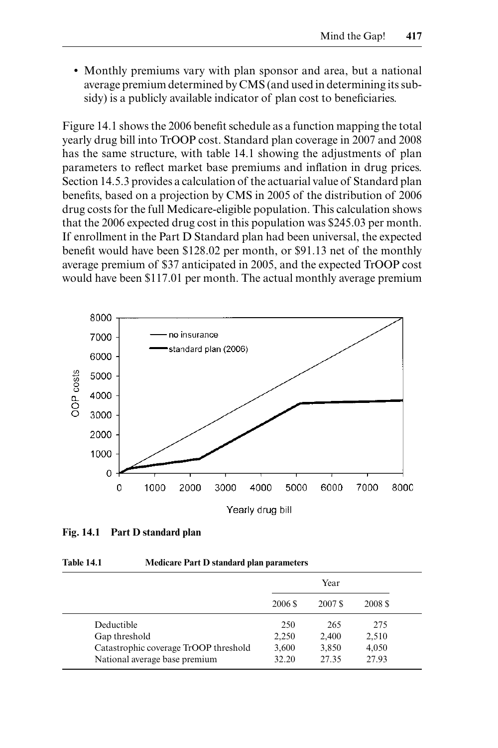- Monthly premiums vary with plan sponsor and area, but a national average premium determined by CMS (and used in determining its subsidy) is a publicly available indicator of plan cost to beneficiaries.

Figure 14.1 shows the 2006 benefit schedule as a function mapping the total yearly drug bill into TrOOP cost. Standard plan coverage in 2007 and 2008 has the same structure, with table 14.1 showing the adjustments of plan parameters to reflect market base premiums and inflation in drug prices. Section 14.5.3 provides a calculation of the actuarial value of Standard plan benefits, based on a projection by CMS in 2005 of the distribution of 2006 drug costs for the full Medicare-eligible population. This calculation shows that the 2006 expected drug cost in this population was $245.03 per month. If enrollment in the Part D Standard plan had been universal, the expected benefit would have been $128.02 per month, or $91.13 net of the monthly average premium of $37 anticipated in 2005, and the expected TrOOP cost would have been $117.01 per month. The actual monthly average premium

**Fig. 14.1 Part D standard plan**

**Table 14.1 Medicare Part D standard plan parameters**

| | Year | | |
|---|---|---|---|
| | 2006 $ | 2007 $ | 2008 $ |
| Deductible | 250 | 265 | 275 |
| Gap threshold | 2,250 | 2,400 | 2,510 |
| Catastrophic coverage TrOOP threshold | 3,600 | 3,850 | 4,050 |
| National average base premium | 32.20 | 27.35 | 27.93 |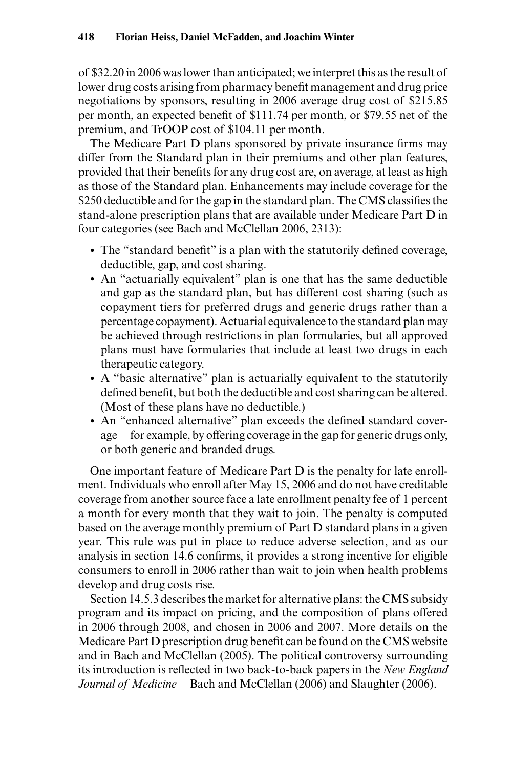of \$32.20 in 2006 was lower than anticipated; we interpret this as the result of lower drug costs arising from pharmacy benefit management and drug price negotiations by sponsors, resulting in 2006 average drug cost of \$215.85 per month, an expected benefit of \$111.74 per month, or \$79.55 net of the premium, and TrOOP cost of \$104.11 per month.

The Medicare Part D plans sponsored by private insurance firms may differ from the Standard plan in their premiums and other plan features, provided that their benefits for any drug cost are, on average, at least as high as those of the Standard plan. Enhancements may include coverage for the \$250 deductible and for the gap in the standard plan. The CMS classifies the stand-alone prescription plans that are available under Medicare Part D in four categories (see Bach and McClellan 2006, 2313):

- The "standard benefit" is a plan with the statutorily defined coverage, deductible, gap, and cost sharing.
- An "actuarially equivalent" plan is one that has the same deductible and gap as the standard plan, but has different cost sharing (such as copayment tiers for preferred drugs and generic drugs rather than a percentage copayment). Actuarial equivalence to the standard plan may be achieved through restrictions in plan formularies, but all approved plans must have formularies that include at least two drugs in each therapeutic category.
- A "basic alternative" plan is actuarially equivalent to the statutorily defined benefit, but both the deductible and cost sharing can be altered. (Most of these plans have no deductible.)
- An "enhanced alternative" plan exceeds the defined standard coverage—for example, by offering coverage in the gap for generic drugs only, or both generic and branded drugs.

One important feature of Medicare Part D is the penalty for late enrollment. Individuals who enroll after May 15, 2006 and do not have creditable coverage from another source face a late enrollment penalty fee of 1 percent a month for every month that they wait to join. The penalty is computed based on the average monthly premium of Part D standard plans in a given year. This rule was put in place to reduce adverse selection, and as our analysis in section 14.6 confirms, it provides a strong incentive for eligible consumers to enroll in 2006 rather than wait to join when health problems develop and drug costs rise.

Section 14.5.3 describes the market for alternative plans: the CMS subsidy program and its impact on pricing, and the composition of plans offered in 2006 through 2008, and chosen in 2006 and 2007. More details on the Medicare Part D prescription drug benefit can be found on the CMS website and in Bach and McClellan (2005). The political controversy surrounding its introduction is reflected in two back-to-back papers in the *New England Journal of Medicine*—Bach and McClellan (2006) and Slaughter (2006).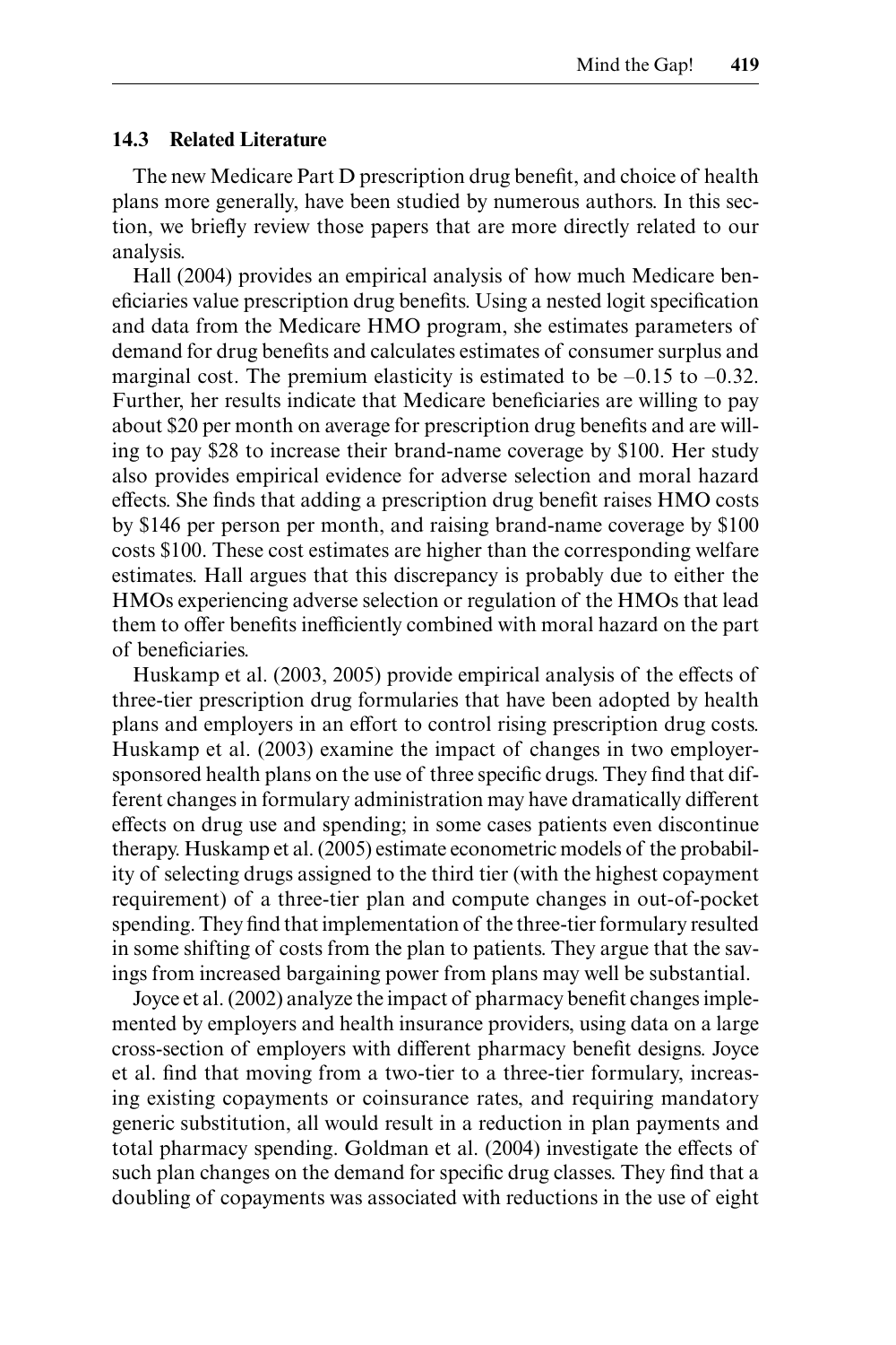### 14.3 Related Literature

The new Medicare Part D prescription drug benefit, and choice of health plans more generally, have been studied by numerous authors. In this section, we briefly review those papers that are more directly related to our analysis.

Hall (2004) provides an empirical analysis of how much Medicare beneficiaries value prescription drug benefits. Using a nested logit specification and data from the Medicare HMO program, she estimates parameters of demand for drug benefits and calculates estimates of consumer surplus and marginal cost. The premium elasticity is estimated to be –0.15 to –0.32. Further, her results indicate that Medicare beneficiaries are willing to pay about \$20 per month on average for prescription drug benefits and are willing to pay \$28 to increase their brand-name coverage by \$100. Her study also provides empirical evidence for adverse selection and moral hazard effects. She finds that adding a prescription drug benefit raises HMO costs by \$146 per person per month, and raising brand-name coverage by \$100 costs \$100. These cost estimates are higher than the corresponding welfare estimates. Hall argues that this discrepancy is probably due to either the HMOs experiencing adverse selection or regulation of the HMOs that lead them to offer benefits inefficiently combined with moral hazard on the part of beneficiaries.

Huskamp et al. (2003, 2005) provide empirical analysis of the effects of three-tier prescription drug formularies that have been adopted by health plans and employers in an effort to control rising prescription drug costs. Huskamp et al. (2003) examine the impact of changes in two employer-sponsored health plans on the use of three specific drugs. They find that different changes in formulary administration may have dramatically different effects on drug use and spending; in some cases patients even discontinue therapy. Huskamp et al. (2005) estimate econometric models of the probability of selecting drugs assigned to the third tier (with the highest copayment requirement) of a three-tier plan and compute changes in out-of-pocket spending. They find that implementation of the three-tier formulary resulted in some shifting of costs from the plan to patients. They argue that the savings from increased bargaining power from plans may well be substantial.

Joyce et al. (2002) analyze the impact of pharmacy benefit changes implemented by employers and health insurance providers, using data on a large cross-section of employers with different pharmacy benefit designs. Joyce et al. find that moving from a two-tier to a three-tier formulary, increasing existing copayments or coinsurance rates, and requiring mandatory generic substitution, all would result in a reduction in plan payments and total pharmacy spending. Goldman et al. (2004) investigate the effects of such plan changes on the demand for specific drug classes. They find that a doubling of copayments was associated with reductions in the use of eight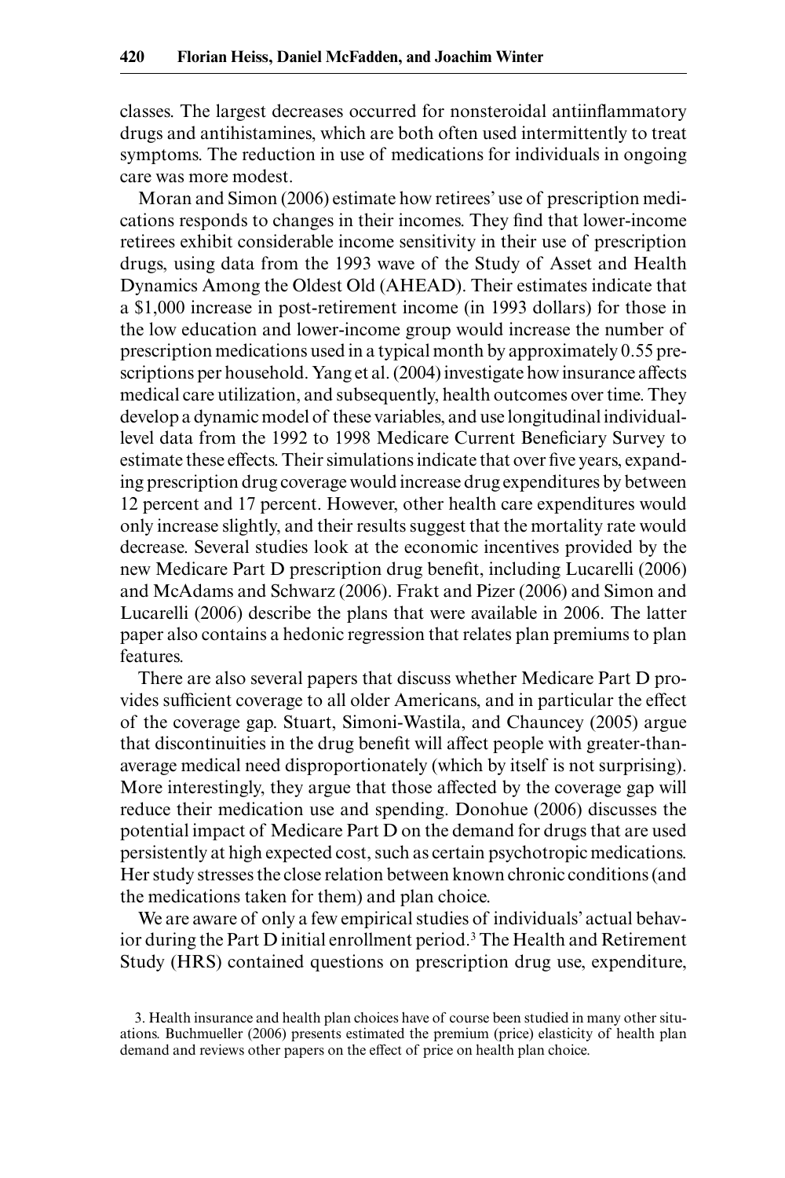classes. The largest decreases occurred for nonsteroidal antiinflammatory drugs and antihistamines, which are both often used intermittently to treat symptoms. The reduction in use of medications for individuals in ongoing care was more modest.

Moran and Simon (2006) estimate how retirees' use of prescription medications responds to changes in their incomes. They find that lower-income retirees exhibit considerable income sensitivity in their use of prescription drugs, using data from the 1993 wave of the Study of Asset and Health Dynamics Among the Oldest Old (AHEAD). Their estimates indicate that a $1,000 increase in post-retirement income (in 1993 dollars) for those in the low education and lower-income group would increase the number of prescription medications used in a typical month by approximately 0.55 prescriptions per household. Yang et al. (2004) investigate how insurance affects medical care utilization, and subsequently, health outcomes over time. They develop a dynamic model of these variables, and use longitudinal individual-level data from the 1992 to 1998 Medicare Current Beneficiary Survey to estimate these effects. Their simulations indicate that over five years, expanding prescription drug coverage would increase drug expenditures by between 12 percent and 17 percent. However, other health care expenditures would only increase slightly, and their results suggest that the mortality rate would decrease. Several studies look at the economic incentives provided by the new Medicare Part D prescription drug benefit, including Lucarelli (2006) and McAdams and Schwarz (2006). Frakt and Pizer (2006) and Simon and Lucarelli (2006) describe the plans that were available in 2006. The latter paper also contains a hedonic regression that relates plan premiums to plan features.

There are also several papers that discuss whether Medicare Part D provides sufficient coverage to all older Americans, and in particular the effect of the coverage gap. Stuart, Simoni-Wastila, and Chauncey (2005) argue that discontinuities in the drug benefit will affect people with greater-than-average medical need disproportionately (which by itself is not surprising). More interestingly, they argue that those affected by the coverage gap will reduce their medication use and spending. Donohue (2006) discusses the potential impact of Medicare Part D on the demand for drugs that are used persistently at high expected cost, such as certain psychotropic medications. Her study stresses the close relation between known chronic conditions (and the medications taken for them) and plan choice.

We are aware of only a few empirical studies of individuals' actual behavior during the Part D initial enrollment period.[3] The Health and Retirement Study (HRS) contained questions on prescription drug use, expenditure,

3. Health insurance and health plan choices have of course been studied in many other situations. Buchmueller (2006) presents estimated the premium (price) elasticity of health plan demand and reviews other papers on the effect of price on health plan choice.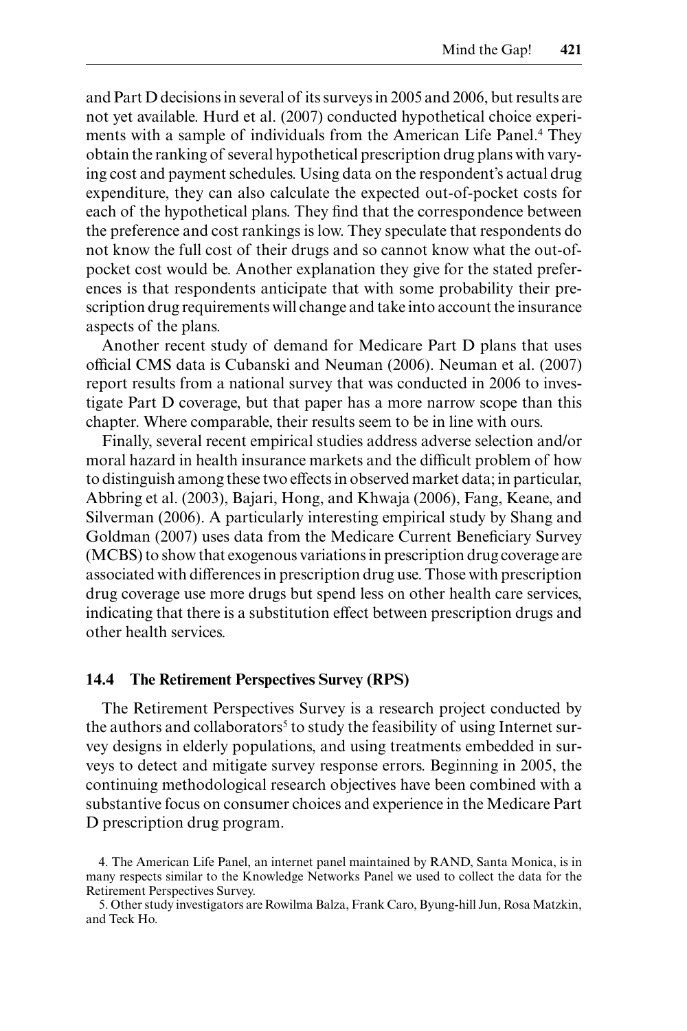and Part D decisions in several of its surveys in 2005 and 2006, but results are not yet available. Hurd et al. (2007) conducted hypothetical choice experiments with a sample of individuals from the American Life Panel.[4] They obtain the ranking of several hypothetical prescription drug plans with varying cost and payment schedules. Using data on the respondent's actual drug expenditure, they can also calculate the expected out-of-pocket costs for each of the hypothetical plans. They find that the correspondence between the preference and cost rankings is low. They speculate that respondents do not know the full cost of their drugs and so cannot know what the out-of-pocket cost would be. Another explanation they give for the stated preferences is that respondents anticipate that with some probability their prescription drug requirements will change and take into account the insurance aspects of the plans.

Another recent study of demand for Medicare Part D plans that uses official CMS data is Cubanski and Neuman (2006). Neuman et al. (2007) report results from a national survey that was conducted in 2006 to investigate Part D coverage, but that paper has a more narrow scope than this chapter. Where comparable, their results seem to be in line with ours.

Finally, several recent empirical studies address adverse selection and/or moral hazard in health insurance markets and the difficult problem of how to distinguish among these two effects in observed market data; in particular, Abbring et al. (2003), Bajari, Hong, and Khwaja (2006), Fang, Keane, and Silverman (2006). A particularly interesting empirical study by Shang and Goldman (2007) uses data from the Medicare Current Beneficiary Survey (MCBS) to show that exogenous variations in prescription drug coverage are associated with differences in prescription drug use. Those with prescription drug coverage use more drugs but spend less on other health care services, indicating that there is a substitution effect between prescription drugs and other health services.

## 14.4 The Retirement Perspectives Survey (RPS)

The Retirement Perspectives Survey is a research project conducted by the authors and collaborators[5] to study the feasibility of using Internet survey designs in elderly populations, and using treatments embedded in surveys to detect and mitigate survey response errors. Beginning in 2005, the continuing methodological research objectives have been combined with a substantive focus on consumer choices and experience in the Medicare Part D prescription drug program.

4. The American Life Panel, an internet panel maintained by RAND, Santa Monica, is in many respects similar to the Knowledge Networks Panel we used to collect the data for the Retirement Perspectives Survey.

5. Other study investigators are Rowilma Balza, Frank Caro, Byung-hill Jun, Rosa Matzkin, and Teck Ho.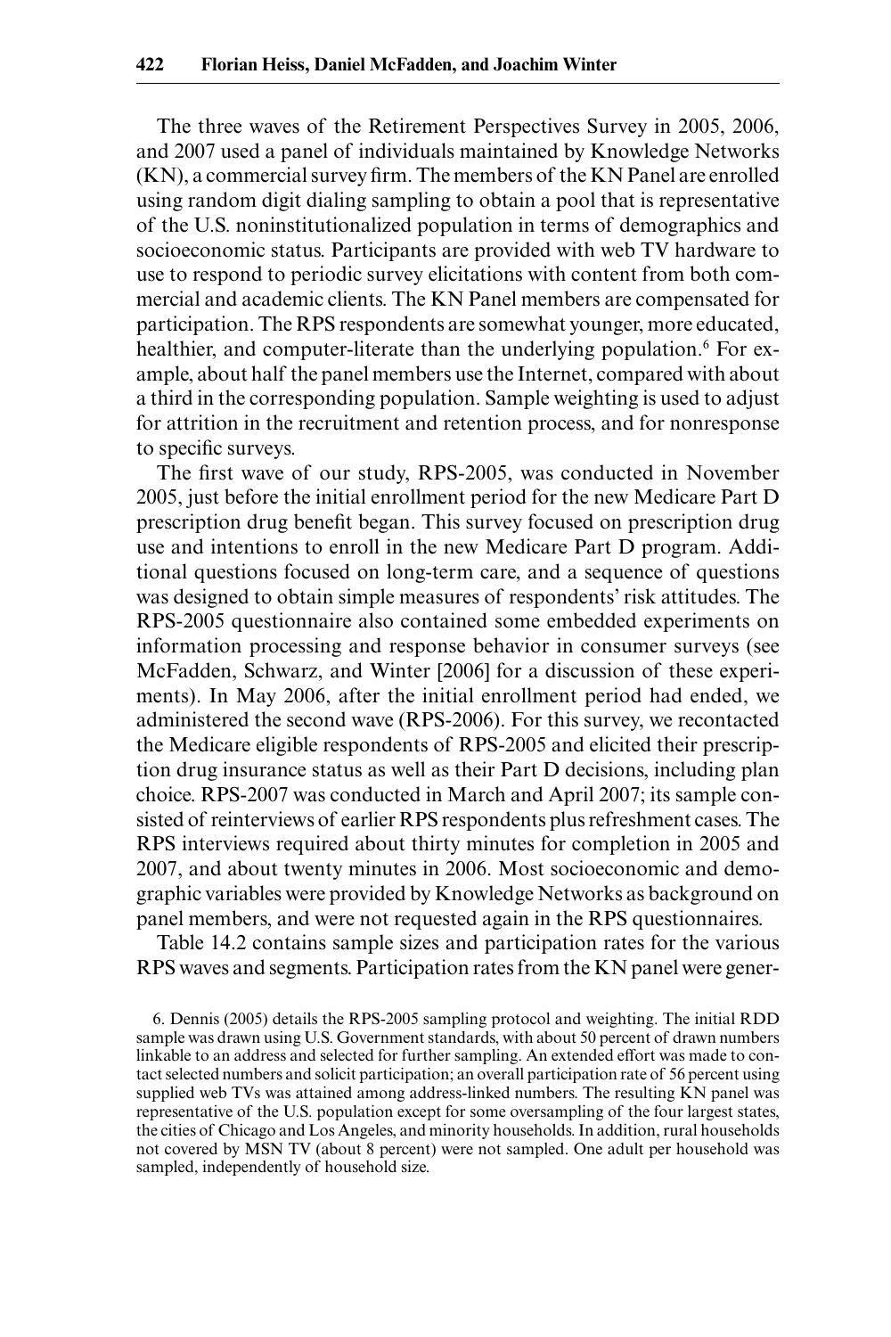The three waves of the Retirement Perspectives Survey in 2005, 2006, and 2007 used a panel of individuals maintained by Knowledge Networks (KN), a commercial survey firm. The members of the KN Panel are enrolled using random digit dialing sampling to obtain a pool that is representative of the U.S. noninstitutionalized population in terms of demographics and socioeconomic status. Participants are provided with web TV hardware to use to respond to periodic survey elicitations with content from both commercial and academic clients. The KN Panel members are compensated for participation. The RPS respondents are somewhat younger, more educated, healthier, and computer-literate than the underlying population.[6] For example, about half the panel members use the Internet, compared with about a third in the corresponding population. Sample weighting is used to adjust for attrition in the recruitment and retention process, and for nonresponse to specific surveys.

The first wave of our study, RPS-2005, was conducted in November 2005, just before the initial enrollment period for the new Medicare Part D prescription drug benefit began. This survey focused on prescription drug use and intentions to enroll in the new Medicare Part D program. Additional questions focused on long-term care, and a sequence of questions was designed to obtain simple measures of respondents' risk attitudes. The RPS-2005 questionnaire also contained some embedded experiments on information processing and response behavior in consumer surveys (see McFadden, Schwarz, and Winter [2006] for a discussion of these experiments). In May 2006, after the initial enrollment period had ended, we administered the second wave (RPS-2006). For this survey, we recontacted the Medicare eligible respondents of RPS-2005 and elicited their prescription drug insurance status as well as their Part D decisions, including plan choice. RPS-2007 was conducted in March and April 2007; its sample consisted of reinterviews of earlier RPS respondents plus refreshment cases. The RPS interviews required about thirty minutes for completion in 2005 and 2007, and about twenty minutes in 2006. Most socioeconomic and demographic variables were provided by Knowledge Networks as background on panel members, and were not requested again in the RPS questionnaires.

Table 14.2 contains sample sizes and participation rates for the various RPS waves and segments. Participation rates from the KN panel were gener-

6. Dennis (2005) details the RPS-2005 sampling protocol and weighting. The initial RDD sample was drawn using U.S. Government standards, with about 50 percent of drawn numbers linkable to an address and selected for further sampling. An extended effort was made to contact selected numbers and solicit participation; an overall participation rate of 56 percent using supplied web TVs was attained among address-linked numbers. The resulting KN panel was representative of the U.S. population except for some oversampling of the four largest states, the cities of Chicago and Los Angeles, and minority households. In addition, rural households not covered by MSN TV (about 8 percent) were not sampled. One adult per household was sampled, independently of household size.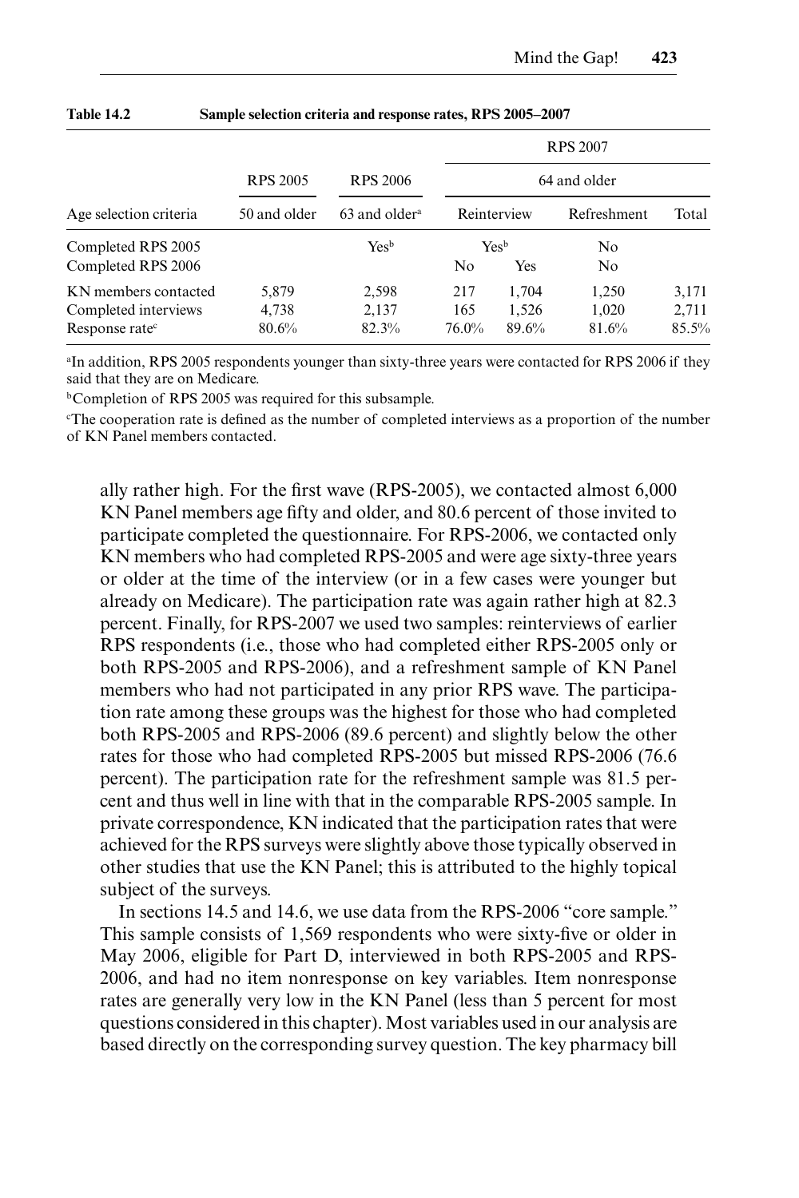**Table 14.2 Sample selection criteria and response rates, RPS 2005–2007**

| | RPS 2005 | RPS 2006 | RPS 2007 | | | |
|---|---|---|---|---|---|---|
| | | | 64 and older | | | |
| Age selection criteria | 50 and older | 63 and older[a] | Reinterview | | Refreshment | Total |
| Completed RPS 2005 | | Yes[b] | Yes[b] | | No | |
| Completed RPS 2006 | | | No | Yes | No | |
| KN members contacted | 5,879 | 2,598 | 217 | 1,704 | 1,250 | 3,171 |
| Completed interviews | 4,738 | 2,137 | 165 | 1,526 | 1,020 | 2,711 |
| Response rate[c] | 80.6% | 82.3% | 76.0% | 89.6% | 81.6% | 85.5% |

[a]In addition, RPS 2005 respondents younger than sixty-three years were contacted for RPS 2006 if they said that they are on Medicare.

[b]Completion of RPS 2005 was required for this subsample.

[c]The cooperation rate is defined as the number of completed interviews as a proportion of the number of KN Panel members contacted.

ally rather high. For the first wave (RPS-2005), we contacted almost 6,000 KN Panel members age fifty and older, and 80.6 percent of those invited to participate completed the questionnaire. For RPS-2006, we contacted only KN members who had completed RPS-2005 and were age sixty-three years or older at the time of the interview (or in a few cases were younger but already on Medicare). The participation rate was again rather high at 82.3 percent. Finally, for RPS-2007 we used two samples: reinterviews of earlier RPS respondents (i.e., those who had completed either RPS-2005 only or both RPS-2005 and RPS-2006), and a refreshment sample of KN Panel members who had not participated in any prior RPS wave. The participation rate among these groups was the highest for those who had completed both RPS-2005 and RPS-2006 (89.6 percent) and slightly below the other rates for those who had completed RPS-2005 but missed RPS-2006 (76.6 percent). The participation rate for the refreshment sample was 81.5 percent and thus well in line with that in the comparable RPS-2005 sample. In private correspondence, KN indicated that the participation rates that were achieved for the RPS surveys were slightly above those typically observed in other studies that use the KN Panel; this is attributed to the highly topical subject of the surveys.

In sections 14.5 and 14.6, we use data from the RPS-2006 "core sample." This sample consists of 1,569 respondents who were sixty-five or older in May 2006, eligible for Part D, interviewed in both RPS-2005 and RPS-2006, and had no item nonresponse on key variables. Item nonresponse rates are generally very low in the KN Panel (less than 5 percent for most questions considered in this chapter). Most variables used in our analysis are based directly on the corresponding survey question. The key pharmacy bill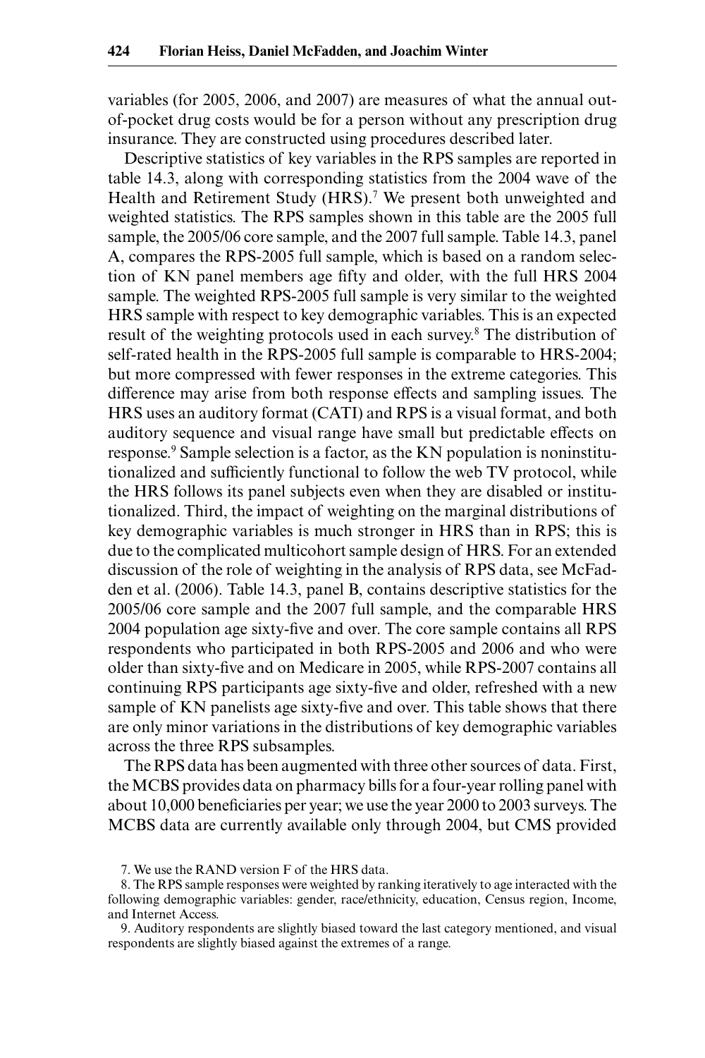variables (for 2005, 2006, and 2007) are measures of what the annual out-of-pocket drug costs would be for a person without any prescription drug insurance. They are constructed using procedures described later.

Descriptive statistics of key variables in the RPS samples are reported in table 14.3, along with corresponding statistics from the 2004 wave of the Health and Retirement Study (HRS).[7] We present both unweighted and weighted statistics. The RPS samples shown in this table are the 2005 full sample, the 2005/06 core sample, and the 2007 full sample. Table 14.3, panel A, compares the RPS-2005 full sample, which is based on a random selection of KN panel members age fifty and older, with the full HRS 2004 sample. The weighted RPS-2005 full sample is very similar to the weighted HRS sample with respect to key demographic variables. This is an expected result of the weighting protocols used in each survey.[8] The distribution of self-rated health in the RPS-2005 full sample is comparable to HRS-2004; but more compressed with fewer responses in the extreme categories. This difference may arise from both response effects and sampling issues. The HRS uses an auditory format (CATI) and RPS is a visual format, and both auditory sequence and visual range have small but predictable effects on response.[9] Sample selection is a factor, as the KN population is noninstitutionalized and sufficiently functional to follow the web TV protocol, while the HRS follows its panel subjects even when they are disabled or institutionalized. Third, the impact of weighting on the marginal distributions of key demographic variables is much stronger in HRS than in RPS; this is due to the complicated multicohort sample design of HRS. For an extended discussion of the role of weighting in the analysis of RPS data, see McFadden et al. (2006). Table 14.3, panel B, contains descriptive statistics for the 2005/06 core sample and the 2007 full sample, and the comparable HRS 2004 population age sixty-five and over. The core sample contains all RPS respondents who participated in both RPS-2005 and 2006 and who were older than sixty-five and on Medicare in 2005, while RPS-2007 contains all continuing RPS participants age sixty-five and older, refreshed with a new sample of KN panelists age sixty-five and over. This table shows that there are only minor variations in the distributions of key demographic variables across the three RPS subsamples.

The RPS data has been augmented with three other sources of data. First, the MCBS provides data on pharmacy bills for a four-year rolling panel with about 10,000 beneficiaries per year; we use the year 2000 to 2003 surveys. The MCBS data are currently available only through 2004, but CMS provided

7. We use the RAND version F of the HRS data.

8. The RPS sample responses were weighted by ranking iteratively to age interacted with the following demographic variables: gender, race/ethnicity, education, Census region, Income, and Internet Access.

9. Auditory respondents are slightly biased toward the last category mentioned, and visual respondents are slightly biased against the extremes of a range.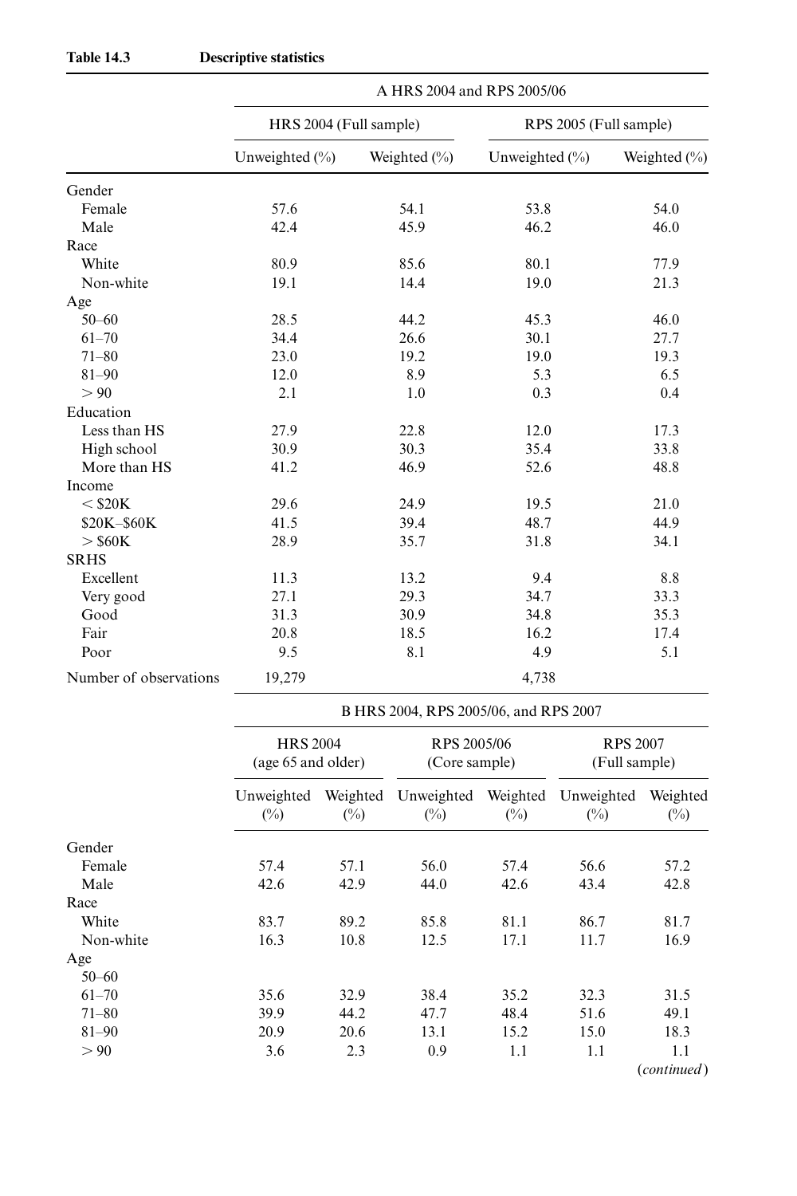**Table 14.3 Descriptive statistics**

| | A HRS 2004 and RPS 2005/06 | | | |
|---|---|---|---|---|
| | HRS 2004 (Full sample) | | RPS 2005 (Full sample) | |
| | Unweighted (%) | Weighted (%) | Unweighted (%) | Weighted (%) |
| Gender | | | | |
| Female | 57.6 | 54.1 | 53.8 | 54.0 |
| Male | 42.4 | 45.9 | 46.2 | 46.0 |
| Race | | | | |
| White | 80.9 | 85.6 | 80.1 | 77.9 |
| Non-white | 19.1 | 14.4 | 19.0 | 21.3 |
| Age | | | | |
| 50–60 | 28.5 | 44.2 | 45.3 | 46.0 |
| 61–70 | 34.4 | 26.6 | 30.1 | 27.7 |
| 71–80 | 23.0 | 19.2 | 19.0 | 19.3 |
| 81–90 | 12.0 | 8.9 | 5.3 | 6.5 |
| > 90 | 2.1 | 1.0 | 0.3 | 0.4 |
| Education | | | | |
| Less than HS | 27.9 | 22.8 | 12.0 | 17.3 |
| High school | 30.9 | 30.3 | 35.4 | 33.8 |
| More than HS | 41.2 | 46.9 | 52.6 | 48.8 |
| Income | | | | |
| < $20K | 29.6 | 24.9 | 19.5 | 21.0 |
| $20K–$60K | 41.5 | 39.4 | 48.7 | 44.9 |
| > $60K | 28.9 | 35.7 | 31.8 | 34.1 |
| SRHS | | | | |
| Excellent | 11.3 | 13.2 | 9.4 | 8.8 |
| Very good | 27.1 | 29.3 | 34.7 | 33.3 |
| Good | 31.3 | 30.9 | 34.8 | 35.3 |
| Fair | 20.8 | 18.5 | 16.2 | 17.4 |
| Poor | 9.5 | 8.1 | 4.9 | 5.1 |
| Number of observations | 19,279 | | 4,738 | |

| | B HRS 2004, RPS 2005/06, and RPS 2007 | | | | | |
|---|---|---|---|---|---|---|
| | HRS 2004 (age 65 and older) | | RPS 2005/06 (Core sample) | | RPS 2007 (Full sample) | |
| | Unweighted (%) | Weighted (%) | Unweighted (%) | Weighted (%) | Unweighted (%) | Weighted (%) |
| Gender | | | | | | |
| Female | 57.4 | 57.1 | 56.0 | 57.4 | 56.6 | 57.2 |
| Male | 42.6 | 42.9 | 44.0 | 42.6 | 43.4 | 42.8 |
| Race | | | | | | |
| White | 83.7 | 89.2 | 85.8 | 81.1 | 86.7 | 81.7 |
| Non-white | 16.3 | 10.8 | 12.5 | 17.1 | 11.7 | 16.9 |
| Age | | | | | | |
| 50–60 | | | | | | |
| 61–70 | 35.6 | 32.9 | 38.4 | 35.2 | 32.3 | 31.5 |
| 71–80 | 39.9 | 44.2 | 47.7 | 48.4 | 51.6 | 49.1 |
| 81–90 | 20.9 | 20.6 | 13.1 | 15.2 | 15.0 | 18.3 |
| > 90 | 3.6 | 2.3 | 0.9 | 1.1 | 1.1 | 1.1 |

(*continued*)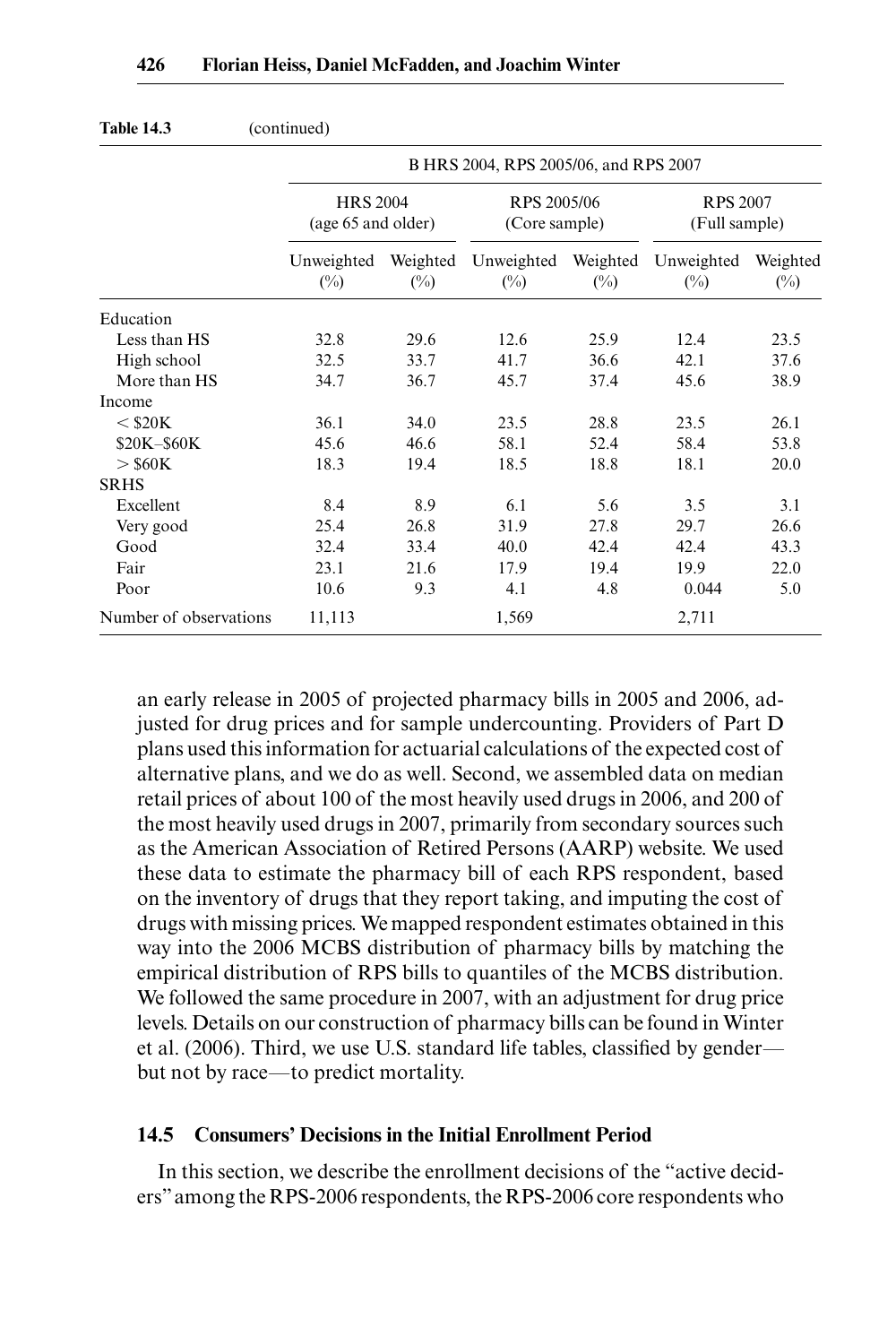**Table 14.3** (continued)

| | B HRS 2004, RPS 2005/06, and RPS 2007 | | | | | |
|---|---|---|---|---|---|---|
| | HRS 2004 (age 65 and older) | | RPS 2005/06 (Core sample) | | RPS 2007 (Full sample) | |
| | Unweighted (%) | Weighted (%) | Unweighted (%) | Weighted (%) | Unweighted (%) | Weighted (%) |
| Education | | | | | | |
| Less than HS | 32.8 | 29.6 | 12.6 | 25.9 | 12.4 | 23.5 |
| High school | 32.5 | 33.7 | 41.7 | 36.6 | 42.1 | 37.6 |
| More than HS | 34.7 | 36.7 | 45.7 | 37.4 | 45.6 | 38.9 |
| Income | | | | | | |
| < $20K | 36.1 | 34.0 | 23.5 | 28.8 | 23.5 | 26.1 |
| $20K–$60K | 45.6 | 46.6 | 58.1 | 52.4 | 58.4 | 53.8 |
| > $60K | 18.3 | 19.4 | 18.5 | 18.8 | 18.1 | 20.0 |
| SRHS | | | | | | |
| Excellent | 8.4 | 8.9 | 6.1 | 5.6 | 3.5 | 3.1 |
| Very good | 25.4 | 26.8 | 31.9 | 27.8 | 29.7 | 26.6 |
| Good | 32.4 | 33.4 | 40.0 | 42.4 | 42.4 | 43.3 |
| Fair | 23.1 | 21.6 | 17.9 | 19.4 | 19.9 | 22.0 |
| Poor | 10.6 | 9.3 | 4.1 | 4.8 | 0.044 | 5.0 |
| Number of observations | 11,113 | | 1,569 | | 2,711 | |

an early release in 2005 of projected pharmacy bills in 2005 and 2006, adjusted for drug prices and for sample undercounting. Providers of Part D plans used this information for actuarial calculations of the expected cost of alternative plans, and we do as well. Second, we assembled data on median retail prices of about 100 of the most heavily used drugs in 2006, and 200 of the most heavily used drugs in 2007, primarily from secondary sources such as the American Association of Retired Persons (AARP) website. We used these data to estimate the pharmacy bill of each RPS respondent, based on the inventory of drugs that they report taking, and imputing the cost of drugs with missing prices. We mapped respondent estimates obtained in this way into the 2006 MCBS distribution of pharmacy bills by matching the empirical distribution of RPS bills to quantiles of the MCBS distribution. We followed the same procedure in 2007, with an adjustment for drug price levels. Details on our construction of pharmacy bills can be found in Winter et al. (2006). Third, we use U.S. standard life tables, classified by gender—but not by race—to predict mortality.

## 14.5 Consumers' Decisions in the Initial Enrollment Period

In this section, we describe the enrollment decisions of the "active deciders" among the RPS-2006 respondents, the RPS-2006 core respondents who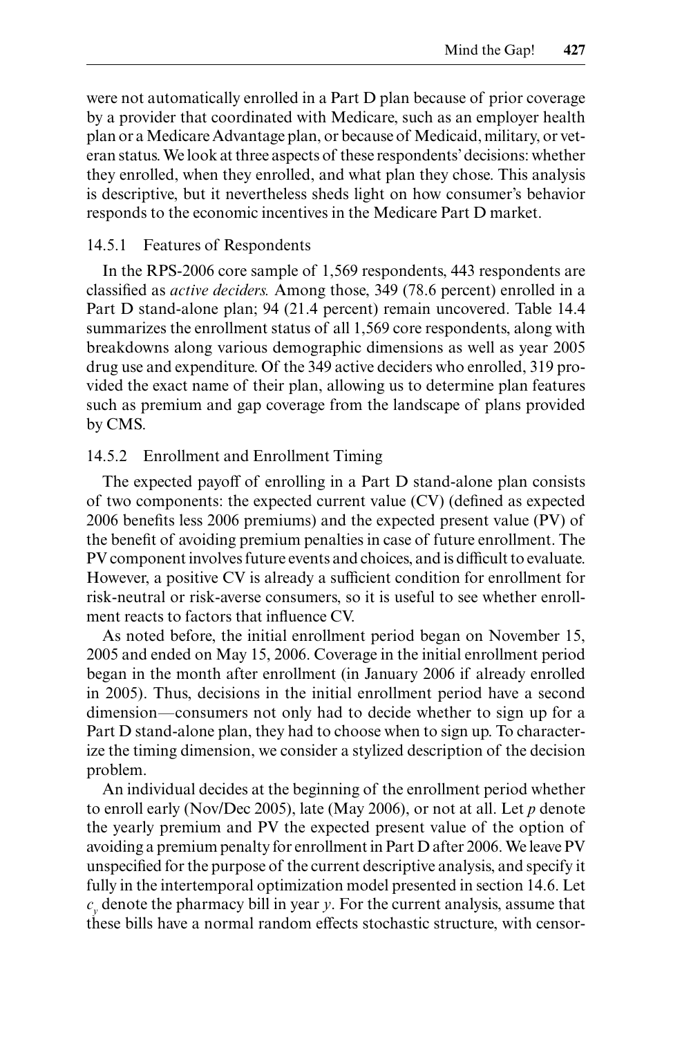were not automatically enrolled in a Part D plan because of prior coverage by a provider that coordinated with Medicare, such as an employer health plan or a Medicare Advantage plan, or because of Medicaid, military, or veteran status. We look at three aspects of these respondents' decisions: whether they enrolled, when they enrolled, and what plan they chose. This analysis is descriptive, but it nevertheless sheds light on how consumer's behavior responds to the economic incentives in the Medicare Part D market.

### 14.5.1 Features of Respondents

In the RPS-2006 core sample of 1,569 respondents, 443 respondents are classified as *active deciders.* Among those, 349 (78.6 percent) enrolled in a Part D stand-alone plan; 94 (21.4 percent) remain uncovered. Table 14.4 summarizes the enrollment status of all 1,569 core respondents, along with breakdowns along various demographic dimensions as well as year 2005 drug use and expenditure. Of the 349 active deciders who enrolled, 319 provided the exact name of their plan, allowing us to determine plan features such as premium and gap coverage from the landscape of plans provided by CMS.

### 14.5.2 Enrollment and Enrollment Timing

The expected payoff of enrolling in a Part D stand-alone plan consists of two components: the expected current value (CV) (defined as expected 2006 benefits less 2006 premiums) and the expected present value (PV) of the benefit of avoiding premium penalties in case of future enrollment. The PV component involves future events and choices, and is difficult to evaluate. However, a positive CV is already a sufficient condition for enrollment for risk-neutral or risk-averse consumers, so it is useful to see whether enrollment reacts to factors that influence CV.

As noted before, the initial enrollment period began on November 15, 2005 and ended on May 15, 2006. Coverage in the initial enrollment period began in the month after enrollment (in January 2006 if already enrolled in 2005). Thus, decisions in the initial enrollment period have a second dimension—consumers not only had to decide whether to sign up for a Part D stand-alone plan, they had to choose when to sign up. To characterize the timing dimension, we consider a stylized description of the decision problem.

An individual decides at the beginning of the enrollment period whether to enroll early (Nov/Dec 2005), late (May 2006), or not at all. Let $p$ denote the yearly premium and PV the expected present value of the option of avoiding a premium penalty for enrollment in Part D after 2006. We leave PV unspecified for the purpose of the current descriptive analysis, and specify it fully in the intertemporal optimization model presented in section 14.6. Let $c_y$ denote the pharmacy bill in year $y$. For the current analysis, assume that these bills have a normal random effects stochastic structure, with censor-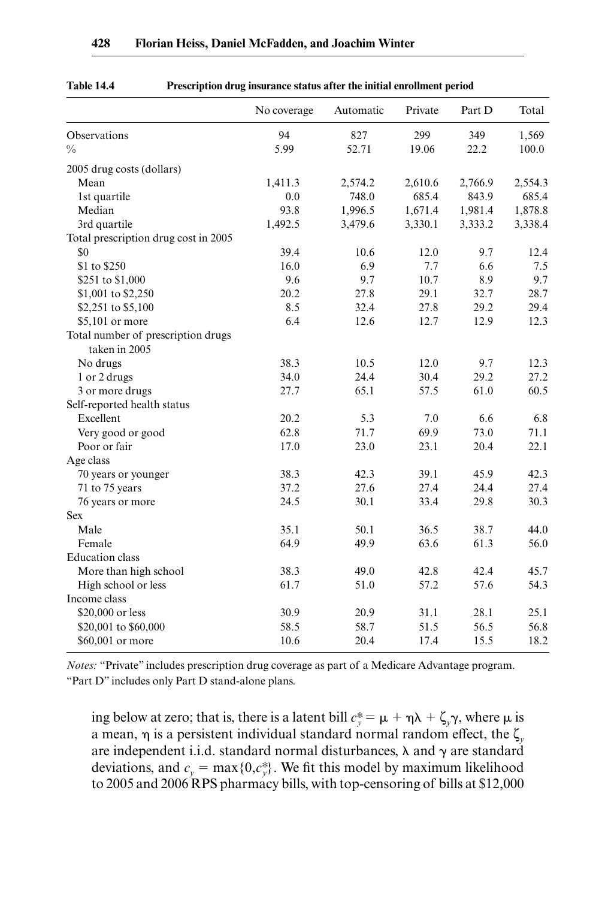**Table 14.4 Prescription drug insurance status after the initial enrollment period**

| | No coverage | Automatic | Private | Part D | Total |
|---|---|---|---|---|---|
| Observations | 94 | 827 | 299 | 349 | 1,569 |
| % | 5.99 | 52.71 | 19.06 | 22.2 | 100.0 |
| 2005 drug costs (dollars) | | | | | |
| Mean | 1,411.3 | 2,574.2 | 2,610.6 | 2,766.9 | 2,554.3 |
| 1st quartile | 0.0 | 748.0 | 685.4 | 843.9 | 685.4 |
| Median | 93.8 | 1,996.5 | 1,671.4 | 1,981.4 | 1,878.8 |
| 3rd quartile | 1,492.5 | 3,479.6 | 3,330.1 | 3,333.2 | 3,338.4 |
| Total prescription drug cost in 2005 | | | | | |
| $0 | 39.4 | 10.6 | 12.0 | 9.7 | 12.4 |
| $1 to $250 | 16.0 | 6.9 | 7.7 | 6.6 | 7.5 |
| $251 to $1,000 | 9.6 | 9.7 | 10.7 | 8.9 | 9.7 |
| $1,001 to $2,250 | 20.2 | 27.8 | 29.1 | 32.7 | 28.7 |
| $2,251 to $5,100 | 8.5 | 32.4 | 27.8 | 29.2 | 29.4 |
| $5,101 or more | 6.4 | 12.6 | 12.7 | 12.9 | 12.3 |
| Total number of prescription drugs taken in 2005 | | | | | |
| No drugs | 38.3 | 10.5 | 12.0 | 9.7 | 12.3 |
| 1 or 2 drugs | 34.0 | 24.4 | 30.4 | 29.2 | 27.2 |
| 3 or more drugs | 27.7 | 65.1 | 57.5 | 61.0 | 60.5 |
| Self-reported health status | | | | | |
| Excellent | 20.2 | 5.3 | 7.0 | 6.6 | 6.8 |
| Very good or good | 62.8 | 71.7 | 69.9 | 73.0 | 71.1 |
| Poor or fair | 17.0 | 23.0 | 23.1 | 20.4 | 22.1 |
| Age class | | | | | |
| 70 years or younger | 38.3 | 42.3 | 39.1 | 45.9 | 42.3 |
| 71 to 75 years | 37.2 | 27.6 | 27.4 | 24.4 | 27.4 |
| 76 years or more | 24.5 | 30.1 | 33.4 | 29.8 | 30.3 |
| Sex | | | | | |
| Male | 35.1 | 50.1 | 36.5 | 38.7 | 44.0 |
| Female | 64.9 | 49.9 | 63.6 | 61.3 | 56.0 |
| Education class | | | | | |
| More than high school | 38.3 | 49.0 | 42.8 | 42.4 | 45.7 |
| High school or less | 61.7 | 51.0 | 57.2 | 57.6 | 54.3 |
| Income class | | | | | |
| $20,000 or less | 30.9 | 20.9 | 31.1 | 28.1 | 25.1 |
| $20,001 to $60,000 | 58.5 | 58.7 | 51.5 | 56.5 | 56.8 |
| $60,001 or more | 10.6 | 20.4 | 17.4 | 15.5 | 18.2 |

*Notes:* "Private" includes prescription drug coverage as part of a Medicare Advantage program. "Part D" includes only Part D stand-alone plans.

ing below at zero; that is, there is a latent bill $c_y^* = \mu + \eta\lambda + \zeta_y\gamma$, where $\mu$ is a mean, $\eta$ is a persistent individual standard normal random effect, the $\zeta_y$ are independent i.i.d. standard normal disturbances, $\lambda$ and $\gamma$ are standard deviations, and $c_y = \max\{0, c_y^*\}$. We fit this model by maximum likelihood to 2005 and 2006 RPS pharmacy bills, with top-censoring of bills at $12,000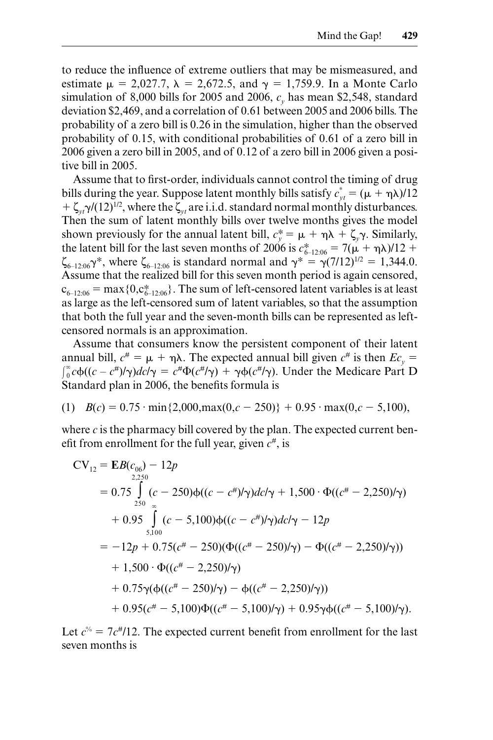to reduce the influence of extreme outliers that may be mismeasured, and estimate $\mu = 2{,}027.7$, $\lambda = 2{,}672.5$, and $\gamma = 1{,}759.9$. In a Monte Carlo simulation of 8,000 bills for 2005 and 2006, $c_y$ has mean \$2,548, standard deviation \$2,469, and a correlation of 0.61 between 2005 and 2006 bills. The probability of a zero bill is 0.26 in the simulation, higher than the observed probability of 0.15, with conditional probabilities of 0.61 of a zero bill in 2006 given a zero bill in 2005, and of 0.12 of a zero bill in 2006 given a positive bill in 2005.

Assume that to first-order, individuals cannot control the timing of drug bills during the year. Suppose latent monthly bills satisfy $c^*_{yt} = (\mu + \eta\lambda)/12 + \zeta_{yt}\gamma/(12)^{1/2}$, where the $\zeta_{yt}$ are i.i.d. standard normal monthly disturbances. Then the sum of latent monthly bills over twelve months gives the model shown previously for the annual latent bill, $c^*_y = \mu + \eta\lambda + \zeta_y\gamma$. Similarly, the latent bill for the last seven months of 2006 is $c^*_{6\text{–}12:06} = 7(\mu + \eta\lambda)/12 + \zeta_{6\text{–}12:06}\gamma^*$, where $\zeta_{6\text{–}12:06}$ is standard normal and $\gamma^* = \gamma(7/12)^{1/2} = 1{,}344.0$. Assume that the realized bill for this seven month period is again censored, $c_{6\text{–}12:06} = \max\{0, c^*_{6\text{–}12:06}\}$. The sum of left-censored latent variables is at least as large as the left-censored sum of latent variables, so that the assumption that both the full year and the seven-month bills can be represented as left-censored normals is an approximation.

Assume that consumers know the persistent component of their latent annual bill, $c^\# = \mu + \eta\lambda$. The expected annual bill given $c^\#$ is then $Ec_y = \int_0^\infty c\phi((c - c^\#)/\gamma)dc/\gamma = c^\#\Phi(c^\#/\gamma) + \gamma\phi(c^\#/\gamma)$. Under the Medicare Part D Standard plan in 2006, the benefits formula is

$$(1)\quad B(c) = 0.75 \cdot \min\{2{,}000, \max(0, c - 250)\} + 0.95 \cdot \max(0, c - 5{,}100),$$

where $c$ is the pharmacy bill covered by the plan. The expected current benefit from enrollment for the full year, given $c^\#$, is

$$
\begin{aligned}
\mathrm{CV}_{12} &= \mathbf{E}B(c_{06}) - 12p \\
&= 0.75\int_{250}^{2{,}250}(c - 250)\phi((c - c^\#)/\gamma)dc/\gamma + 1{,}500 \cdot \Phi((c^\# - 2{,}250)/\gamma) \\
&\quad + 0.95\int_{5{,}100}^{\infty}(c - 5{,}100)\phi((c - c^\#)/\gamma)dc/\gamma - 12p \\
&= -12p + 0.75(c^\# - 250)(\Phi((c^\# - 250)/\gamma) - \Phi((c^\# - 2{,}250)/\gamma)) \\
&\quad + 1{,}500 \cdot \Phi((c^\# - 2{,}250)/\gamma) \\
&\quad + 0.75\gamma(\phi((c^\# - 250)/\gamma) - \phi((c^\# - 2{,}250)/\gamma)) \\
&\quad + 0.95(c^\# - 5{,}100)\Phi((c^\# - 5{,}100)/\gamma) + 0.95\gamma\phi((c^\# - 5{,}100)/\gamma).
\end{aligned}
$$

Let $c^{\%} = 7c^\#/12$. The expected current benefit from enrollment for the last seven months is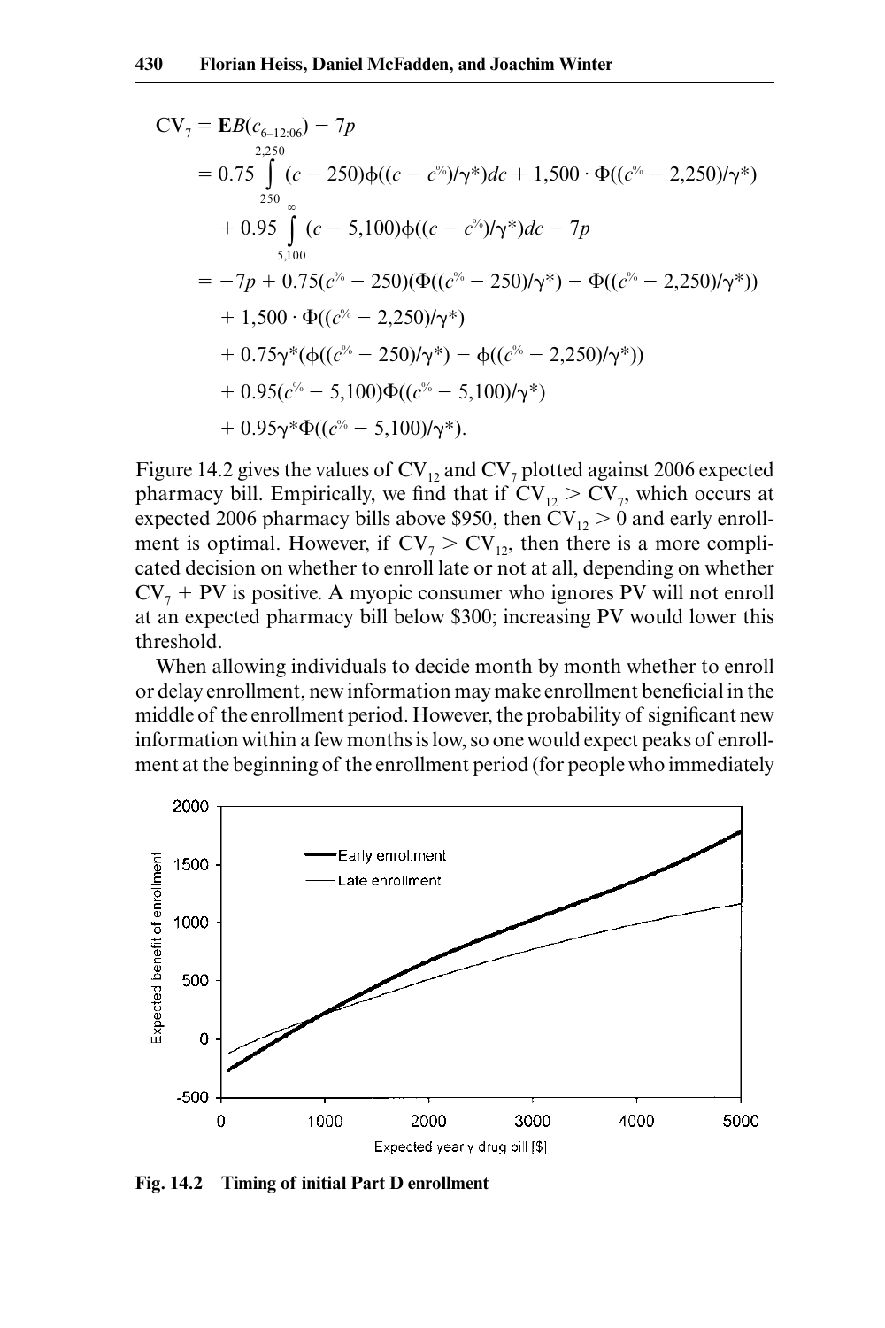$$
\begin{aligned}
\text{CV}_7 &= \mathbf{E}B(c_{6\text{–}12:06}) - 7p \\
&= 0.75 \int_{250}^{2,250} (c - 250)\phi((c - c^{\%})/\gamma^*)dc + 1,500 \cdot \Phi((c^{\%} - 2,250)/\gamma^*) \\
&\quad + 0.95 \int_{5,100}^{\infty} (c - 5,100)\phi((c - c^{\%})/\gamma^*)dc - 7p \\
&= -7p + 0.75(c^{\%} - 250)(\Phi((c^{\%} - 250)/\gamma^*) - \Phi((c^{\%} - 2,250)/\gamma^*)) \\
&\quad + 1,500 \cdot \Phi((c^{\%} - 2,250)/\gamma^*) \\
&\quad + 0.75\gamma^*(\phi((c^{\%} - 250)/\gamma^*) - \phi((c^{\%} - 2,250)/\gamma^*)) \\
&\quad + 0.95(c^{\%} - 5,100)\Phi((c^{\%} - 5,100)/\gamma^*) \\
&\quad + 0.95\gamma^*\Phi((c^{\%} - 5,100)/\gamma^*).
\end{aligned}
$$

Figure 14.2 gives the values of $\text{CV}_{12}$ and $\text{CV}_7$ plotted against 2006 expected pharmacy bill. Empirically, we find that if $\text{CV}_{12} > \text{CV}_7$, which occurs at expected 2006 pharmacy bills above \$950, then $\text{CV}_{12} > 0$ and early enrollment is optimal. However, if $\text{CV}_7 > \text{CV}_{12}$, then there is a more complicated decision on whether to enroll late or not at all, depending on whether $\text{CV}_7 + \text{PV}$ is positive. A myopic consumer who ignores PV will not enroll at an expected pharmacy bill below \$300; increasing PV would lower this threshold.

When allowing individuals to decide month by month whether to enroll or delay enrollment, new information may make enrollment beneficial in the middle of the enrollment period. However, the probability of significant new information within a few months is low, so one would expect peaks of enrollment at the beginning of the enrollment period (for people who immediately

**Fig. 14.2 Timing of initial Part D enrollment**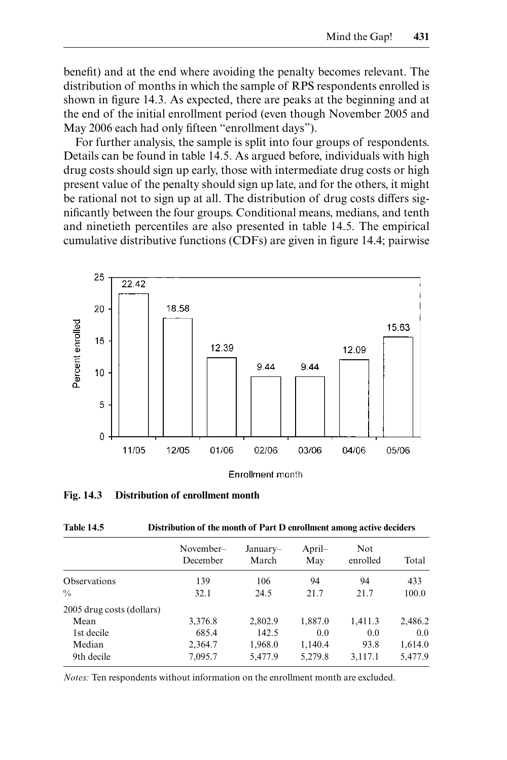benefit) and at the end where avoiding the penalty becomes relevant. The distribution of months in which the sample of RPS respondents enrolled is shown in figure 14.3. As expected, there are peaks at the beginning and at the end of the initial enrollment period (even though November 2005 and May 2006 each had only fifteen "enrollment days").

For further analysis, the sample is split into four groups of respondents. Details can be found in table 14.5. As argued before, individuals with high drug costs should sign up early, those with intermediate drug costs or high present value of the penalty should sign up late, and for the others, it might be rational not to sign up at all. The distribution of drug costs differs significantly between the four groups. Conditional means, medians, and tenth and ninetieth percentiles are also presented in table 14.5. The empirical cumulative distributive functions (CDFs) are given in figure 14.4; pairwise

**Fig. 14.3 Distribution of enrollment month**

**Table 14.5 Distribution of the month of Part D enrollment among active deciders**

| | November–December | January–March | April–May | Not enrolled | Total |
|---|---|---|---|---|---|
| Observations | 139 | 106 | 94 | 94 | 433 |
| % | 32.1 | 24.5 | 21.7 | 21.7 | 100.0 |
| 2005 drug costs (dollars) | | | | | |
| Mean | 3,376.8 | 2,802.9 | 1,887.0 | 1,411.3 | 2,486.2 |
| 1st decile | 685.4 | 142.5 | 0.0 | 0.0 | 0.0 |
| Median | 2,364.7 | 1,968.0 | 1,140.4 | 93.8 | 1,614.0 |
| 9th decile | 7,095.7 | 5,477.9 | 5,279.8 | 3,117.1 | 5,477.9 |

*Notes:* Ten respondents without information on the enrollment month are excluded.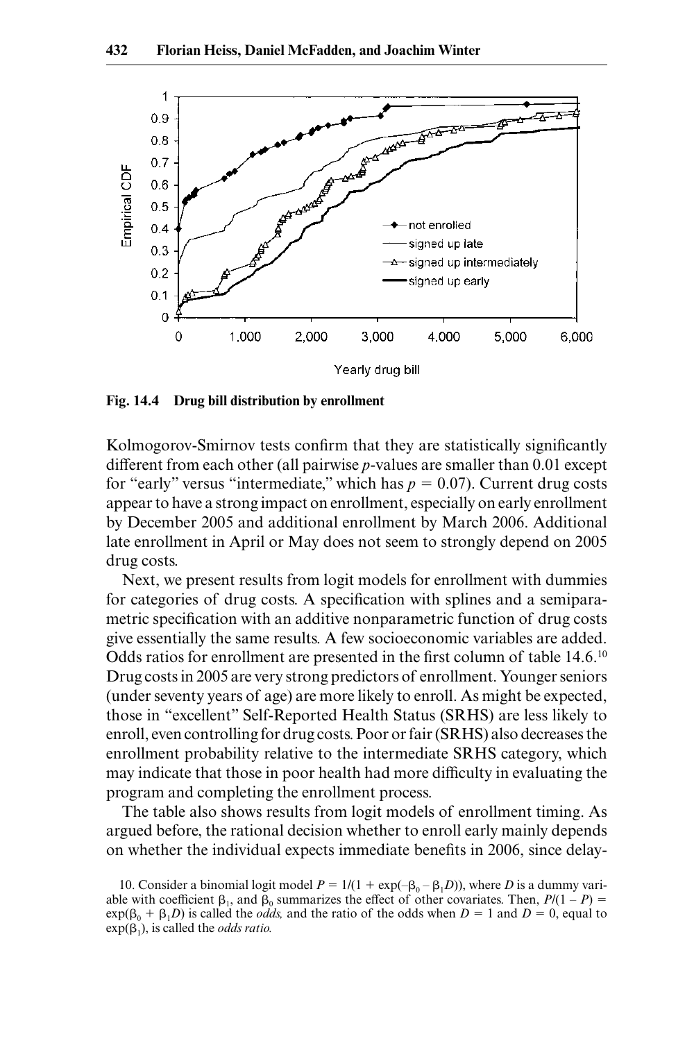**Fig. 14.4 Drug bill distribution by enrollment**

Kolmogorov-Smirnov tests confirm that they are statistically significantly different from each other (all pairwise *p*-values are smaller than 0.01 except for "early" versus "intermediate," which has $p = 0.07$). Current drug costs appear to have a strong impact on enrollment, especially on early enrollment by December 2005 and additional enrollment by March 2006. Additional late enrollment in April or May does not seem to strongly depend on 2005 drug costs.

Next, we present results from logit models for enrollment with dummies for categories of drug costs. A specification with splines and a semiparametric specification with an additive nonparametric function of drug costs give essentially the same results. A few socioeconomic variables are added. Odds ratios for enrollment are presented in the first column of table 14.6.[10] Drug costs in 2005 are very strong predictors of enrollment. Younger seniors (under seventy years of age) are more likely to enroll. As might be expected, those in "excellent" Self-Reported Health Status (SRHS) are less likely to enroll, even controlling for drug costs. Poor or fair (SRHS) also decreases the enrollment probability relative to the intermediate SRHS category, which may indicate that those in poor health had more difficulty in evaluating the program and completing the enrollment process.

The table also shows results from logit models of enrollment timing. As argued before, the rational decision whether to enroll early mainly depends on whether the individual expects immediate benefits in 2006, since delay-

10. Consider a binomial logit model $P = 1/(1 + \exp(-\beta_0 - \beta_1 D))$, where $D$ is a dummy variable with coefficient $\beta_1$, and $\beta_0$ summarizes the effect of other covariates. Then, $P/(1 - P) = \exp(\beta_0 + \beta_1 D)$ is called the *odds*, and the ratio of the odds when $D = 1$ and $D = 0$, equal to $\exp(\beta_1)$, is called the *odds ratio*.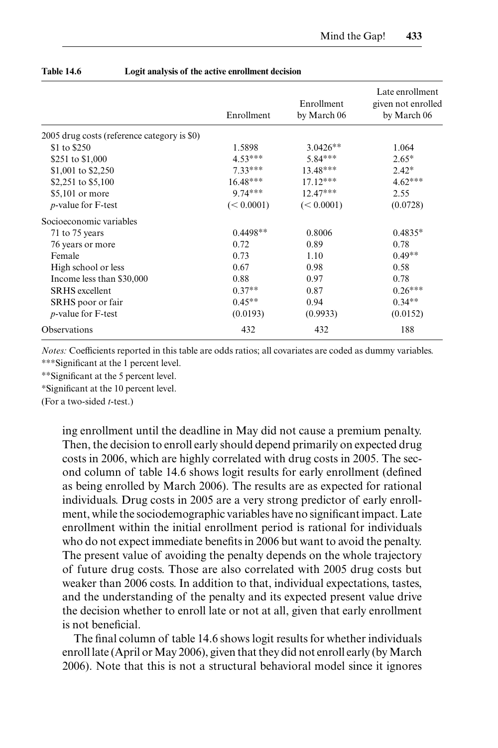**Table 14.6 Logit analysis of the active enrollment decision**

| | Enrollment | Enrollment by March 06 | Late enrollment given not enrolled by March 06 |
|---|---|---|---|
| 2005 drug costs (reference category is $0) | | | |
| $1 to $250 | 1.5898 | 3.0426** | 1.064 |
| $251 to $1,000 | 4.53*** | 5.84*** | 2.65* |
| $1,001 to $2,250 | 7.33*** | 13.48*** | 2.42* |
| $2,251 to $5,100 | 16.48*** | 17.12*** | 4.62*** |
| $5,101 or more | 9.74*** | 12.47*** | 2.55 |
| *p*-value for F-test | (< 0.0001) | (< 0.0001) | (0.0728) |
| Socioeconomic variables | | | |
| 71 to 75 years | 0.4498** | 0.8006 | 0.4835* |
| 76 years or more | 0.72 | 0.89 | 0.78 |
| Female | 0.73 | 1.10 | 0.49** |
| High school or less | 0.67 | 0.98 | 0.58 |
| Income less than $30,000 | 0.88 | 0.97 | 0.78 |
| SRHS excellent | 0.37** | 0.87 | 0.26*** |
| SRHS poor or fair | 0.45** | 0.94 | 0.34** |
| *p*-value for F-test | (0.0193) | (0.9933) | (0.0152) |
| Observations | 432 | 432 | 188 |

*Notes:* Coefficients reported in this table are odds ratios; all covariates are coded as dummy variables.
***Significant at the 1 percent level.
**Significant at the 5 percent level.
*Significant at the 10 percent level.
(For a two-sided *t*-test.)

ing enrollment until the deadline in May did not cause a premium penalty. Then, the decision to enroll early should depend primarily on expected drug costs in 2006, which are highly correlated with drug costs in 2005. The second column of table 14.6 shows logit results for early enrollment (defined as being enrolled by March 2006). The results are as expected for rational individuals. Drug costs in 2005 are a very strong predictor of early enrollment, while the sociodemographic variables have no significant impact. Late enrollment within the initial enrollment period is rational for individuals who do not expect immediate benefits in 2006 but want to avoid the penalty. The present value of avoiding the penalty depends on the whole trajectory of future drug costs. Those are also correlated with 2005 drug costs but weaker than 2006 costs. In addition to that, individual expectations, tastes, and the understanding of the penalty and its expected present value drive the decision whether to enroll late or not at all, given that early enrollment is not beneficial.

The final column of table 14.6 shows logit results for whether individuals enroll late (April or May 2006), given that they did not enroll early (by March 2006). Note that this is not a structural behavioral model since it ignores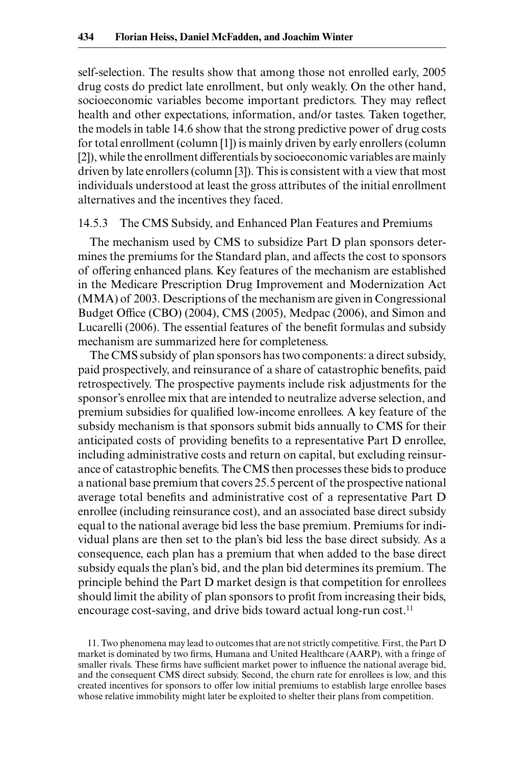self-selection. The results show that among those not enrolled early, 2005 drug costs do predict late enrollment, but only weakly. On the other hand, socioeconomic variables become important predictors. They may reflect health and other expectations, information, and/or tastes. Taken together, the models in table 14.6 show that the strong predictive power of drug costs for total enrollment (column [1]) is mainly driven by early enrollers (column [2]), while the enrollment differentials by socioeconomic variables are mainly driven by late enrollers (column [3]). This is consistent with a view that most individuals understood at least the gross attributes of the initial enrollment alternatives and the incentives they faced.

### 14.5.3 The CMS Subsidy, and Enhanced Plan Features and Premiums

The mechanism used by CMS to subsidize Part D plan sponsors determines the premiums for the Standard plan, and affects the cost to sponsors of offering enhanced plans. Key features of the mechanism are established in the Medicare Prescription Drug Improvement and Modernization Act (MMA) of 2003. Descriptions of the mechanism are given in Congressional Budget Office (CBO) (2004), CMS (2005), Medpac (2006), and Simon and Lucarelli (2006). The essential features of the benefit formulas and subsidy mechanism are summarized here for completeness.

The CMS subsidy of plan sponsors has two components: a direct subsidy, paid prospectively, and reinsurance of a share of catastrophic benefits, paid retrospectively. The prospective payments include risk adjustments for the sponsor's enrollee mix that are intended to neutralize adverse selection, and premium subsidies for qualified low-income enrollees. A key feature of the subsidy mechanism is that sponsors submit bids annually to CMS for their anticipated costs of providing benefits to a representative Part D enrollee, including administrative costs and return on capital, but excluding reinsurance of catastrophic benefits. The CMS then processes these bids to produce a national base premium that covers 25.5 percent of the prospective national average total benefits and administrative cost of a representative Part D enrollee (including reinsurance cost), and an associated base direct subsidy equal to the national average bid less the base premium. Premiums for individual plans are then set to the plan's bid less the base direct subsidy. As a consequence, each plan has a premium that when added to the base direct subsidy equals the plan's bid, and the plan bid determines its premium. The principle behind the Part D market design is that competition for enrollees should limit the ability of plan sponsors to profit from increasing their bids, encourage cost-saving, and drive bids toward actual long-run cost.[11]

11. Two phenomena may lead to outcomes that are not strictly competitive. First, the Part D market is dominated by two firms, Humana and United Healthcare (AARP), with a fringe of smaller rivals. These firms have sufficient market power to influence the national average bid, and the consequent CMS direct subsidy. Second, the churn rate for enrollees is low, and this created incentives for sponsors to offer low initial premiums to establish large enrollee bases whose relative immobility might later be exploited to shelter their plans from competition.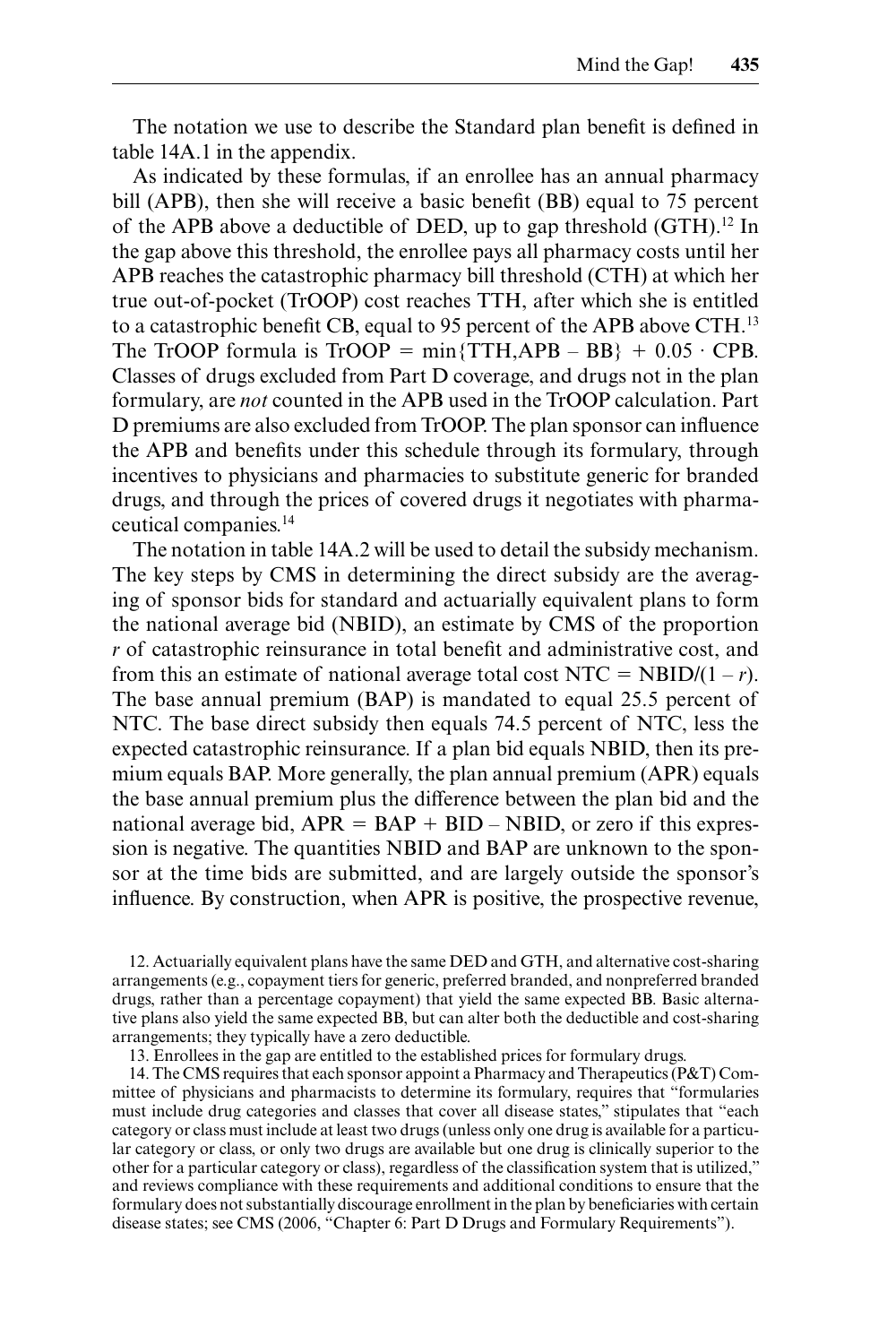The notation we use to describe the Standard plan benefit is defined in table 14A.1 in the appendix.

As indicated by these formulas, if an enrollee has an annual pharmacy bill (APB), then she will receive a basic benefit (BB) equal to 75 percent of the APB above a deductible of DED, up to gap threshold (GTH).[12] In the gap above this threshold, the enrollee pays all pharmacy costs until her APB reaches the catastrophic pharmacy bill threshold (CTH) at which her true out-of-pocket (TrOOP) cost reaches TTH, after which she is entitled to a catastrophic benefit CB, equal to 95 percent of the APB above CTH.[13] The TrOOP formula is $\text{TrOOP} = \min\{\text{TTH}, \text{APB} - \text{BB}\} + 0.05 \cdot \text{CPB}$. Classes of drugs excluded from Part D coverage, and drugs not in the plan formulary, are *not* counted in the APB used in the TrOOP calculation. Part D premiums are also excluded from TrOOP. The plan sponsor can influence the APB and benefits under this schedule through its formulary, through incentives to physicians and pharmacies to substitute generic for branded drugs, and through the prices of covered drugs it negotiates with pharmaceutical companies.[14]

The notation in table 14A.2 will be used to detail the subsidy mechanism. The key steps by CMS in determining the direct subsidy are the averaging of sponsor bids for standard and actuarially equivalent plans to form the national average bid (NBID), an estimate by CMS of the proportion $r$ of catastrophic reinsurance in total benefit and administrative cost, and from this an estimate of national average total cost $\text{NTC} = \text{NBID}/(1 - r)$. The base annual premium (BAP) is mandated to equal 25.5 percent of NTC. The base direct subsidy then equals 74.5 percent of NTC, less the expected catastrophic reinsurance. If a plan bid equals NBID, then its premium equals BAP. More generally, the plan annual premium (APR) equals the base annual premium plus the difference between the plan bid and the national average bid, $\text{APR} = \text{BAP} + \text{BID} - \text{NBID}$, or zero if this expression is negative. The quantities NBID and BAP are unknown to the sponsor at the time bids are submitted, and are largely outside the sponsor's influence. By construction, when APR is positive, the prospective revenue,

12. Actuarially equivalent plans have the same DED and GTH, and alternative cost-sharing arrangements (e.g., copayment tiers for generic, preferred branded, and nonpreferred branded drugs, rather than a percentage copayment) that yield the same expected BB. Basic alternative plans also yield the same expected BB, but can alter both the deductible and cost-sharing arrangements; they typically have a zero deductible.

13. Enrollees in the gap are entitled to the established prices for formulary drugs.

14. The CMS requires that each sponsor appoint a Pharmacy and Therapeutics (P&T) Committee of physicians and pharmacists to determine its formulary, requires that "formularies must include drug categories and classes that cover all disease states," stipulates that "each category or class must include at least two drugs (unless only one drug is available for a particular category or class, or only two drugs are available but one drug is clinically superior to the other for a particular category or class), regardless of the classification system that is utilized," and reviews compliance with these requirements and additional conditions to ensure that the formulary does not substantially discourage enrollment in the plan by beneficiaries with certain disease states; see CMS (2006, "Chapter 6: Part D Drugs and Formulary Requirements").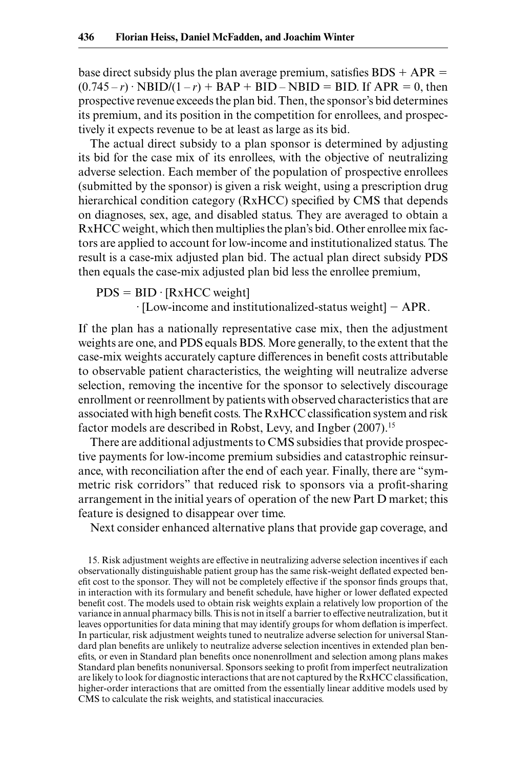base direct subsidy plus the plan average premium, satisfies $\text{BDS} + \text{APR} = (0.745 - r) \cdot \text{NBID}/(1 - r) + \text{BAP} + \text{BID} - \text{NBID} = \text{BID}$. If $\text{APR} = 0$, then prospective revenue exceeds the plan bid. Then, the sponsor's bid determines its premium, and its position in the competition for enrollees, and prospectively it expects revenue to be at least as large as its bid.

The actual direct subsidy to a plan sponsor is determined by adjusting its bid for the case mix of its enrollees, with the objective of neutralizing adverse selection. Each member of the population of prospective enrollees (submitted by the sponsor) is given a risk weight, using a prescription drug hierarchical condition category (RxHCC) specified by CMS that depends on diagnoses, sex, age, and disabled status. They are averaged to obtain a RxHCC weight, which then multiplies the plan's bid. Other enrollee mix factors are applied to account for low-income and institutionalized status. The result is a case-mix adjusted plan bid. The actual plan direct subsidy PDS then equals the case-mix adjusted plan bid less the enrollee premium,

$$\text{PDS} = \text{BID} \cdot [\text{RxHCC weight}] \cdot [\text{Low-income and institutionalized-status weight}] - \text{APR}.$$

If the plan has a nationally representative case mix, then the adjustment weights are one, and PDS equals BDS. More generally, to the extent that the case-mix weights accurately capture differences in benefit costs attributable to observable patient characteristics, the weighting will neutralize adverse selection, removing the incentive for the sponsor to selectively discourage enrollment or reenrollment by patients with observed characteristics that are associated with high benefit costs. The RxHCC classification system and risk factor models are described in Robst, Levy, and Ingber (2007).[15]

There are additional adjustments to CMS subsidies that provide prospective payments for low-income premium subsidies and catastrophic reinsurance, with reconciliation after the end of each year. Finally, there are "symmetric risk corridors" that reduced risk to sponsors via a profit-sharing arrangement in the initial years of operation of the new Part D market; this feature is designed to disappear over time.

Next consider enhanced alternative plans that provide gap coverage, and

15. Risk adjustment weights are effective in neutralizing adverse selection incentives if each observationally distinguishable patient group has the same risk-weight deflated expected benefit cost to the sponsor. They will not be completely effective if the sponsor finds groups that, in interaction with its formulary and benefit schedule, have higher or lower deflated expected benefit cost. The models used to obtain risk weights explain a relatively low proportion of the variance in annual pharmacy bills. This is not in itself a barrier to effective neutralization, but it leaves opportunities for data mining that may identify groups for whom deflation is imperfect. In particular, risk adjustment weights tuned to neutralize adverse selection for universal Standard plan benefits are unlikely to neutralize adverse selection incentives in extended plan benefits, or even in Standard plan benefits once nonenrollment and selection among plans makes Standard plan benefits nonuniversal. Sponsors seeking to profit from imperfect neutralization are likely to look for diagnostic interactions that are not captured by the RxHCC classification, higher-order interactions that are omitted from the essentially linear additive models used by CMS to calculate the risk weights, and statistical inaccuracies.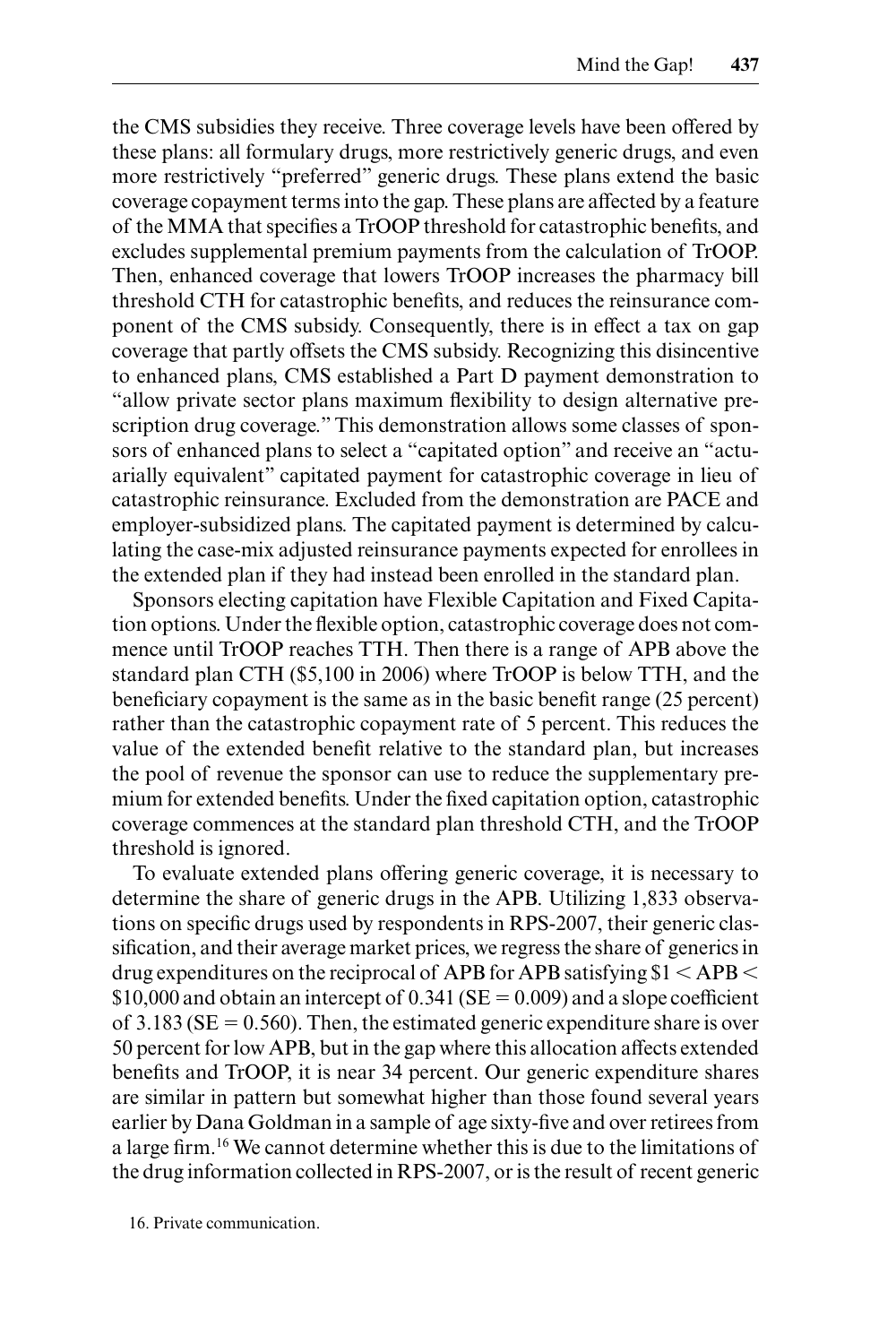the CMS subsidies they receive. Three coverage levels have been offered by these plans: all formulary drugs, more restrictively generic drugs, and even more restrictively "preferred" generic drugs. These plans extend the basic coverage copayment terms into the gap. These plans are affected by a feature of the MMA that specifies a TrOOP threshold for catastrophic benefits, and excludes supplemental premium payments from the calculation of TrOOP. Then, enhanced coverage that lowers TrOOP increases the pharmacy bill threshold CTH for catastrophic benefits, and reduces the reinsurance component of the CMS subsidy. Consequently, there is in effect a tax on gap coverage that partly offsets the CMS subsidy. Recognizing this disincentive to enhanced plans, CMS established a Part D payment demonstration to "allow private sector plans maximum flexibility to design alternative prescription drug coverage." This demonstration allows some classes of sponsors of enhanced plans to select a "capitated option" and receive an "actuarially equivalent" capitated payment for catastrophic coverage in lieu of catastrophic reinsurance. Excluded from the demonstration are PACE and employer-subsidized plans. The capitated payment is determined by calculating the case-mix adjusted reinsurance payments expected for enrollees in the extended plan if they had instead been enrolled in the standard plan.

Sponsors electing capitation have Flexible Capitation and Fixed Capitation options. Under the flexible option, catastrophic coverage does not commence until TrOOP reaches TTH. Then there is a range of APB above the standard plan CTH ($5,100 in 2006) where TrOOP is below TTH, and the beneficiary copayment is the same as in the basic benefit range (25 percent) rather than the catastrophic copayment rate of 5 percent. This reduces the value of the extended benefit relative to the standard plan, but increases the pool of revenue the sponsor can use to reduce the supplementary premium for extended benefits. Under the fixed capitation option, catastrophic coverage commences at the standard plan threshold CTH, and the TrOOP threshold is ignored.

To evaluate extended plans offering generic coverage, it is necessary to determine the share of generic drugs in the APB. Utilizing 1,833 observations on specific drugs used by respondents in RPS-2007, their generic classification, and their average market prices, we regress the share of generics in drug expenditures on the reciprocal of APB for APB satisfying $\$1 < \text{APB} < \$10{,}000$ and obtain an intercept of 0.341 (SE = 0.009) and a slope coefficient of 3.183 (SE = 0.560). Then, the estimated generic expenditure share is over 50 percent for low APB, but in the gap where this allocation affects extended benefits and TrOOP, it is near 34 percent. Our generic expenditure shares are similar in pattern but somewhat higher than those found several years earlier by Dana Goldman in a sample of age sixty-five and over retirees from a large firm.[16] We cannot determine whether this is due to the limitations of the drug information collected in RPS-2007, or is the result of recent generic

16. Private communication.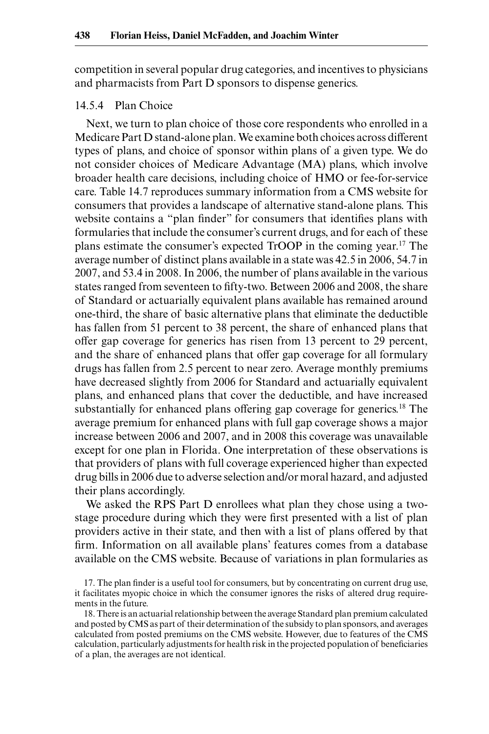competition in several popular drug categories, and incentives to physicians and pharmacists from Part D sponsors to dispense generics.

### 14.5.4 Plan Choice

Next, we turn to plan choice of those core respondents who enrolled in a Medicare Part D stand-alone plan. We examine both choices across different types of plans, and choice of sponsor within plans of a given type. We do not consider choices of Medicare Advantage (MA) plans, which involve broader health care decisions, including choice of HMO or fee-for-service care. Table 14.7 reproduces summary information from a CMS website for consumers that provides a landscape of alternative stand-alone plans. This website contains a "plan finder" for consumers that identifies plans with formularies that include the consumer's current drugs, and for each of these plans estimate the consumer's expected TrOOP in the coming year.[17] The average number of distinct plans available in a state was 42.5 in 2006, 54.7 in 2007, and 53.4 in 2008. In 2006, the number of plans available in the various states ranged from seventeen to fifty-two. Between 2006 and 2008, the share of Standard or actuarially equivalent plans available has remained around one-third, the share of basic alternative plans that eliminate the deductible has fallen from 51 percent to 38 percent, the share of enhanced plans that offer gap coverage for generics has risen from 13 percent to 29 percent, and the share of enhanced plans that offer gap coverage for all formulary drugs has fallen from 2.5 percent to near zero. Average monthly premiums have decreased slightly from 2006 for Standard and actuarially equivalent plans, and enhanced plans that cover the deductible, and have increased substantially for enhanced plans offering gap coverage for generics.[18] The average premium for enhanced plans with full gap coverage shows a major increase between 2006 and 2007, and in 2008 this coverage was unavailable except for one plan in Florida. One interpretation of these observations is that providers of plans with full coverage experienced higher than expected drug bills in 2006 due to adverse selection and/or moral hazard, and adjusted their plans accordingly.

We asked the RPS Part D enrollees what plan they chose using a two-stage procedure during which they were first presented with a list of plan providers active in their state, and then with a list of plans offered by that firm. Information on all available plans' features comes from a database available on the CMS website. Because of variations in plan formularies as

17. The plan finder is a useful tool for consumers, but by concentrating on current drug use, it facilitates myopic choice in which the consumer ignores the risks of altered drug requirements in the future.

18. There is an actuarial relationship between the average Standard plan premium calculated and posted by CMS as part of their determination of the subsidy to plan sponsors, and averages calculated from posted premiums on the CMS website. However, due to features of the CMS calculation, particularly adjustments for health risk in the projected population of beneficiaries of a plan, the averages are not identical.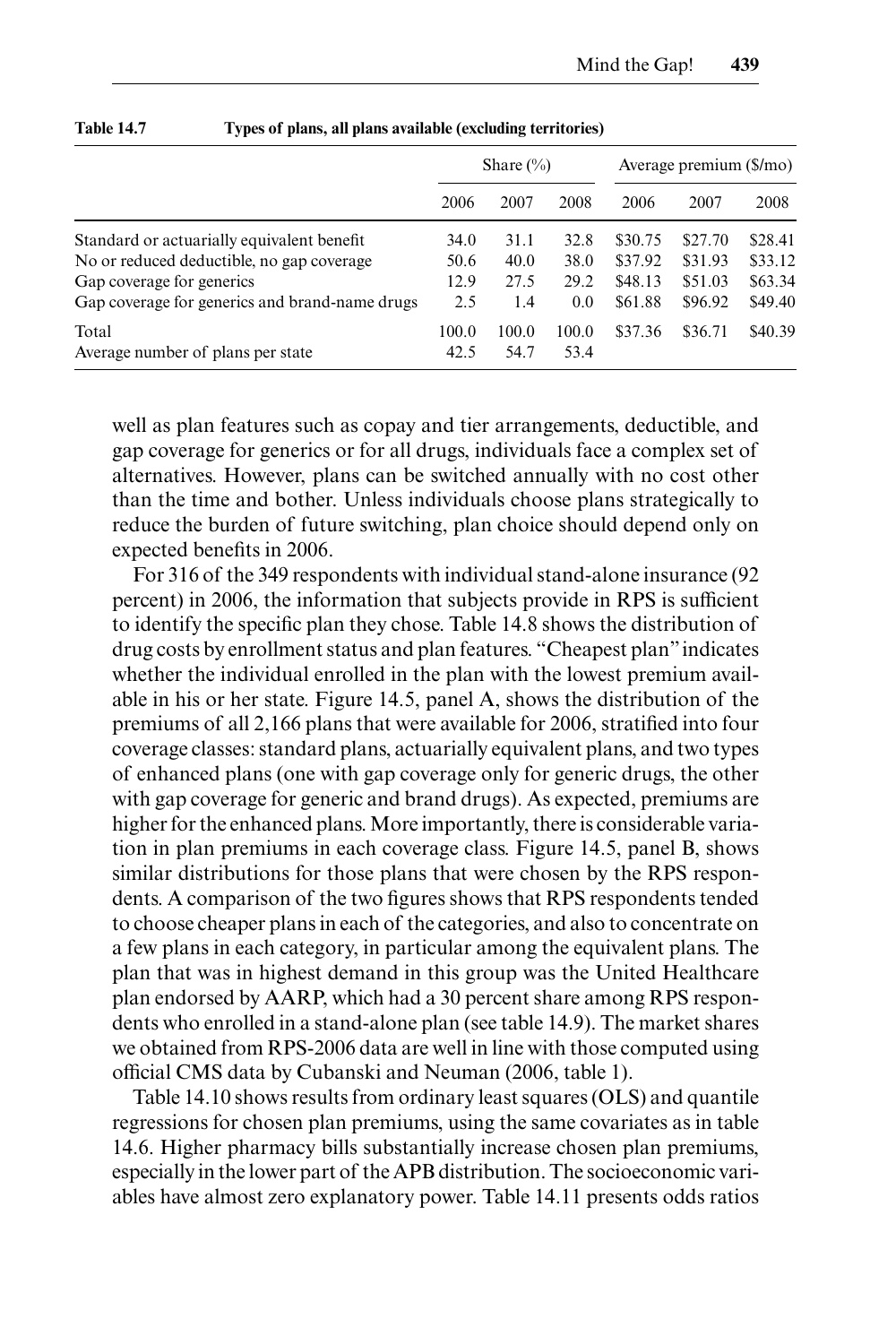**Table 14.7 Types of plans, all plans available (excluding territories)**

| | Share (%) | | | Average premium ($/mo) | | |
|---|---|---|---|---|---|---|
| | 2006 | 2007 | 2008 | 2006 | 2007 | 2008 |
| Standard or actuarially equivalent benefit | 34.0 | 31.1 | 32.8 | $30.75 | $27.70 | $28.41 |
| No or reduced deductible, no gap coverage | 50.6 | 40.0 | 38.0 | $37.92 | $31.93 | $33.12 |
| Gap coverage for generics | 12.9 | 27.5 | 29.2 | $48.13 | $51.03 | $63.34 |
| Gap coverage for generics and brand-name drugs | 2.5 | 1.4 | 0.0 | $61.88 | $96.92 | $49.40 |
| Total | 100.0 | 100.0 | 100.0 | $37.36 | $36.71 | $40.39 |
| Average number of plans per state | 42.5 | 54.7 | 53.4 | | | |

well as plan features such as copay and tier arrangements, deductible, and gap coverage for generics or for all drugs, individuals face a complex set of alternatives. However, plans can be switched annually with no cost other than the time and bother. Unless individuals choose plans strategically to reduce the burden of future switching, plan choice should depend only on expected benefits in 2006.

For 316 of the 349 respondents with individual stand-alone insurance (92 percent) in 2006, the information that subjects provide in RPS is sufficient to identify the specific plan they chose. Table 14.8 shows the distribution of drug costs by enrollment status and plan features. "Cheapest plan" indicates whether the individual enrolled in the plan with the lowest premium available in his or her state. Figure 14.5, panel A, shows the distribution of the premiums of all 2,166 plans that were available for 2006, stratified into four coverage classes: standard plans, actuarially equivalent plans, and two types of enhanced plans (one with gap coverage only for generic drugs, the other with gap coverage for generic and brand drugs). As expected, premiums are higher for the enhanced plans. More importantly, there is considerable variation in plan premiums in each coverage class. Figure 14.5, panel B, shows similar distributions for those plans that were chosen by the RPS respondents. A comparison of the two figures shows that RPS respondents tended to choose cheaper plans in each of the categories, and also to concentrate on a few plans in each category, in particular among the equivalent plans. The plan that was in highest demand in this group was the United Healthcare plan endorsed by AARP, which had a 30 percent share among RPS respondents who enrolled in a stand-alone plan (see table 14.9). The market shares we obtained from RPS-2006 data are well in line with those computed using official CMS data by Cubanski and Neuman (2006, table 1).

Table 14.10 shows results from ordinary least squares (OLS) and quantile regressions for chosen plan premiums, using the same covariates as in table 14.6. Higher pharmacy bills substantially increase chosen plan premiums, especially in the lower part of the APB distribution. The socioeconomic variables have almost zero explanatory power. Table 14.11 presents odds ratios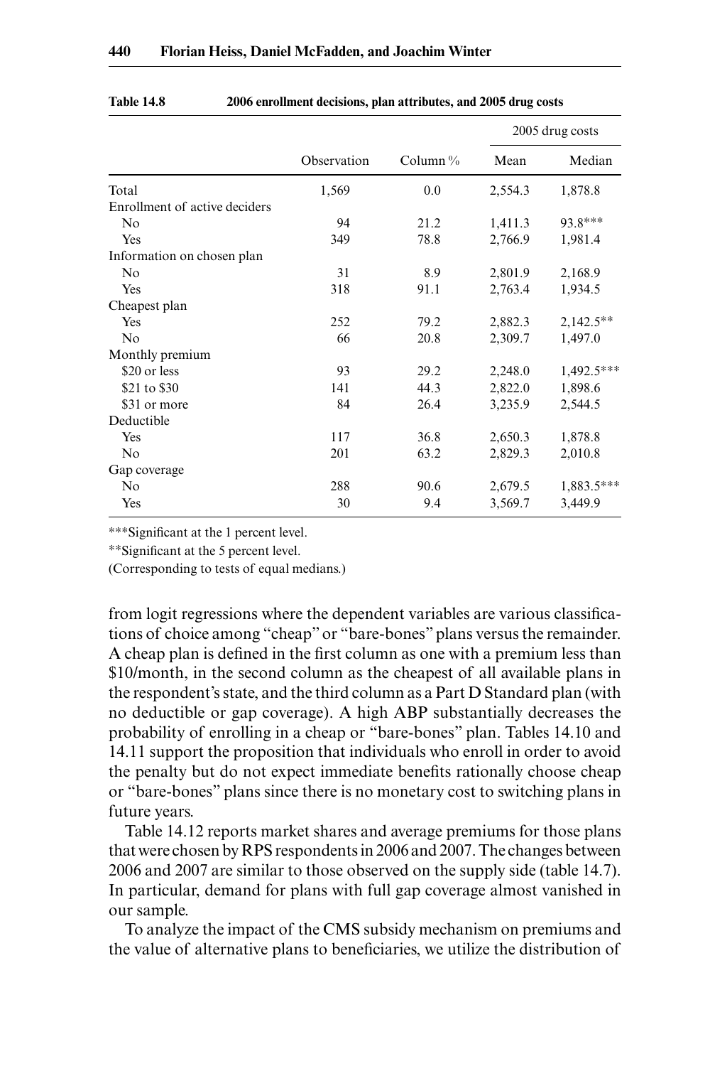**Table 14.8 2006 enrollment decisions, plan attributes, and 2005 drug costs**

| | Observation | Column % | 2005 drug costs | |
|---|---|---|---|---|
| | | | Mean | Median |
| Total | 1,569 | 0.0 | 2,554.3 | 1,878.8 |
| Enrollment of active deciders | | | | |
| No | 94 | 21.2 | 1,411.3 | 93.8*** |
| Yes | 349 | 78.8 | 2,766.9 | 1,981.4 |
| Information on chosen plan | | | | |
| No | 31 | 8.9 | 2,801.9 | 2,168.9 |
| Yes | 318 | 91.1 | 2,763.4 | 1,934.5 |
| Cheapest plan | | | | |
| Yes | 252 | 79.2 | 2,882.3 | 2,142.5** |
| No | 66 | 20.8 | 2,309.7 | 1,497.0 |
| Monthly premium | | | | |
| $20 or less | 93 | 29.2 | 2,248.0 | 1,492.5*** |
| $21 to $30 | 141 | 44.3 | 2,822.0 | 1,898.6 |
| $31 or more | 84 | 26.4 | 3,235.9 | 2,544.5 |
| Deductible | | | | |
| Yes | 117 | 36.8 | 2,650.3 | 1,878.8 |
| No | 201 | 63.2 | 2,829.3 | 2,010.8 |
| Gap coverage | | | | |
| No | 288 | 90.6 | 2,679.5 | 1,883.5*** |
| Yes | 30 | 9.4 | 3,569.7 | 3,449.9 |

***Significant at the 1 percent level.

**Significant at the 5 percent level.

(Corresponding to tests of equal medians.)

from logit regressions where the dependent variables are various classifications of choice among "cheap" or "bare-bones" plans versus the remainder. A cheap plan is defined in the first column as one with a premium less than $10/month, in the second column as the cheapest of all available plans in the respondent's state, and the third column as a Part D Standard plan (with no deductible or gap coverage). A high ABP substantially decreases the probability of enrolling in a cheap or "bare-bones" plan. Tables 14.10 and 14.11 support the proposition that individuals who enroll in order to avoid the penalty but do not expect immediate benefits rationally choose cheap or "bare-bones" plans since there is no monetary cost to switching plans in future years.

Table 14.12 reports market shares and average premiums for those plans that were chosen by RPS respondents in 2006 and 2007. The changes between 2006 and 2007 are similar to those observed on the supply side (table 14.7). In particular, demand for plans with full gap coverage almost vanished in our sample.

To analyze the impact of the CMS subsidy mechanism on premiums and the value of alternative plans to beneficiaries, we utilize the distribution of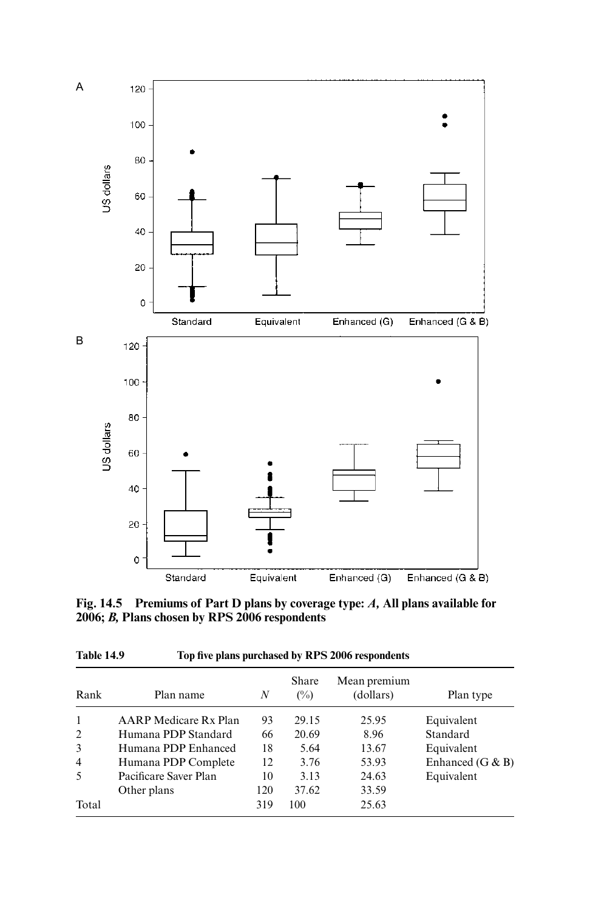**Fig. 14.5 Premiums of Part D plans by coverage type: *A*, All plans available for 2006; *B*, Plans chosen by RPS 2006 respondents**

**Table 14.9 Top five plans purchased by RPS 2006 respondents**

| Rank | Plan name | $N$ | Share (%) | Mean premium (dollars) | Plan type |
|---|---|---|---|---|---|
| 1 | AARP Medicare Rx Plan | 93 | 29.15 | 25.95 | Equivalent |
| 2 | Humana PDP Standard | 66 | 20.69 | 8.96 | Standard |
| 3 | Humana PDP Enhanced | 18 | 5.64 | 13.67 | Equivalent |
| 4 | Humana PDP Complete | 12 | 3.76 | 53.93 | Enhanced (G & B) |
| 5 | Pacificare Saver Plan | 10 | 3.13 | 24.63 | Equivalent |
| | Other plans | 120 | 37.62 | 33.59 | |
| Total | | 319 | 100 | 25.63 | |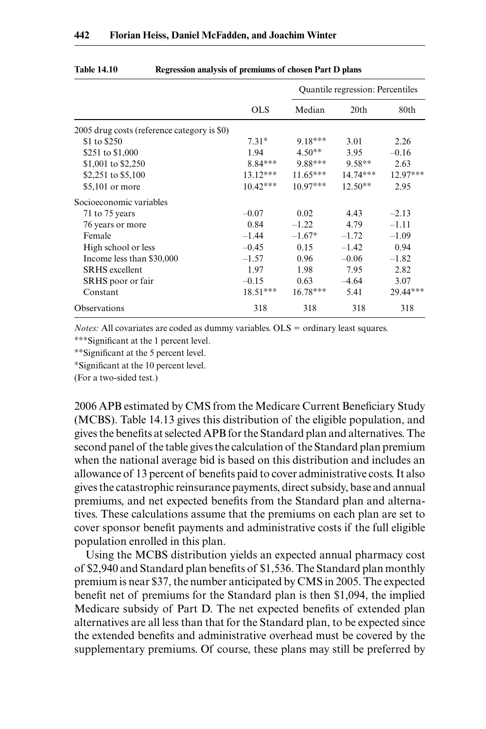**Table 14.10 Regression analysis of premiums of chosen Part D plans**

| | OLS | Quantile regression: Percentiles | | |
|---|---|---|---|---|
| | | Median | 20th | 80th |
| 2005 drug costs (reference category is $0) | | | | |
| $1 to $250 | 7.31* | 9.18*** | 3.01 | 2.26 |
| $251 to $1,000 | 1.94 | 4.50** | 3.95 | –0.16 |
| $1,001 to $2,250 | 8.84*** | 9.88*** | 9.58** | 2.63 |
| $2,251 to $5,100 | 13.12*** | 11.65*** | 14.74*** | 12.97*** |
| $5,101 or more | 10.42*** | 10.97*** | 12.50** | 2.95 |
| Socioeconomic variables | | | | |
| 71 to 75 years | –0.07 | 0.02 | 4.43 | –2.13 |
| 76 years or more | 0.84 | –1.22 | 4.79 | –1.11 |
| Female | –1.44 | –1.67* | –1.72 | –1.09 |
| High school or less | –0.45 | 0.15 | –1.42 | 0.94 |
| Income less than $30,000 | –1.57 | 0.96 | –0.06 | –1.82 |
| SRHS excellent | 1.97 | 1.98 | 7.95 | 2.82 |
| SRHS poor or fair | –0.15 | 0.63 | –4.64 | 3.07 |
| Constant | 18.51*** | 16.78*** | 5.41 | 29.44*** |
| Observations | 318 | 318 | 318 | 318 |

*Notes:* All covariates are coded as dummy variables. OLS = ordinary least squares.

***Significant at the 1 percent level.

**Significant at the 5 percent level.

*Significant at the 10 percent level.

(For a two-sided test.)

2006 APB estimated by CMS from the Medicare Current Beneficiary Study (MCBS). Table 14.13 gives this distribution of the eligible population, and gives the benefits at selected APB for the Standard plan and alternatives. The second panel of the table gives the calculation of the Standard plan premium when the national average bid is based on this distribution and includes an allowance of 13 percent of benefits paid to cover administrative costs. It also gives the catastrophic reinsurance payments, direct subsidy, base and annual premiums, and net expected benefits from the Standard plan and alternatives. These calculations assume that the premiums on each plan are set to cover sponsor benefit payments and administrative costs if the full eligible population enrolled in this plan.

Using the MCBS distribution yields an expected annual pharmacy cost of $2,940 and Standard plan benefits of $1,536. The Standard plan monthly premium is near $37, the number anticipated by CMS in 2005. The expected benefit net of premiums for the Standard plan is then $1,094, the implied Medicare subsidy of Part D. The net expected benefits of extended plan alternatives are all less than that for the Standard plan, to be expected since the extended benefits and administrative overhead must be covered by the supplementary premiums. Of course, these plans may still be preferred by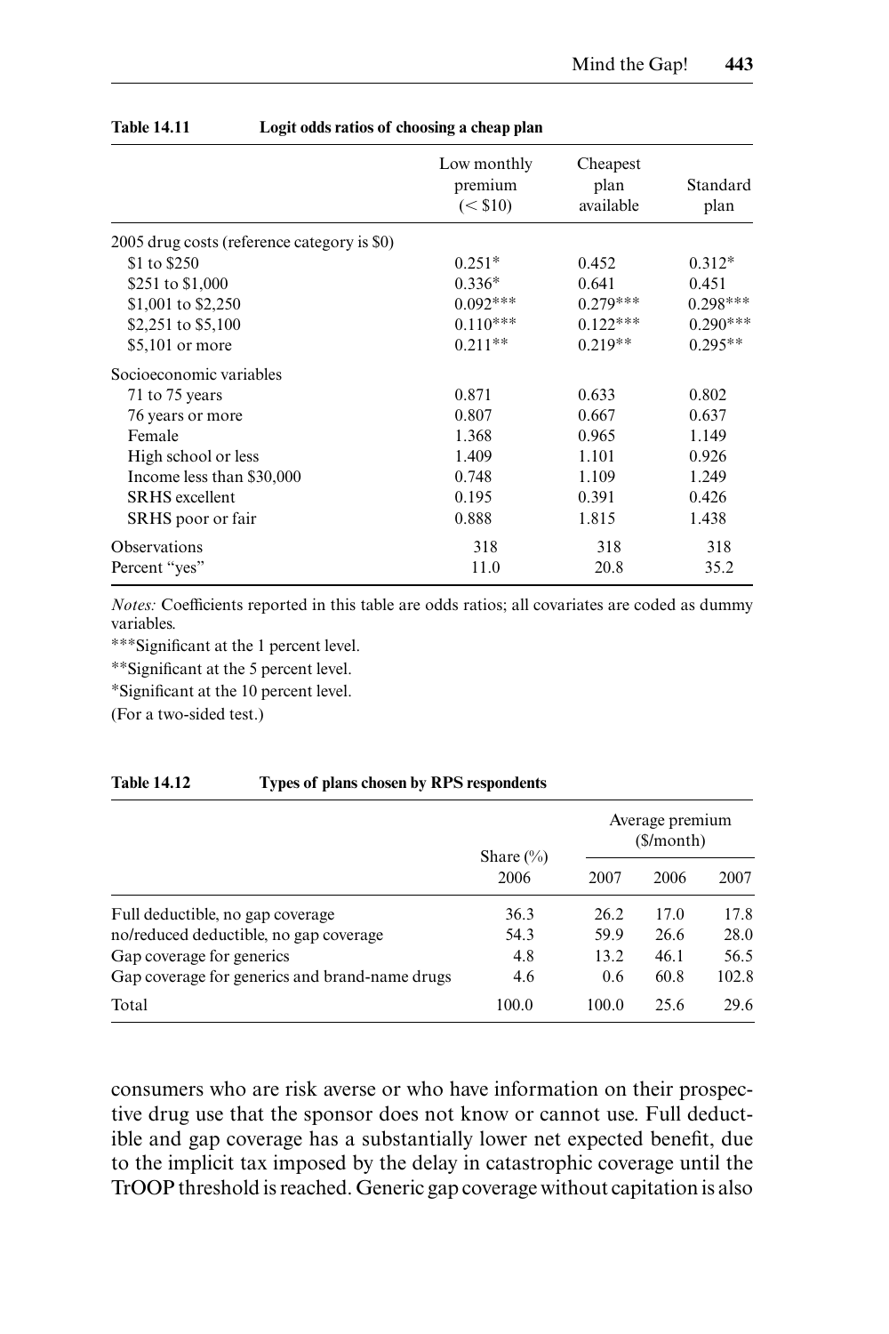**Table 14.11 Logit odds ratios of choosing a cheap plan**

| | Low monthly premium (< $10) | Cheapest plan available | Standard plan |
|---|---|---|---|
| 2005 drug costs (reference category is $0) | | | |
| $1 to $250 | 0.251* | 0.452 | 0.312* |
| $251 to $1,000 | 0.336* | 0.641 | 0.451 |
| $1,001 to $2,250 | 0.092*** | 0.279*** | 0.298*** |
| $2,251 to $5,100 | 0.110*** | 0.122*** | 0.290*** |
| $5,101 or more | 0.211** | 0.219** | 0.295** |
| Socioeconomic variables | | | |
| 71 to 75 years | 0.871 | 0.633 | 0.802 |
| 76 years or more | 0.807 | 0.667 | 0.637 |
| Female | 1.368 | 0.965 | 1.149 |
| High school or less | 1.409 | 1.101 | 0.926 |
| Income less than $30,000 | 0.748 | 1.109 | 1.249 |
| SRHS excellent | 0.195 | 0.391 | 0.426 |
| SRHS poor or fair | 0.888 | 1.815 | 1.438 |
| Observations | 318 | 318 | 318 |
| Percent "yes" | 11.0 | 20.8 | 35.2 |

*Notes:* Coefficients reported in this table are odds ratios; all covariates are coded as dummy variables.
***Significant at the 1 percent level.
**Significant at the 5 percent level.
*Significant at the 10 percent level.
(For a two-sided test.)

**Table 14.12 Types of plans chosen by RPS respondents**

| | Share (%) | | Average premium ($/month) | |
|---|---|---|---|---|
| | 2006 | 2007 | 2006 | 2007 |
| Full deductible, no gap coverage | 36.3 | 26.2 | 17.0 | 17.8 |
| no/reduced deductible, no gap coverage | 54.3 | 59.9 | 26.6 | 28.0 |
| Gap coverage for generics | 4.8 | 13.2 | 46.1 | 56.5 |
| Gap coverage for generics and brand-name drugs | 4.6 | 0.6 | 60.8 | 102.8 |
| Total | 100.0 | 100.0 | 25.6 | 29.6 |

consumers who are risk averse or who have information on their prospective drug use that the sponsor does not know or cannot use. Full deductible and gap coverage has a substantially lower net expected benefit, due to the implicit tax imposed by the delay in catastrophic coverage until the TrOOP threshold is reached. Generic gap coverage without capitation is also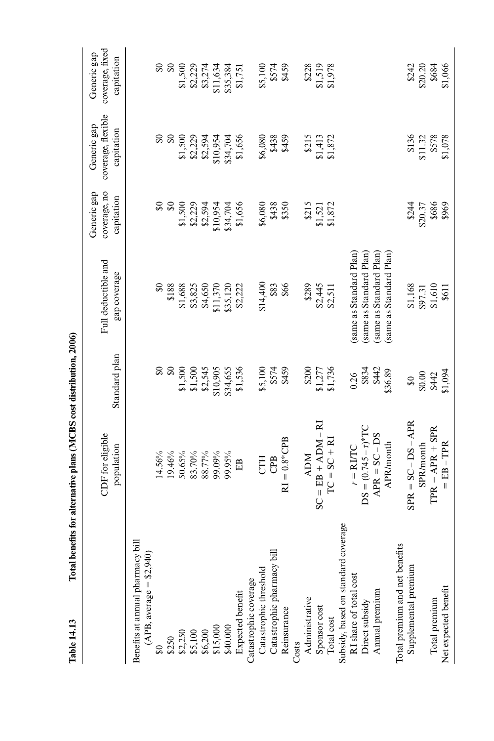**Table 14.13 Total benefits for alternative plans (MCBS cost distribution, 2006)**

| | CDF for eligible population | Standard plan | Full deductible and gap coverage | Generic gap coverage, no capitation | Generic gap coverage, flexible capitation | Generic gap coverage, fixed capitation |
|---|---|---|---|---|---|---|
| Benefits at annual pharmacy bill (APB, average = $2,940) | | | | | | |
| $0 | 14.56% | $0 | $0 | $0 | $0 | $0 |
| $250 | 19.46% | $0 | $188 | $0 | $0 | $0 |
| $2,250 | 50.65% | $1,500 | $1,688 | $1,500 | $1,500 | $1,500 |
| $5,100 | 83.70% | $1,500 | $3,825 | $2,229 | $2,229 | $2,229 |
| $6,200 | 88.77% | $2,545 | $4,650 | $2,594 | $2,594 | $3,274 |
| $15,000 | 99.09% | $10,905 | $11,370 | $10,954 | $10,954 | $11,634 |
| $40,000 | 99.95% | $34,655 | $35,120 | $34,704 | $34,704 | $35,384 |
| Expected benefit | EB | $1,536 | $2,222 | $1,656 | $1,656 | $1,751 |
| Catastrophic coverage | | | | | | |
| Catastrophic threshold | CTH | $5,100 | $14,400 | $6,080 | $6,080 | $5,100 |
| Catastrophic pharmacy bill | CPB | $574 | $83 | $438 | $438 | $574 |
| Reinsurance | RI = 0.8*CPB | $459 | $66 | $350 | $459 | $459 |
| Costs | | | | | | |
| Administrative | ADM | $200 | $289 | $215 | $215 | $228 |
| Sponsor cost | SC = EB + ADM – RI | $1,277 | $2,445 | $1,521 | $1,413 | $1,519 |
| Total cost | TC = SC + RI | $1,736 | $2,511 | $1,872 | $1,872 | $1,978 |
| Subsidy, based on standard coverage | | | | | | |
| RI share of total cost | $r$ = RI/TC | 0.26 | (same as Standard Plan) | | | |
| Direct subsidy | DS = (0.745 – $r$)*TC | $834 | (same as Standard Plan) | | | |
| Annual premium | APR = SC – DS | $442 | (same as Standard Plan) | | | |
| | APR/month | $36.89 | (same as Standard Plan) | | | |
| Total premium and net benefits | | | | | | |
| Supplemental premium | SPR = SC – DS – APR | $0 | $1,168 | $244 | $136 | $242 |
| | SPR/month | $0.00 | $97.31 | $20.37 | $11.32 | $20.20 |
| Total premium | TPR = APR + SPR | $442 | $1,610 | $686 | $578 | $684 |
| Net expected benefit | = EB – TPR | $1,094 | $611 | $969 | $1,078 | $1,066 |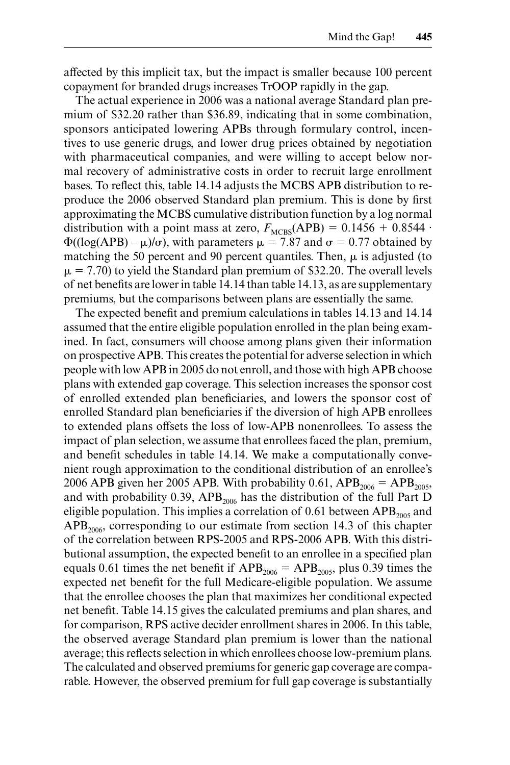affected by this implicit tax, but the impact is smaller because 100 percent copayment for branded drugs increases TrOOP rapidly in the gap.

The actual experience in 2006 was a national average Standard plan premium of \$32.20 rather than \$36.89, indicating that in some combination, sponsors anticipated lowering APBs through formulary control, incentives to use generic drugs, and lower drug prices obtained by negotiation with pharmaceutical companies, and were willing to accept below normal recovery of administrative costs in order to recruit large enrollment bases. To reflect this, table 14.14 adjusts the MCBS APB distribution to reproduce the 2006 observed Standard plan premium. This is done by first approximating the MCBS cumulative distribution function by a log normal distribution with a point mass at zero, $F_{\text{MCBS}}(\text{APB}) = 0.1456 + 0.8544 \cdot \Phi((\log(\text{APB}) - \mu)/\sigma)$, with parameters $\mu = 7.87$ and $\sigma = 0.77$ obtained by matching the 50 percent and 90 percent quantiles. Then, $\mu$ is adjusted (to $\mu = 7.70$) to yield the Standard plan premium of \$32.20. The overall levels of net benefits are lower in table 14.14 than table 14.13, as are supplementary premiums, but the comparisons between plans are essentially the same.

The expected benefit and premium calculations in tables 14.13 and 14.14 assumed that the entire eligible population enrolled in the plan being examined. In fact, consumers will choose among plans given their information on prospective APB. This creates the potential for adverse selection in which people with low APB in 2005 do not enroll, and those with high APB choose plans with extended gap coverage. This selection increases the sponsor cost of enrolled extended plan beneficiaries, and lowers the sponsor cost of enrolled Standard plan beneficiaries if the diversion of high APB enrollees to extended plans offsets the loss of low-APB nonenrollees. To assess the impact of plan selection, we assume that enrollees faced the plan, premium, and benefit schedules in table 14.14. We make a computationally convenient rough approximation to the conditional distribution of an enrollee's 2006 APB given her 2005 APB. With probability 0.61, $\text{APB}_{2006} = \text{APB}_{2005}$, and with probability 0.39, $\text{APB}_{2006}$ has the distribution of the full Part D eligible population. This implies a correlation of 0.61 between $\text{APB}_{2005}$ and $\text{APB}_{2006}$, corresponding to our estimate from section 14.3 of this chapter of the correlation between RPS-2005 and RPS-2006 APB. With this distributional assumption, the expected benefit to an enrollee in a specified plan equals 0.61 times the net benefit if $\text{APB}_{2006} = \text{APB}_{2005}$, plus 0.39 times the expected net benefit for the full Medicare-eligible population. We assume that the enrollee chooses the plan that maximizes her conditional expected net benefit. Table 14.15 gives the calculated premiums and plan shares, and for comparison, RPS active decider enrollment shares in 2006. In this table, the observed average Standard plan premium is lower than the national average; this reflects selection in which enrollees choose low-premium plans. The calculated and observed premiums for generic gap coverage are comparable. However, the observed premium for full gap coverage is substantially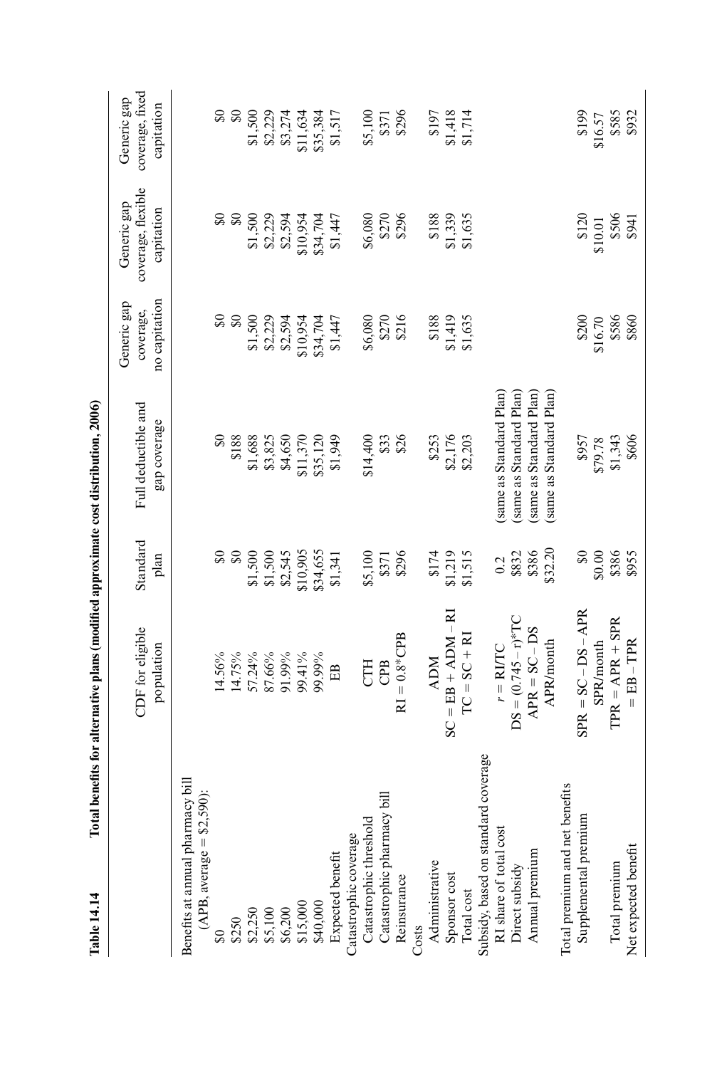**Table 14.14 Total benefits for alternative plans (modified approximate cost distribution, 2006)**

| | CDF for eligible population | Standard plan | Full deductible and gap coverage | Generic gap coverage, no capitation | Generic gap coverage, flexible capitation | Generic gap coverage, fixed capitation |
|---|---|---|---|---|---|---|
| Benefits at annual pharmacy bill (APB, average = \$2,590): | | | | | | |
| \$0 | 14.56% | \$0 | \$0 | \$0 | \$0 | \$0 |
| \$250 | 14.75% | \$0 | \$188 | \$0 | \$0 | \$0 |
| \$2,250 | 57.24% | \$1,500 | \$1,688 | \$1,500 | \$1,500 | \$1,500 |
| \$5,100 | 87.66% | \$1,500 | \$3,825 | \$2,229 | \$2,229 | \$2,229 |
| \$6,200 | 91.99% | \$2,545 | \$4,650 | \$2,594 | \$2,594 | \$3,274 |
| \$15,000 | 99.41% | \$10,905 | \$11,370 | \$10,954 | \$10,954 | \$11,634 |
| \$40,000 | 99.99% | \$34,655 | \$35,120 | \$34,704 | \$34,704 | \$35,384 |
| Expected benefit | EB | \$1,341 | \$1,949 | \$1,447 | \$1,447 | \$1,517 |
| Catastrophic coverage | | | | | | |
| Catastrophic threshold | CTH | \$5,100 | \$14,400 | \$6,080 | \$6,080 | \$5,100 |
| Catastrophic pharmacy bill | CPB | \$371 | \$33 | \$270 | \$270 | \$371 |
| Reinsurance | RI = 0.8*CPB | \$296 | \$26 | \$216 | \$296 | \$296 |
| Costs | | | | | | |
| Administrative | ADM | \$174 | \$253 | \$188 | \$188 | \$197 |
| Sponsor cost | SC = EB + ADM – RI | \$1,219 | \$2,176 | \$1,419 | \$1,339 | \$1,418 |
| Total cost | TC = SC + RI | \$1,515 | \$2,203 | \$1,635 | \$1,635 | \$1,714 |
| Subsidy, based on standard coverage | | | | | | |
| RI share of total cost | $r$ = RI/TC | 0.2 | (same as Standard Plan) | | | |
| Direct subsidy | DS = (0.745 – r)*TC | \$832 | (same as Standard Plan) | | | |
| Annual premium | APR = SC – DS | \$386 | (same as Standard Plan) | | | |
| | APR/month | \$32.20 | (same as Standard Plan) | | | |
| Total premium and net benefits | | | | | | |
| Supplemental premium | SPR = SC – DS – APR | \$0 | \$957 | \$200 | \$120 | \$199 |
| | SPR/month | \$0.00 | \$79.78 | \$16.70 | \$10.01 | \$16.57 |
| Total premium | TPR = APR + SPR | \$386 | \$1,343 | \$586 | \$506 | \$585 |
| Net expected benefit | = EB – TPR | \$955 | \$606 | \$860 | \$941 | \$932 |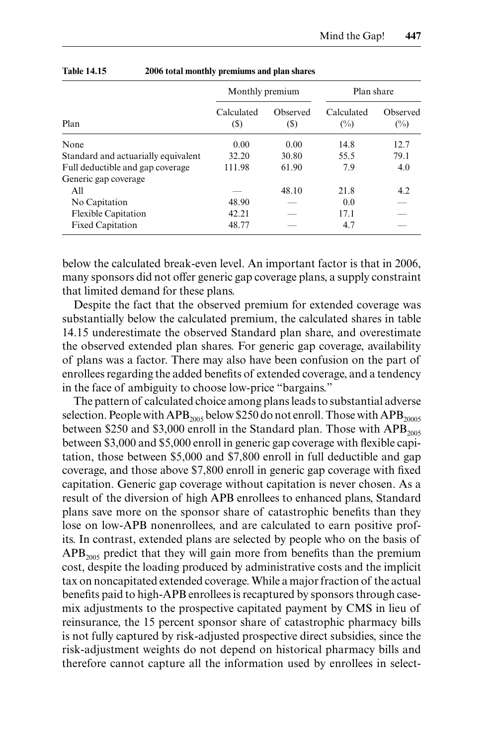Table 14.15 2006 total monthly premiums and plan shares

| Plan | Monthly premium | | Plan share | |
|---|---|---|---|---|
| | Calculated ($) | Observed ($) | Calculated (%) | Observed (%) |
| None | 0.00 | 0.00 | 14.8 | 12.7 |
| Standard and actuarially equivalent | 32.20 | 30.80 | 55.5 | 79.1 |
| Full deductible and gap coverage | 111.98 | 61.90 | 7.9 | 4.0 |
| Generic gap coverage | | | | |
| All | — | 48.10 | 21.8 | 4.2 |
| No Capitation | 48.90 | — | 0.0 | — |
| Flexible Capitation | 42.21 | — | 17.1 | — |
| Fixed Capitation | 48.77 | — | 4.7 | — |

below the calculated break-even level. An important factor is that in 2006, many sponsors did not offer generic gap coverage plans, a supply constraint that limited demand for these plans.

Despite the fact that the observed premium for extended coverage was substantially below the calculated premium, the calculated shares in table 14.15 underestimate the observed Standard plan share, and overestimate the observed extended plan shares. For generic gap coverage, availability of plans was a factor. There may also have been confusion on the part of enrollees regarding the added benefits of extended coverage, and a tendency in the face of ambiguity to choose low-price "bargains."

The pattern of calculated choice among plans leads to substantial adverse selection. People with $APB_{2005}$ below $250 do not enroll. Those with $APB_{20005}$ between $250 and $3,000 enroll in the Standard plan. Those with $APB_{2005}$ between $3,000 and $5,000 enroll in generic gap coverage with flexible capitation, those between $5,000 and $7,800 enroll in full deductible and gap coverage, and those above $7,800 enroll in generic gap coverage with fixed capitation. Generic gap coverage without capitation is never chosen. As a result of the diversion of high APB enrollees to enhanced plans, Standard plans save more on the sponsor share of catastrophic benefits than they lose on low-APB nonenrollees, and are calculated to earn positive profits. In contrast, extended plans are selected by people who on the basis of $APB_{2005}$ predict that they will gain more from benefits than the premium cost, despite the loading produced by administrative costs and the implicit tax on noncapitated extended coverage. While a major fraction of the actual benefits paid to high-APB enrollees is recaptured by sponsors through case-mix adjustments to the prospective capitated payment by CMS in lieu of reinsurance, the 15 percent sponsor share of catastrophic pharmacy bills is not fully captured by risk-adjusted prospective direct subsidies, since the risk-adjustment weights do not depend on historical pharmacy bills and therefore cannot capture all the information used by enrollees in select-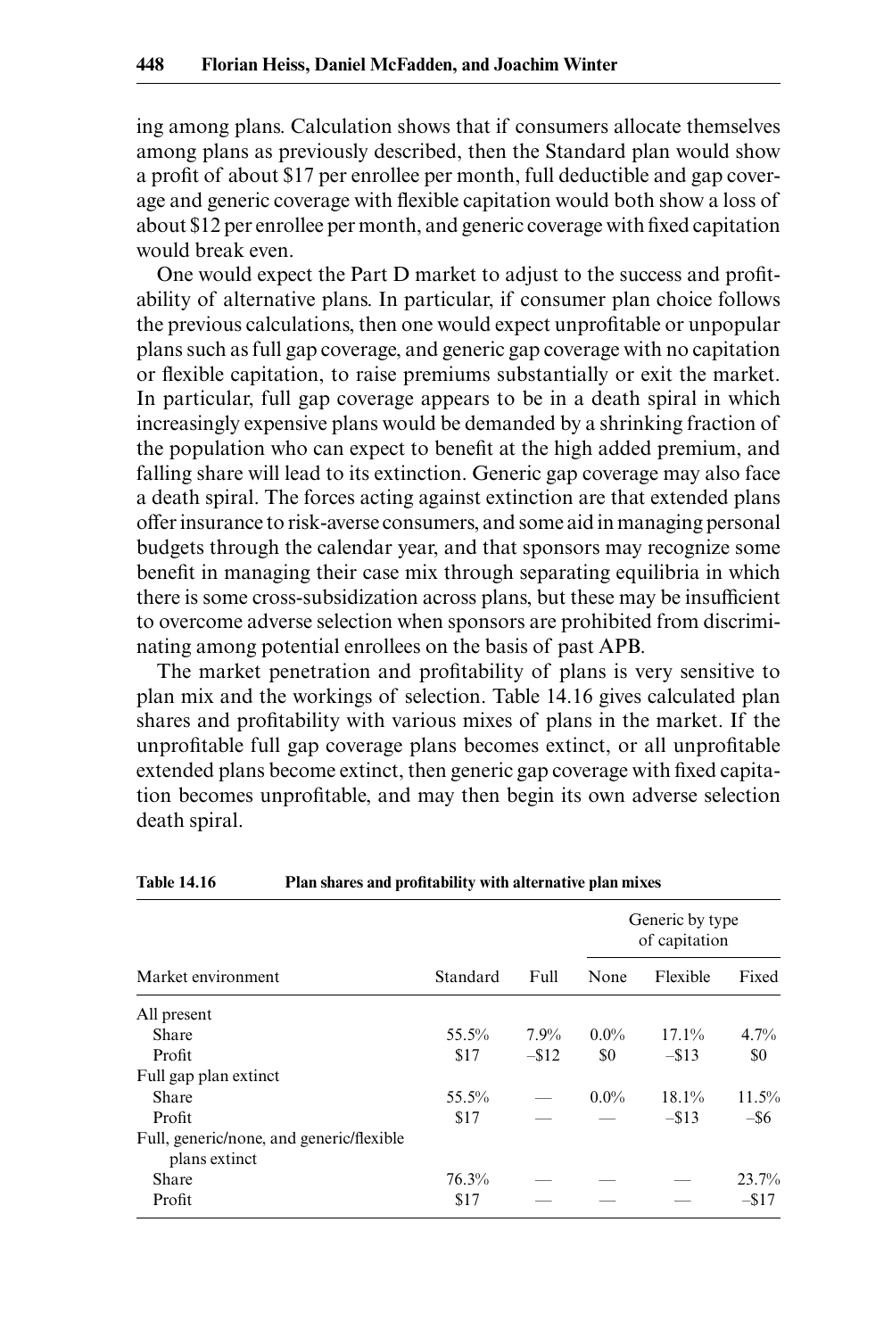ing among plans. Calculation shows that if consumers allocate themselves among plans as previously described, then the Standard plan would show a profit of about $17 per enrollee per month, full deductible and gap coverage and generic coverage with flexible capitation would both show a loss of about $12 per enrollee per month, and generic coverage with fixed capitation would break even.

One would expect the Part D market to adjust to the success and profitability of alternative plans. In particular, if consumer plan choice follows the previous calculations, then one would expect unprofitable or unpopular plans such as full gap coverage, and generic gap coverage with no capitation or flexible capitation, to raise premiums substantially or exit the market. In particular, full gap coverage appears to be in a death spiral in which increasingly expensive plans would be demanded by a shrinking fraction of the population who can expect to benefit at the high added premium, and falling share will lead to its extinction. Generic gap coverage may also face a death spiral. The forces acting against extinction are that extended plans offer insurance to risk-averse consumers, and some aid in managing personal budgets through the calendar year, and that sponsors may recognize some benefit in managing their case mix through separating equilibria in which there is some cross-subsidization across plans, but these may be insufficient to overcome adverse selection when sponsors are prohibited from discriminating among potential enrollees on the basis of past APB.

The market penetration and profitability of plans is very sensitive to plan mix and the workings of selection. Table 14.16 gives calculated plan shares and profitability with various mixes of plans in the market. If the unprofitable full gap coverage plans becomes extinct, or all unprofitable extended plans become extinct, then generic gap coverage with fixed capitation becomes unprofitable, and may then begin its own adverse selection death spiral.

**Table 14.16 Plan shares and profitability with alternative plan mixes**

| | | | Generic by type of capitation | | |
|---|---|---|---|---|---|
| Market environment | Standard | Full | None | Flexible | Fixed |
| All present | | | | | |
| Share | 55.5% | 7.9% | 0.0% | 17.1% | 4.7% |
| Profit | $17 | –$12 | $0 | –$13 | $0 |
| Full gap plan extinct | | | | | |
| Share | 55.5% | — | 0.0% | 18.1% | 11.5% |
| Profit | $17 | — | — | –$13 | –$6 |
| Full, generic/none, and generic/flexible plans extinct | | | | | |
| Share | 76.3% | — | — | — | 23.7% |
| Profit | $17 | — | — | — | –$17 |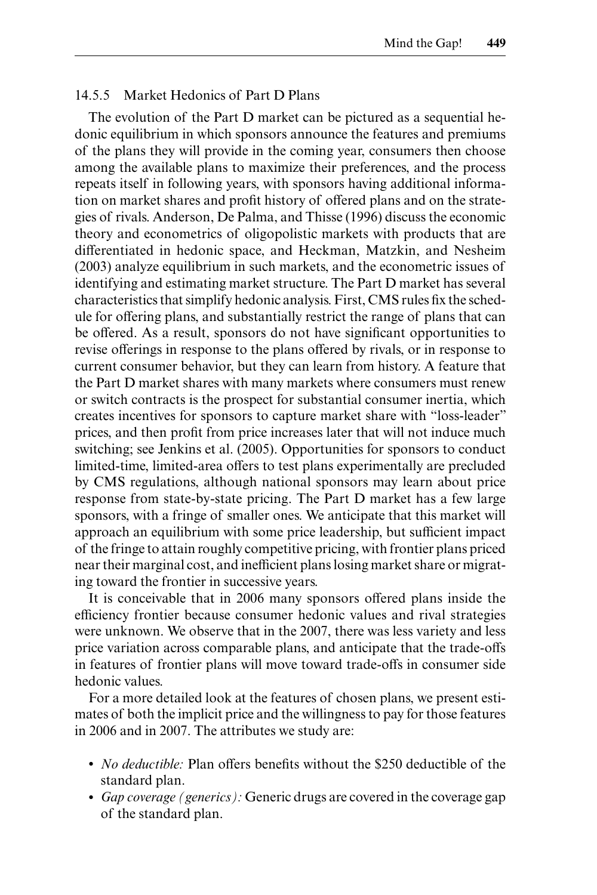### 14.5.5 Market Hedonics of Part D Plans

The evolution of the Part D market can be pictured as a sequential hedonic equilibrium in which sponsors announce the features and premiums of the plans they will provide in the coming year, consumers then choose among the available plans to maximize their preferences, and the process repeats itself in following years, with sponsors having additional information on market shares and profit history of offered plans and on the strategies of rivals. Anderson, De Palma, and Thisse (1996) discuss the economic theory and econometrics of oligopolistic markets with products that are differentiated in hedonic space, and Heckman, Matzkin, and Nesheim (2003) analyze equilibrium in such markets, and the econometric issues of identifying and estimating market structure. The Part D market has several characteristics that simplify hedonic analysis. First, CMS rules fix the schedule for offering plans, and substantially restrict the range of plans that can be offered. As a result, sponsors do not have significant opportunities to revise offerings in response to the plans offered by rivals, or in response to current consumer behavior, but they can learn from history. A feature that the Part D market shares with many markets where consumers must renew or switch contracts is the prospect for substantial consumer inertia, which creates incentives for sponsors to capture market share with "loss-leader" prices, and then profit from price increases later that will not induce much switching; see Jenkins et al. (2005). Opportunities for sponsors to conduct limited-time, limited-area offers to test plans experimentally are precluded by CMS regulations, although national sponsors may learn about price response from state-by-state pricing. The Part D market has a few large sponsors, with a fringe of smaller ones. We anticipate that this market will approach an equilibrium with some price leadership, but sufficient impact of the fringe to attain roughly competitive pricing, with frontier plans priced near their marginal cost, and inefficient plans losing market share or migrating toward the frontier in successive years.

It is conceivable that in 2006 many sponsors offered plans inside the efficiency frontier because consumer hedonic values and rival strategies were unknown. We observe that in the 2007, there was less variety and less price variation across comparable plans, and anticipate that the trade-offs in features of frontier plans will move toward trade-offs in consumer side hedonic values.

For a more detailed look at the features of chosen plans, we present estimates of both the implicit price and the willingness to pay for those features in 2006 and in 2007. The attributes we study are:

- *No deductible:* Plan offers benefits without the $250 deductible of the standard plan.
- *Gap coverage (generics):* Generic drugs are covered in the coverage gap of the standard plan.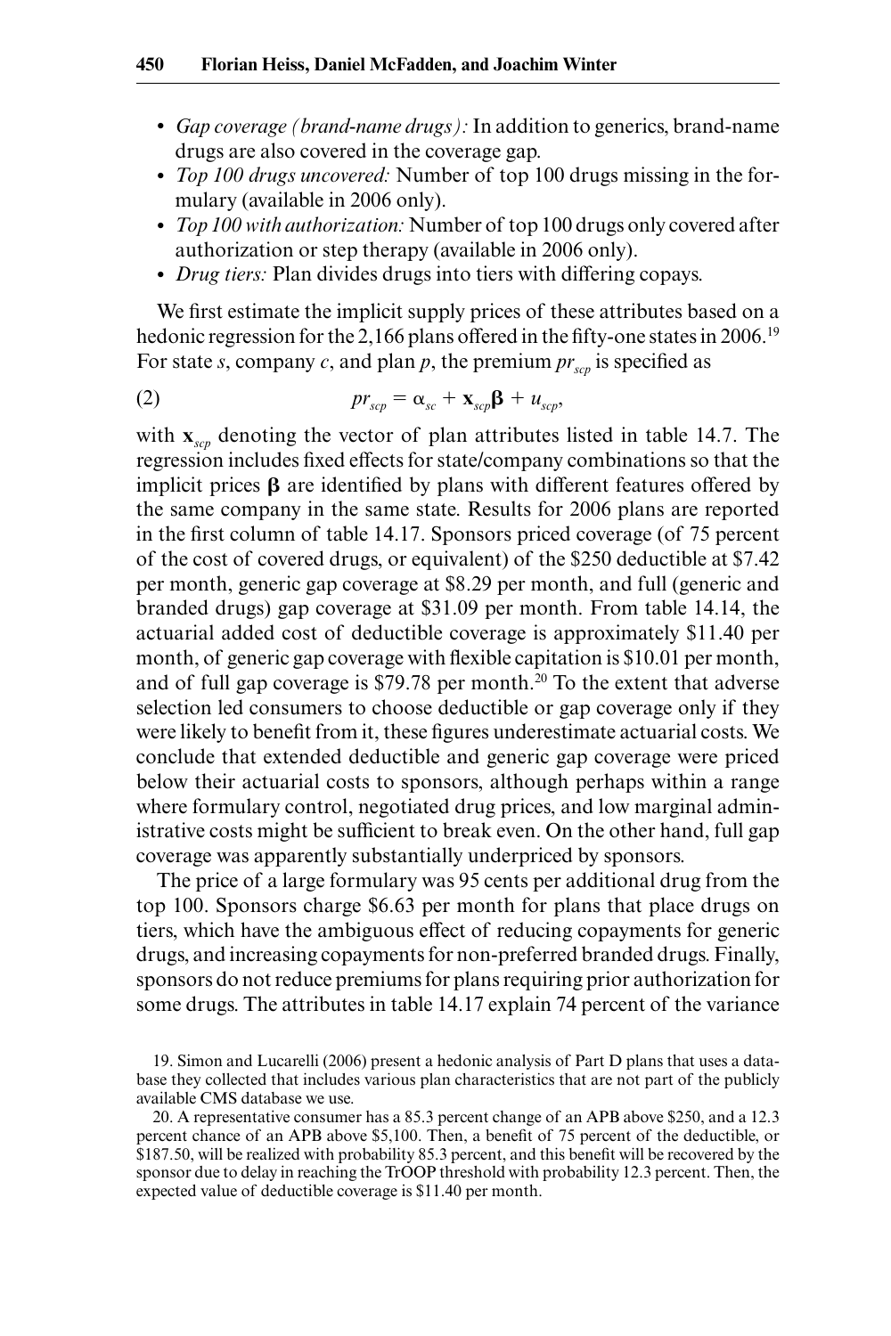- *Gap coverage (brand-name drugs):* In addition to generics, brand-name drugs are also covered in the coverage gap.
- *Top 100 drugs uncovered:* Number of top 100 drugs missing in the formulary (available in 2006 only).
- *Top 100 with authorization:* Number of top 100 drugs only covered after authorization or step therapy (available in 2006 only).
- *Drug tiers:* Plan divides drugs into tiers with differing copays.

We first estimate the implicit supply prices of these attributes based on a hedonic regression for the 2,166 plans offered in the fifty-one states in 2006.[19] For state $s$, company $c$, and plan $p$, the premium $pr_{scp}$ is specified as

$$pr_{scp} = \alpha_{sc} + \mathbf{x}_{scp}\boldsymbol{\beta} + u_{scp}, \tag{2}$$

with $\mathbf{x}_{scp}$ denoting the vector of plan attributes listed in table 14.7. The regression includes fixed effects for state/company combinations so that the implicit prices $\boldsymbol{\beta}$ are identified by plans with different features offered by the same company in the same state. Results for 2006 plans are reported in the first column of table 14.17. Sponsors priced coverage (of 75 percent of the cost of covered drugs, or equivalent) of the \$250 deductible at \$7.42 per month, generic gap coverage at \$8.29 per month, and full (generic and branded drugs) gap coverage at \$31.09 per month. From table 14.14, the actuarial added cost of deductible coverage is approximately \$11.40 per month, of generic gap coverage with flexible capitation is \$10.01 per month, and of full gap coverage is \$79.78 per month.[20] To the extent that adverse selection led consumers to choose deductible or gap coverage only if they were likely to benefit from it, these figures underestimate actuarial costs. We conclude that extended deductible and generic gap coverage were priced below their actuarial costs to sponsors, although perhaps within a range where formulary control, negotiated drug prices, and low marginal administrative costs might be sufficient to break even. On the other hand, full gap coverage was apparently substantially underpriced by sponsors.

The price of a large formulary was 95 cents per additional drug from the top 100. Sponsors charge \$6.63 per month for plans that place drugs on tiers, which have the ambiguous effect of reducing copayments for generic drugs, and increasing copayments for non-preferred branded drugs. Finally, sponsors do not reduce premiums for plans requiring prior authorization for some drugs. The attributes in table 14.17 explain 74 percent of the variance

19. Simon and Lucarelli (2006) present a hedonic analysis of Part D plans that uses a database they collected that includes various plan characteristics that are not part of the publicly available CMS database we use.

20. A representative consumer has a 85.3 percent change of an APB above \$250, and a 12.3 percent chance of an APB above \$5,100. Then, a benefit of 75 percent of the deductible, or \$187.50, will be realized with probability 85.3 percent, and this benefit will be recovered by the sponsor due to delay in reaching the TrOOP threshold with probability 12.3 percent. Then, the expected value of deductible coverage is \$11.40 per month.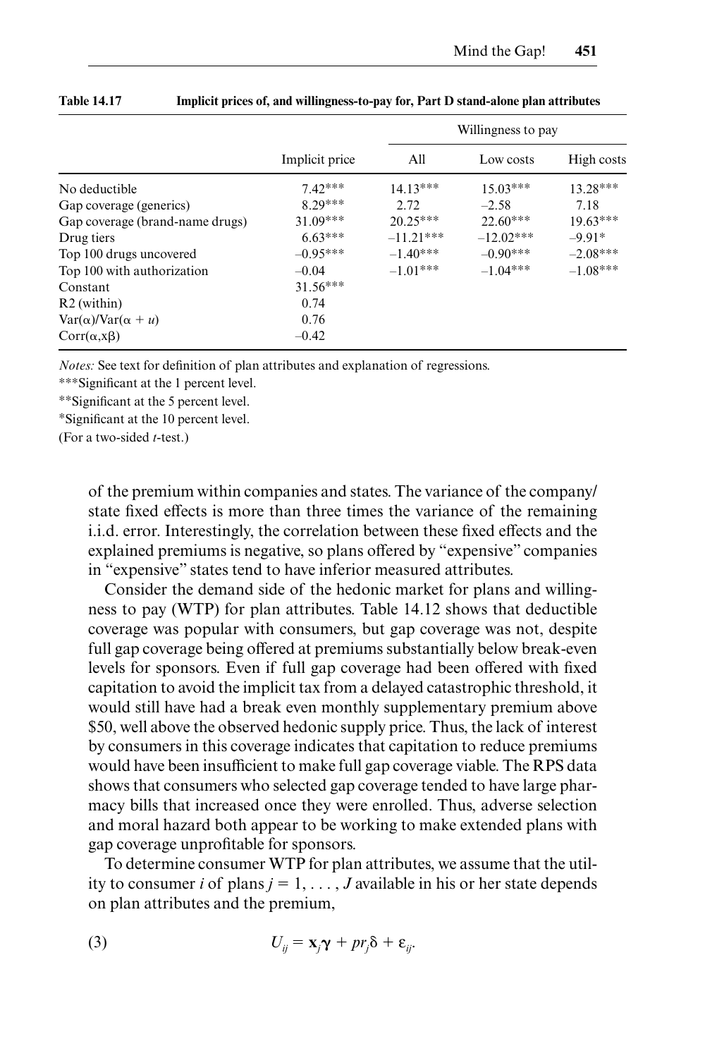**Table 14.17 Implicit prices of, and willingness-to-pay for, Part D stand-alone plan attributes**

| | Implicit price | Willingness to pay | | |
|---|---|---|---|---|
| | | All | Low costs | High costs |
| No deductible | 7.42*** | 14.13*** | 15.03*** | 13.28*** |
| Gap coverage (generics) | 8.29*** | 2.72 | –2.58 | 7.18 |
| Gap coverage (brand-name drugs) | 31.09*** | 20.25*** | 22.60*** | 19.63*** |
| Drug tiers | 6.63*** | –11.21*** | –12.02*** | –9.91* |
| Top 100 drugs uncovered | –0.95*** | –1.40*** | –0.90*** | –2.08*** |
| Top 100 with authorization | –0.04 | –1.01*** | –1.04*** | –1.08*** |
| Constant | 31.56*** | | | |
| R2 (within) | 0.74 | | | |
| $\mathrm{Var}(\alpha)/\mathrm{Var}(\alpha + u)$ | 0.76 | | | |
| $\mathrm{Corr}(\alpha, x\beta)$ | –0.42 | | | |

*Notes:* See text for definition of plan attributes and explanation of regressions.

***Significant at the 1 percent level.

**Significant at the 5 percent level.

*Significant at the 10 percent level.

(For a two-sided *t*-test.)

of the premium within companies and states. The variance of the company/state fixed effects is more than three times the variance of the remaining i.i.d. error. Interestingly, the correlation between these fixed effects and the explained premiums is negative, so plans offered by "expensive" companies in "expensive" states tend to have inferior measured attributes.

Consider the demand side of the hedonic market for plans and willingness to pay (WTP) for plan attributes. Table 14.12 shows that deductible coverage was popular with consumers, but gap coverage was not, despite full gap coverage being offered at premiums substantially below break-even levels for sponsors. Even if full gap coverage had been offered with fixed capitation to avoid the implicit tax from a delayed catastrophic threshold, it would still have had a break even monthly supplementary premium above $50, well above the observed hedonic supply price. Thus, the lack of interest by consumers in this coverage indicates that capitation to reduce premiums would have been insufficient to make full gap coverage viable. The RPS data shows that consumers who selected gap coverage tended to have large pharmacy bills that increased once they were enrolled. Thus, adverse selection and moral hazard both appear to be working to make extended plans with gap coverage unprofitable for sponsors.

To determine consumer WTP for plan attributes, we assume that the utility to consumer $i$ of plans $j = 1, \ldots, J$ available in his or her state depends on plan attributes and the premium,

$$U_{ij} = \mathbf{x}_j\boldsymbol{\gamma} + pr_j\delta + \varepsilon_{ij}. \tag{3}$$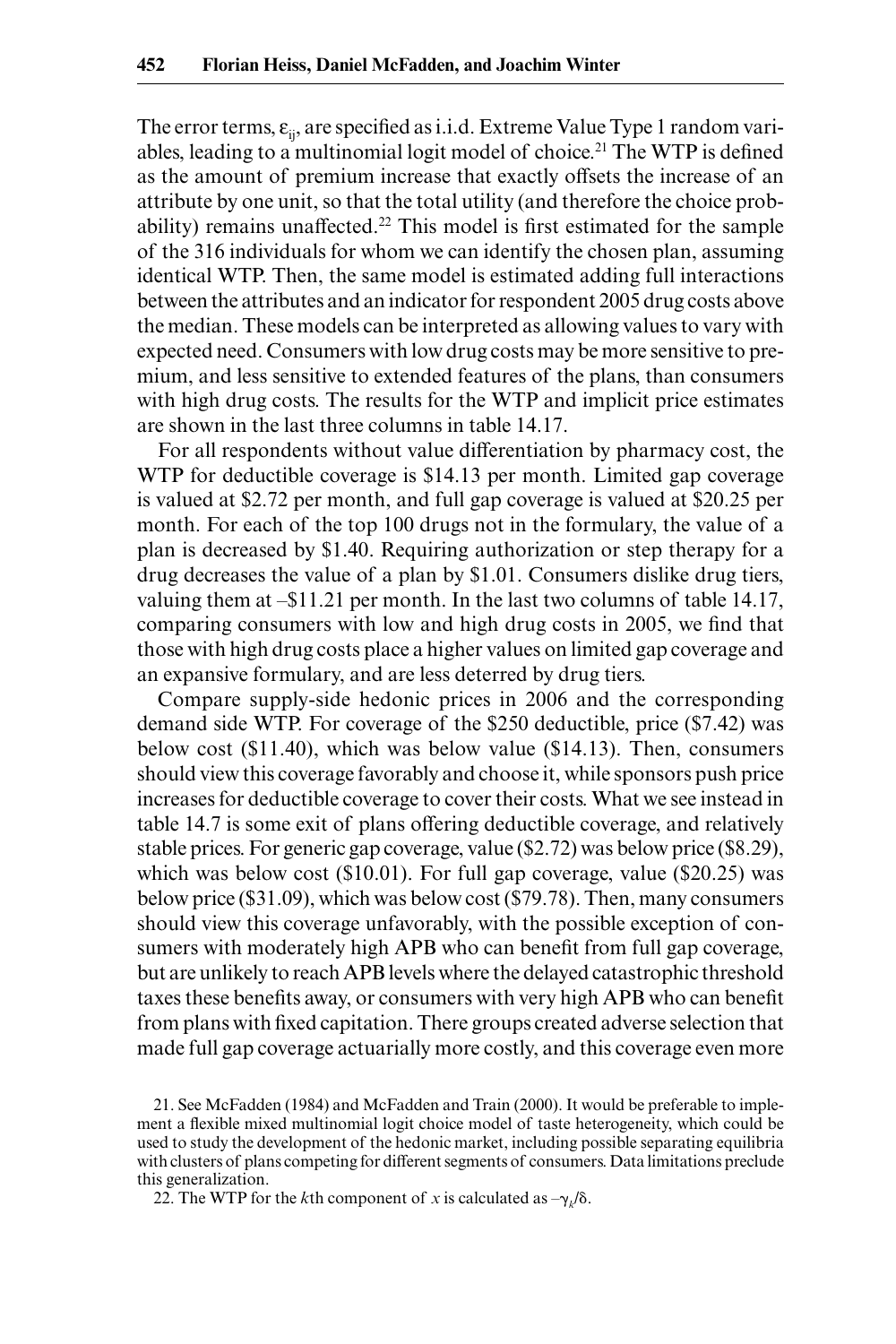The error terms, $\varepsilon_{ij}$, are specified as i.i.d. Extreme Value Type 1 random variables, leading to a multinomial logit model of choice.[21] The WTP is defined as the amount of premium increase that exactly offsets the increase of an attribute by one unit, so that the total utility (and therefore the choice probability) remains unaffected.[22] This model is first estimated for the sample of the 316 individuals for whom we can identify the chosen plan, assuming identical WTP. Then, the same model is estimated adding full interactions between the attributes and an indicator for respondent 2005 drug costs above the median. These models can be interpreted as allowing values to vary with expected need. Consumers with low drug costs may be more sensitive to premium, and less sensitive to extended features of the plans, than consumers with high drug costs. The results for the WTP and implicit price estimates are shown in the last three columns in table 14.17.

For all respondents without value differentiation by pharmacy cost, the WTP for deductible coverage is \$14.13 per month. Limited gap coverage is valued at \$2.72 per month, and full gap coverage is valued at \$20.25 per month. For each of the top 100 drugs not in the formulary, the value of a plan is decreased by \$1.40. Requiring authorization or step therapy for a drug decreases the value of a plan by \$1.01. Consumers dislike drug tiers, valuing them at –\$11.21 per month. In the last two columns of table 14.17, comparing consumers with low and high drug costs in 2005, we find that those with high drug costs place a higher values on limited gap coverage and an expansive formulary, and are less deterred by drug tiers.

Compare supply-side hedonic prices in 2006 and the corresponding demand side WTP. For coverage of the \$250 deductible, price (\$7.42) was below cost (\$11.40), which was below value (\$14.13). Then, consumers should view this coverage favorably and choose it, while sponsors push price increases for deductible coverage to cover their costs. What we see instead in table 14.7 is some exit of plans offering deductible coverage, and relatively stable prices. For generic gap coverage, value (\$2.72) was below price (\$8.29), which was below cost (\$10.01). For full gap coverage, value (\$20.25) was below price (\$31.09), which was below cost (\$79.78). Then, many consumers should view this coverage unfavorably, with the possible exception of consumers with moderately high APB who can benefit from full gap coverage, but are unlikely to reach APB levels where the delayed catastrophic threshold taxes these benefits away, or consumers with very high APB who can benefit from plans with fixed capitation. There groups created adverse selection that made full gap coverage actuarially more costly, and this coverage even more

21. See McFadden (1984) and McFadden and Train (2000). It would be preferable to implement a flexible mixed multinomial logit choice model of taste heterogeneity, which could be used to study the development of the hedonic market, including possible separating equilibria with clusters of plans competing for different segments of consumers. Data limitations preclude this generalization.

22. The WTP for the $k$th component of $x$ is calculated as $-\gamma_k/\delta$.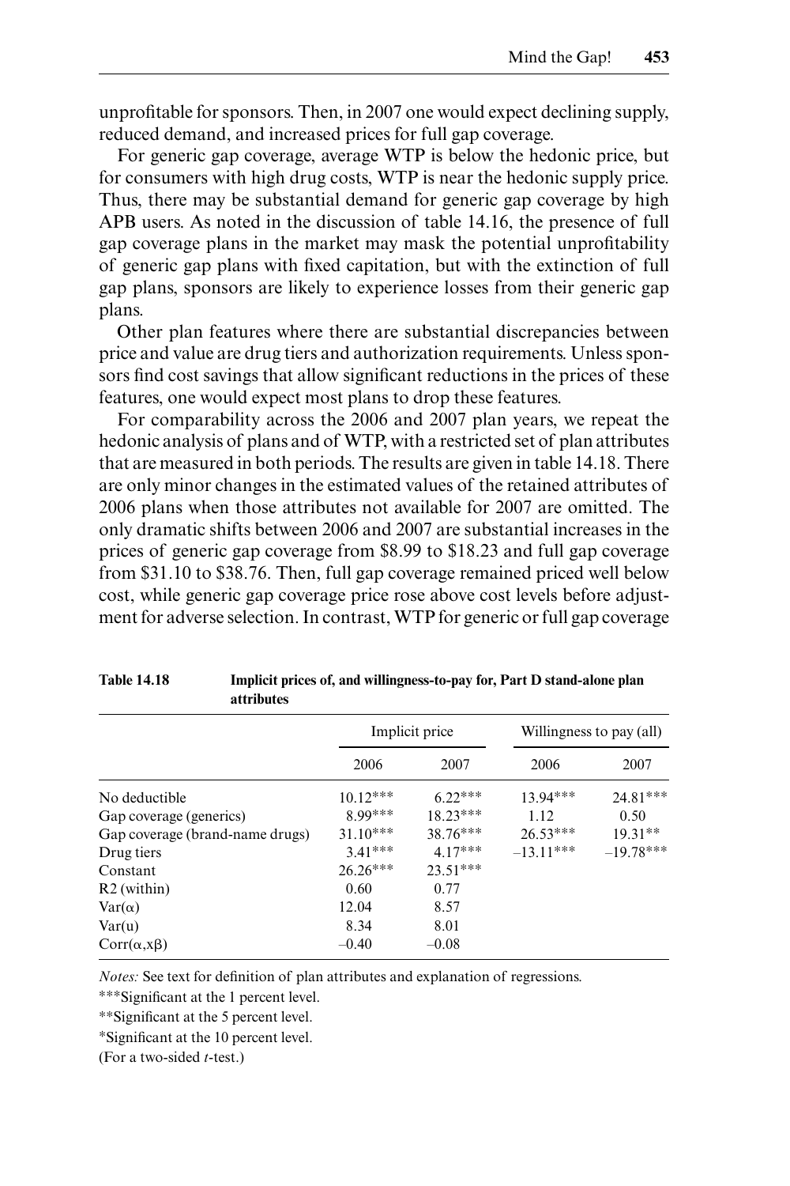unprofitable for sponsors. Then, in 2007 one would expect declining supply, reduced demand, and increased prices for full gap coverage.

For generic gap coverage, average WTP is below the hedonic price, but for consumers with high drug costs, WTP is near the hedonic supply price. Thus, there may be substantial demand for generic gap coverage by high APB users. As noted in the discussion of table 14.16, the presence of full gap coverage plans in the market may mask the potential unprofitability of generic gap plans with fixed capitation, but with the extinction of full gap plans, sponsors are likely to experience losses from their generic gap plans.

Other plan features where there are substantial discrepancies between price and value are drug tiers and authorization requirements. Unless sponsors find cost savings that allow significant reductions in the prices of these features, one would expect most plans to drop these features.

For comparability across the 2006 and 2007 plan years, we repeat the hedonic analysis of plans and of WTP, with a restricted set of plan attributes that are measured in both periods. The results are given in table 14.18. There are only minor changes in the estimated values of the retained attributes of 2006 plans when those attributes not available for 2007 are omitted. The only dramatic shifts between 2006 and 2007 are substantial increases in the prices of generic gap coverage from \$8.99 to \$18.23 and full gap coverage from \$31.10 to \$38.76. Then, full gap coverage remained priced well below cost, while generic gap coverage price rose above cost levels before adjustment for adverse selection. In contrast, WTP for generic or full gap coverage

**Table 14.18** **Implicit prices of, and willingness-to-pay for, Part D stand-alone plan attributes**

| | Implicit price | | Willingness to pay (all) | |
|---|---|---|---|---|
| | 2006 | 2007 | 2006 | 2007 |
| No deductible | 10.12*** | 6.22*** | 13.94*** | 24.81*** |
| Gap coverage (generics) | 8.99*** | 18.23*** | 1.12 | 0.50 |
| Gap coverage (brand-name drugs) | 31.10*** | 38.76*** | 26.53*** | 19.31** |
| Drug tiers | 3.41*** | 4.17*** | –13.11*** | –19.78*** |
| Constant | 26.26*** | 23.51*** | | |
| R2 (within) | 0.60 | 0.77 | | |
| $Var(\alpha)$ | 12.04 | 8.57 | | |
| $Var(u)$ | 8.34 | 8.01 | | |
| $Corr(\alpha,x\beta)$ | –0.40 | –0.08 | | |

*Notes:* See text for definition of plan attributes and explanation of regressions.

***Significant at the 1 percent level.

**Significant at the 5 percent level.

*Significant at the 10 percent level.

(For a two-sided *t*-test.)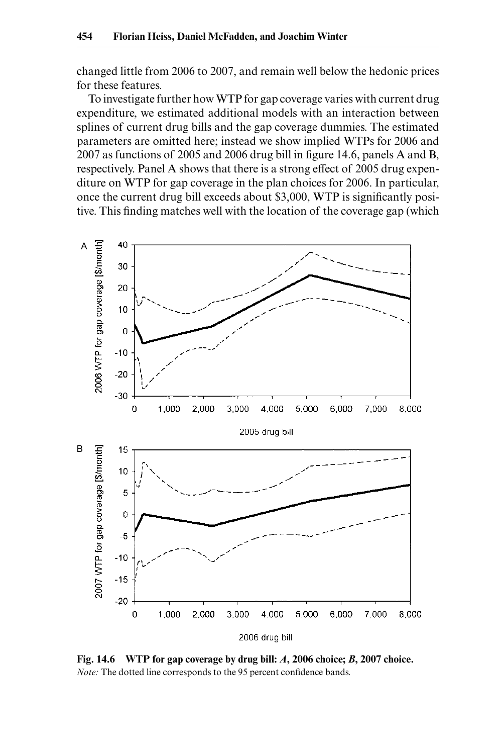changed little from 2006 to 2007, and remain well below the hedonic prices for these features.

To investigate further how WTP for gap coverage varies with current drug expenditure, we estimated additional models with an interaction between splines of current drug bills and the gap coverage dummies. The estimated parameters are omitted here; instead we show implied WTPs for 2006 and 2007 as functions of 2005 and 2006 drug bill in figure 14.6, panels A and B, respectively. Panel A shows that there is a strong effect of 2005 drug expenditure on WTP for gap coverage in the plan choices for 2006. In particular, once the current drug bill exceeds about \$3,000, WTP is significantly positive. This finding matches well with the location of the coverage gap (which

**Fig. 14.6 WTP for gap coverage by drug bill: *A*, 2006 choice; *B*, 2007 choice.**
*Note:* The dotted line corresponds to the 95 percent confidence bands.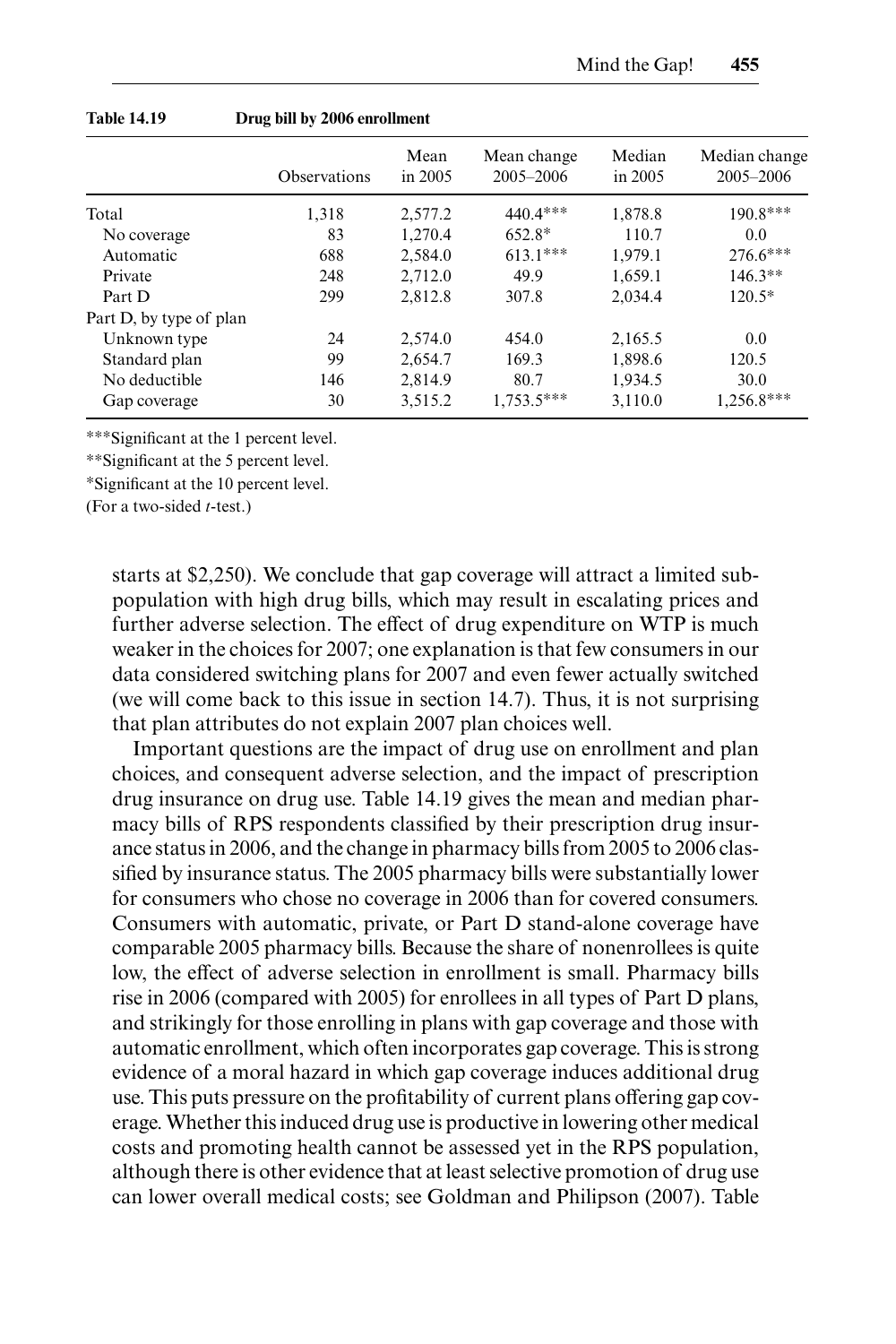**Table 14.19 Drug bill by 2006 enrollment**

| | Observations | Mean in 2005 | Mean change 2005–2006 | Median in 2005 | Median change 2005–2006 |
|---|---|---|---|---|---|
| Total | 1,318 | 2,577.2 | 440.4*** | 1,878.8 | 190.8*** |
| No coverage | 83 | 1,270.4 | 652.8* | 110.7 | 0.0 |
| Automatic | 688 | 2,584.0 | 613.1*** | 1,979.1 | 276.6*** |
| Private | 248 | 2,712.0 | 49.9 | 1,659.1 | 146.3** |
| Part D | 299 | 2,812.8 | 307.8 | 2,034.4 | 120.5* |
| Part D, by type of plan | | | | | |
| Unknown type | 24 | 2,574.0 | 454.0 | 2,165.5 | 0.0 |
| Standard plan | 99 | 2,654.7 | 169.3 | 1,898.6 | 120.5 |
| No deductible | 146 | 2,814.9 | 80.7 | 1,934.5 | 30.0 |
| Gap coverage | 30 | 3,515.2 | 1,753.5*** | 3,110.0 | 1,256.8*** |

***Significant at the 1 percent level.

**Significant at the 5 percent level.

*Significant at the 10 percent level.

(For a two-sided *t*-test.)

starts at $2,250). We conclude that gap coverage will attract a limited subpopulation with high drug bills, which may result in escalating prices and further adverse selection. The effect of drug expenditure on WTP is much weaker in the choices for 2007; one explanation is that few consumers in our data considered switching plans for 2007 and even fewer actually switched (we will come back to this issue in section 14.7). Thus, it is not surprising that plan attributes do not explain 2007 plan choices well.

Important questions are the impact of drug use on enrollment and plan choices, and consequent adverse selection, and the impact of prescription drug insurance on drug use. Table 14.19 gives the mean and median pharmacy bills of RPS respondents classified by their prescription drug insurance status in 2006, and the change in pharmacy bills from 2005 to 2006 classified by insurance status. The 2005 pharmacy bills were substantially lower for consumers who chose no coverage in 2006 than for covered consumers. Consumers with automatic, private, or Part D stand-alone coverage have comparable 2005 pharmacy bills. Because the share of nonenrollees is quite low, the effect of adverse selection in enrollment is small. Pharmacy bills rise in 2006 (compared with 2005) for enrollees in all types of Part D plans, and strikingly for those enrolling in plans with gap coverage and those with automatic enrollment, which often incorporates gap coverage. This is strong evidence of a moral hazard in which gap coverage induces additional drug use. This puts pressure on the profitability of current plans offering gap coverage. Whether this induced drug use is productive in lowering other medical costs and promoting health cannot be assessed yet in the RPS population, although there is other evidence that at least selective promotion of drug use can lower overall medical costs; see Goldman and Philipson (2007). Table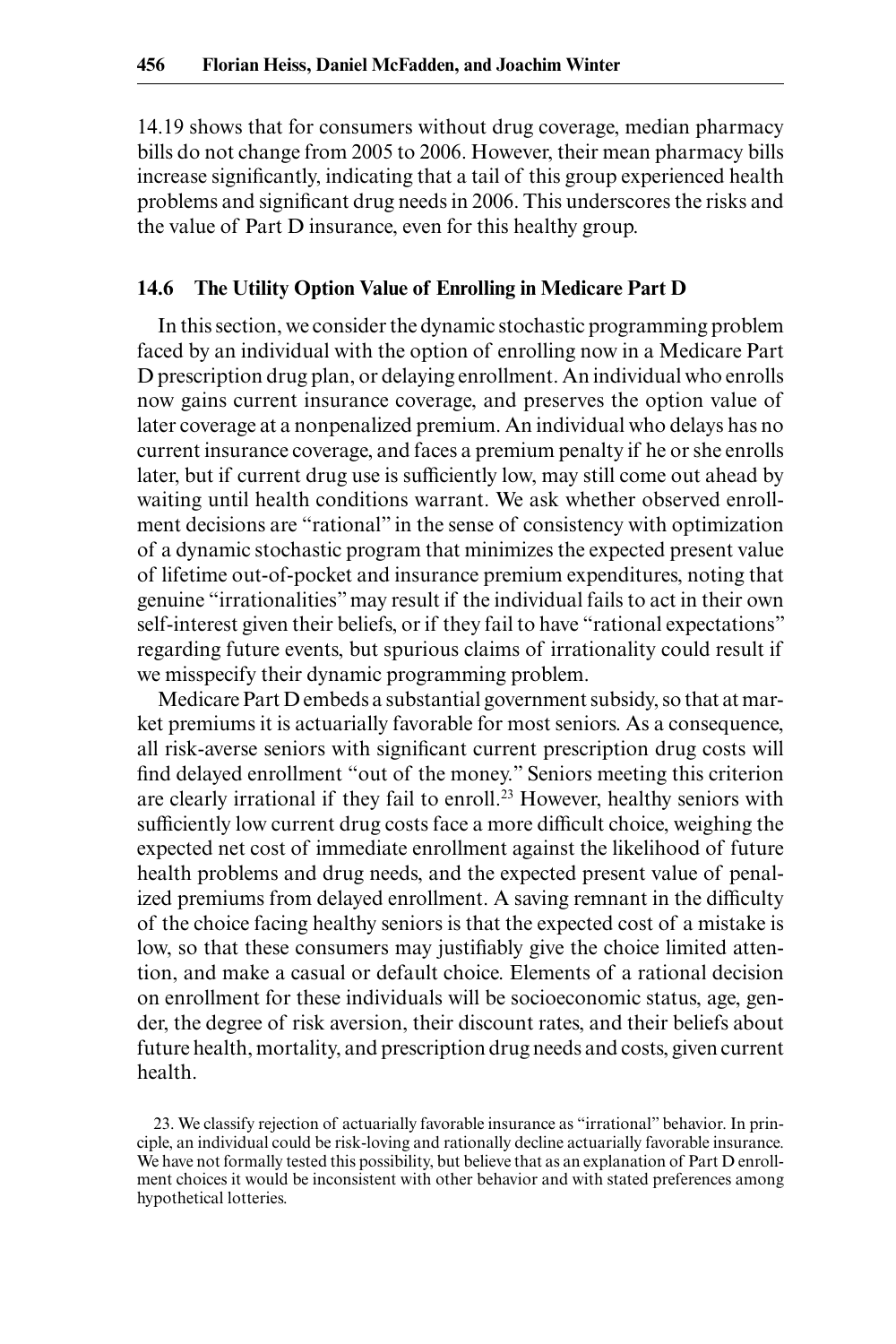14.19 shows that for consumers without drug coverage, median pharmacy bills do not change from 2005 to 2006. However, their mean pharmacy bills increase significantly, indicating that a tail of this group experienced health problems and significant drug needs in 2006. This underscores the risks and the value of Part D insurance, even for this healthy group.

### 14.6 The Utility Option Value of Enrolling in Medicare Part D

In this section, we consider the dynamic stochastic programming problem faced by an individual with the option of enrolling now in a Medicare Part D prescription drug plan, or delaying enrollment. An individual who enrolls now gains current insurance coverage, and preserves the option value of later coverage at a nonpenalized premium. An individual who delays has no current insurance coverage, and faces a premium penalty if he or she enrolls later, but if current drug use is sufficiently low, may still come out ahead by waiting until health conditions warrant. We ask whether observed enrollment decisions are "rational" in the sense of consistency with optimization of a dynamic stochastic program that minimizes the expected present value of lifetime out-of-pocket and insurance premium expenditures, noting that genuine "irrationalities" may result if the individual fails to act in their own self-interest given their beliefs, or if they fail to have "rational expectations" regarding future events, but spurious claims of irrationality could result if we misspecify their dynamic programming problem.

Medicare Part D embeds a substantial government subsidy, so that at market premiums it is actuarially favorable for most seniors. As a consequence, all risk-averse seniors with significant current prescription drug costs will find delayed enrollment "out of the money." Seniors meeting this criterion are clearly irrational if they fail to enroll.[23] However, healthy seniors with sufficiently low current drug costs face a more difficult choice, weighing the expected net cost of immediate enrollment against the likelihood of future health problems and drug needs, and the expected present value of penalized premiums from delayed enrollment. A saving remnant in the difficulty of the choice facing healthy seniors is that the expected cost of a mistake is low, so that these consumers may justifiably give the choice limited attention, and make a casual or default choice. Elements of a rational decision on enrollment for these individuals will be socioeconomic status, age, gender, the degree of risk aversion, their discount rates, and their beliefs about future health, mortality, and prescription drug needs and costs, given current health.

23. We classify rejection of actuarially favorable insurance as "irrational" behavior. In principle, an individual could be risk-loving and rationally decline actuarially favorable insurance. We have not formally tested this possibility, but believe that as an explanation of Part D enrollment choices it would be inconsistent with other behavior and with stated preferences among hypothetical lotteries.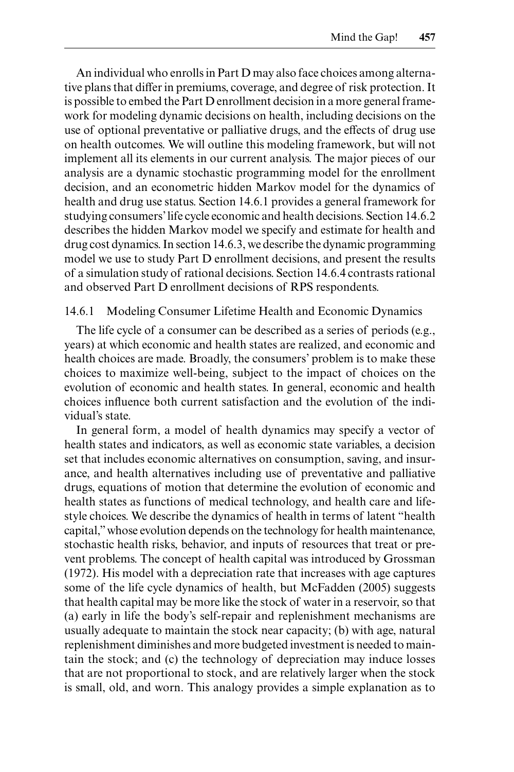An individual who enrolls in Part D may also face choices among alternative plans that differ in premiums, coverage, and degree of risk protection. It is possible to embed the Part D enrollment decision in a more general framework for modeling dynamic decisions on health, including decisions on the use of optional preventative or palliative drugs, and the effects of drug use on health outcomes. We will outline this modeling framework, but will not implement all its elements in our current analysis. The major pieces of our analysis are a dynamic stochastic programming model for the enrollment decision, and an econometric hidden Markov model for the dynamics of health and drug use status. Section 14.6.1 provides a general framework for studying consumers' life cycle economic and health decisions. Section 14.6.2 describes the hidden Markov model we specify and estimate for health and drug cost dynamics. In section 14.6.3, we describe the dynamic programming model we use to study Part D enrollment decisions, and present the results of a simulation study of rational decisions. Section 14.6.4 contrasts rational and observed Part D enrollment decisions of RPS respondents.

### 14.6.1 Modeling Consumer Lifetime Health and Economic Dynamics

The life cycle of a consumer can be described as a series of periods (e.g., years) at which economic and health states are realized, and economic and health choices are made. Broadly, the consumers' problem is to make these choices to maximize well-being, subject to the impact of choices on the evolution of economic and health states. In general, economic and health choices influence both current satisfaction and the evolution of the individual's state.

In general form, a model of health dynamics may specify a vector of health states and indicators, as well as economic state variables, a decision set that includes economic alternatives on consumption, saving, and insurance, and health alternatives including use of preventative and palliative drugs, equations of motion that determine the evolution of economic and health states as functions of medical technology, and health care and lifestyle choices. We describe the dynamics of health in terms of latent "health capital," whose evolution depends on the technology for health maintenance, stochastic health risks, behavior, and inputs of resources that treat or prevent problems. The concept of health capital was introduced by Grossman (1972). His model with a depreciation rate that increases with age captures some of the life cycle dynamics of health, but McFadden (2005) suggests that health capital may be more like the stock of water in a reservoir, so that (a) early in life the body's self-repair and replenishment mechanisms are usually adequate to maintain the stock near capacity; (b) with age, natural replenishment diminishes and more budgeted investment is needed to maintain the stock; and (c) the technology of depreciation may induce losses that are not proportional to stock, and are relatively larger when the stock is small, old, and worn. This analogy provides a simple explanation as to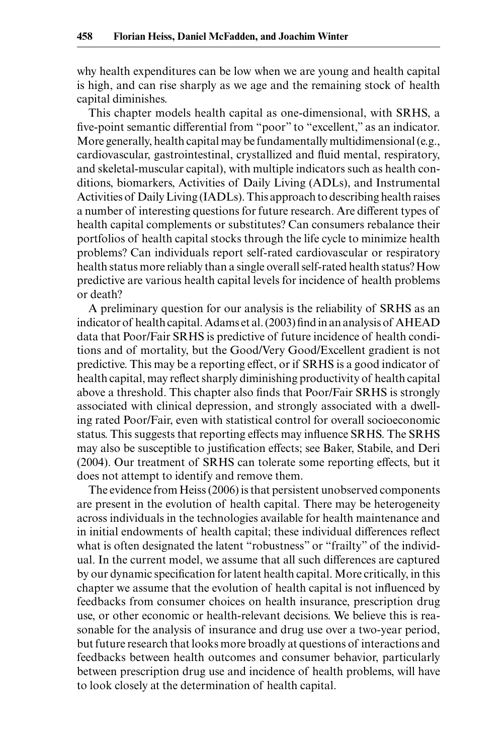why health expenditures can be low when we are young and health capital is high, and can rise sharply as we age and the remaining stock of health capital diminishes.

This chapter models health capital as one-dimensional, with SRHS, a five-point semantic differential from "poor" to "excellent," as an indicator. More generally, health capital may be fundamentally multidimensional (e.g., cardiovascular, gastrointestinal, crystallized and fluid mental, respiratory, and skeletal-muscular capital), with multiple indicators such as health conditions, biomarkers, Activities of Daily Living (ADLs), and Instrumental Activities of Daily Living (IADLs). This approach to describing health raises a number of interesting questions for future research. Are different types of health capital complements or substitutes? Can consumers rebalance their portfolios of health capital stocks through the life cycle to minimize health problems? Can individuals report self-rated cardiovascular or respiratory health status more reliably than a single overall self-rated health status? How predictive are various health capital levels for incidence of health problems or death?

A preliminary question for our analysis is the reliability of SRHS as an indicator of health capital. Adams et al. (2003) find in an analysis of AHEAD data that Poor/Fair SRHS is predictive of future incidence of health conditions and of mortality, but the Good/Very Good/Excellent gradient is not predictive. This may be a reporting effect, or if SRHS is a good indicator of health capital, may reflect sharply diminishing productivity of health capital above a threshold. This chapter also finds that Poor/Fair SRHS is strongly associated with clinical depression, and strongly associated with a dwelling rated Poor/Fair, even with statistical control for overall socioeconomic status. This suggests that reporting effects may influence SRHS. The SRHS may also be susceptible to justification effects; see Baker, Stabile, and Deri (2004). Our treatment of SRHS can tolerate some reporting effects, but it does not attempt to identify and remove them.

The evidence from Heiss (2006) is that persistent unobserved components are present in the evolution of health capital. There may be heterogeneity across individuals in the technologies available for health maintenance and in initial endowments of health capital; these individual differences reflect what is often designated the latent "robustness" or "frailty" of the individual. In the current model, we assume that all such differences are captured by our dynamic specification for latent health capital. More critically, in this chapter we assume that the evolution of health capital is not influenced by feedbacks from consumer choices on health insurance, prescription drug use, or other economic or health-relevant decisions. We believe this is reasonable for the analysis of insurance and drug use over a two-year period, but future research that looks more broadly at questions of interactions and feedbacks between health outcomes and consumer behavior, particularly between prescription drug use and incidence of health problems, will have to look closely at the determination of health capital.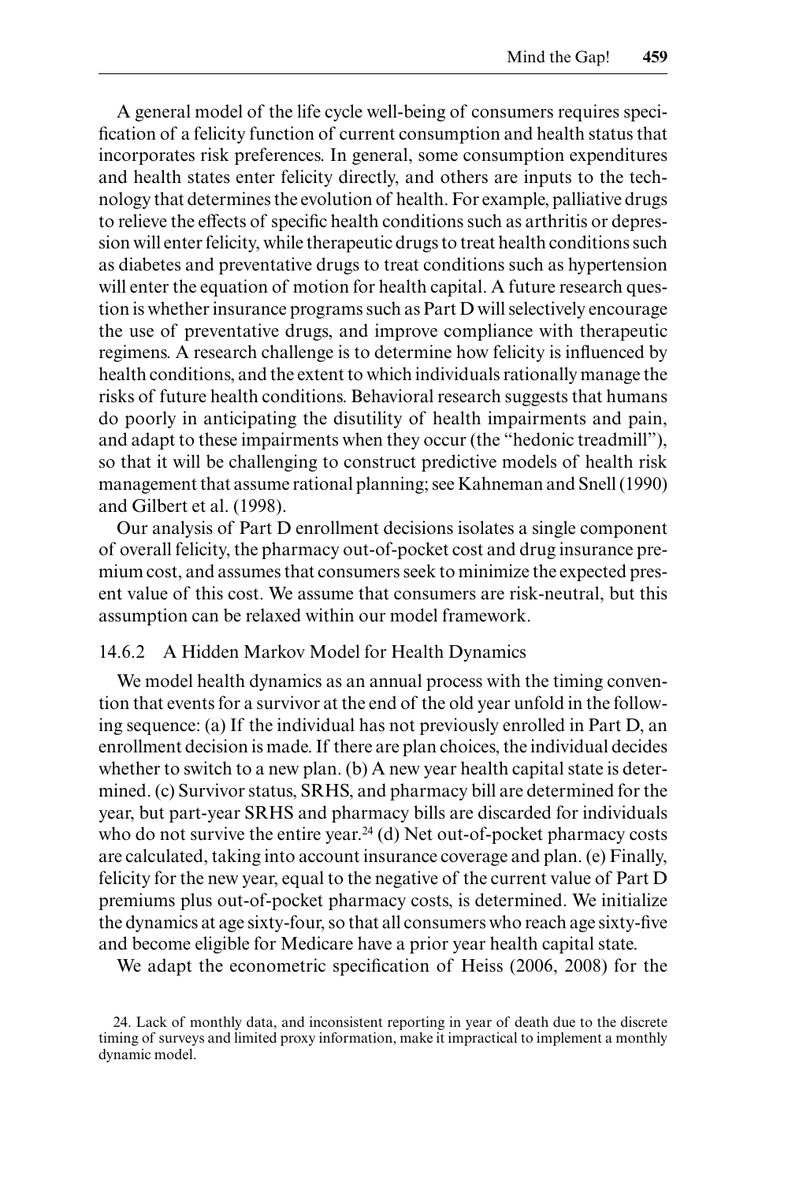A general model of the life cycle well-being of consumers requires specification of a felicity function of current consumption and health status that incorporates risk preferences. In general, some consumption expenditures and health states enter felicity directly, and others are inputs to the technology that determines the evolution of health. For example, palliative drugs to relieve the effects of specific health conditions such as arthritis or depression will enter felicity, while therapeutic drugs to treat health conditions such as diabetes and preventative drugs to treat conditions such as hypertension will enter the equation of motion for health capital. A future research question is whether insurance programs such as Part D will selectively encourage the use of preventative drugs, and improve compliance with therapeutic regimens. A research challenge is to determine how felicity is influenced by health conditions, and the extent to which individuals rationally manage the risks of future health conditions. Behavioral research suggests that humans do poorly in anticipating the disutility of health impairments and pain, and adapt to these impairments when they occur (the "hedonic treadmill"), so that it will be challenging to construct predictive models of health risk management that assume rational planning; see Kahneman and Snell (1990) and Gilbert et al. (1998).

Our analysis of Part D enrollment decisions isolates a single component of overall felicity, the pharmacy out-of-pocket cost and drug insurance premium cost, and assumes that consumers seek to minimize the expected present value of this cost. We assume that consumers are risk-neutral, but this assumption can be relaxed within our model framework.

### 14.6.2 A Hidden Markov Model for Health Dynamics

We model health dynamics as an annual process with the timing convention that events for a survivor at the end of the old year unfold in the following sequence: (a) If the individual has not previously enrolled in Part D, an enrollment decision is made. If there are plan choices, the individual decides whether to switch to a new plan. (b) A new year health capital state is determined. (c) Survivor status, SRHS, and pharmacy bill are determined for the year, but part-year SRHS and pharmacy bills are discarded for individuals who do not survive the entire year.[24] (d) Net out-of-pocket pharmacy costs are calculated, taking into account insurance coverage and plan. (e) Finally, felicity for the new year, equal to the negative of the current value of Part D premiums plus out-of-pocket pharmacy costs, is determined. We initialize the dynamics at age sixty-four, so that all consumers who reach age sixty-five and become eligible for Medicare have a prior year health capital state.

We adapt the econometric specification of Heiss (2006, 2008) for the

24. Lack of monthly data, and inconsistent reporting in year of death due to the discrete timing of surveys and limited proxy information, make it impractical to implement a monthly dynamic model.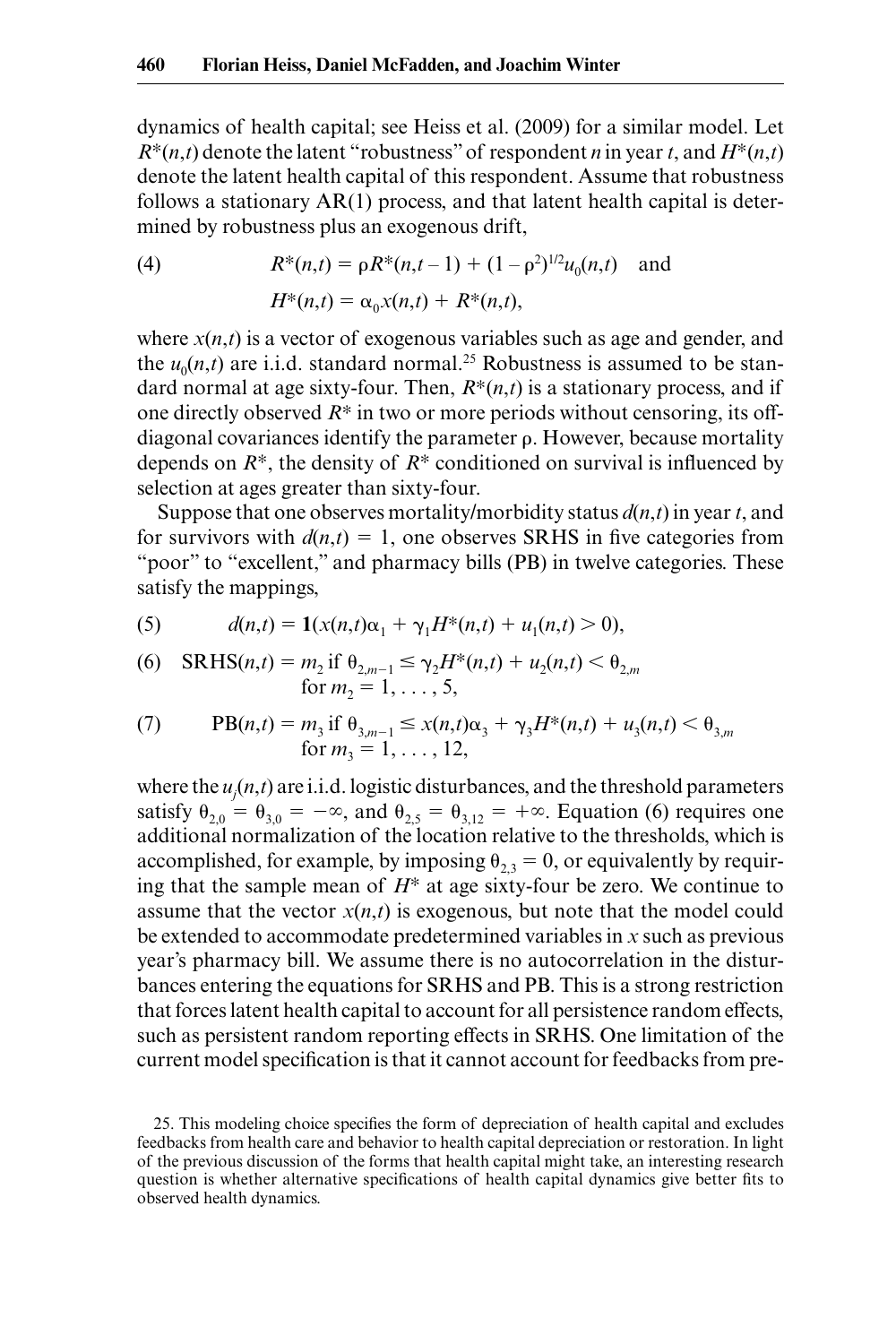dynamics of health capital; see Heiss et al. (2009) for a similar model. Let $R^*(n,t)$ denote the latent "robustness" of respondent $n$ in year $t$, and $H^*(n,t)$ denote the latent health capital of this respondent. Assume that robustness follows a stationary AR(1) process, and that latent health capital is determined by robustness plus an exogenous drift,

$$R^*(n,t) = \rho R^*(n,t-1) + (1-\rho^2)^{1/2} u_0(n,t) \quad \text{and} \tag{4}$$

$$H^*(n,t) = \alpha_0 x(n,t) + R^*(n,t),$$

where $x(n,t)$ is a vector of exogenous variables such as age and gender, and the $u_0(n,t)$ are i.i.d. standard normal.[25] Robustness is assumed to be standard normal at age sixty-four. Then, $R^*(n,t)$ is a stationary process, and if one directly observed $R^*$ in two or more periods without censoring, its off-diagonal covariances identify the parameter $\rho$. However, because mortality depends on $R^*$, the density of $R^*$ conditioned on survival is influenced by selection at ages greater than sixty-four.

Suppose that one observes mortality/morbidity status $d(n,t)$ in year $t$, and for survivors with $d(n,t) = 1$, one observes SRHS in five categories from "poor" to "excellent," and pharmacy bills (PB) in twelve categories. These satisfy the mappings,

$$d(n,t) = \mathbf{1}(x(n,t)\alpha_1 + \gamma_1 H^*(n,t) + u_1(n,t) > 0), \tag{5}$$

$$\text{SRHS}(n,t) = m_2 \text{ if } \theta_{2,m-1} \leq \gamma_2 H^*(n,t) + u_2(n,t) < \theta_{2,m} \text{ for } m_2 = 1, \ldots, 5, \tag{6}$$

$$\text{PB}(n,t) = m_3 \text{ if } \theta_{3,m-1} \leq x(n,t)\alpha_3 + \gamma_3 H^*(n,t) + u_3(n,t) < \theta_{3,m} \text{ for } m_3 = 1, \ldots, 12, \tag{7}$$

where the $u_j(n,t)$ are i.i.d. logistic disturbances, and the threshold parameters satisfy $\theta_{2,0} = \theta_{3,0} = -\infty$, and $\theta_{2,5} = \theta_{3,12} = +\infty$. Equation (6) requires one additional normalization of the location relative to the thresholds, which is accomplished, for example, by imposing $\theta_{2,3} = 0$, or equivalently by requiring that the sample mean of $H^*$ at age sixty-four be zero. We continue to assume that the vector $x(n,t)$ is exogenous, but note that the model could be extended to accommodate predetermined variables in $x$ such as previous year's pharmacy bill. We assume there is no autocorrelation in the disturbances entering the equations for SRHS and PB. This is a strong restriction that forces latent health capital to account for all persistence random effects, such as persistent random reporting effects in SRHS. One limitation of the current model specification is that it cannot account for feedbacks from pre-

25. This modeling choice specifies the form of depreciation of health capital and excludes feedbacks from health care and behavior to health capital depreciation or restoration. In light of the previous discussion of the forms that health capital might take, an interesting research question is whether alternative specifications of health capital dynamics give better fits to observed health dynamics.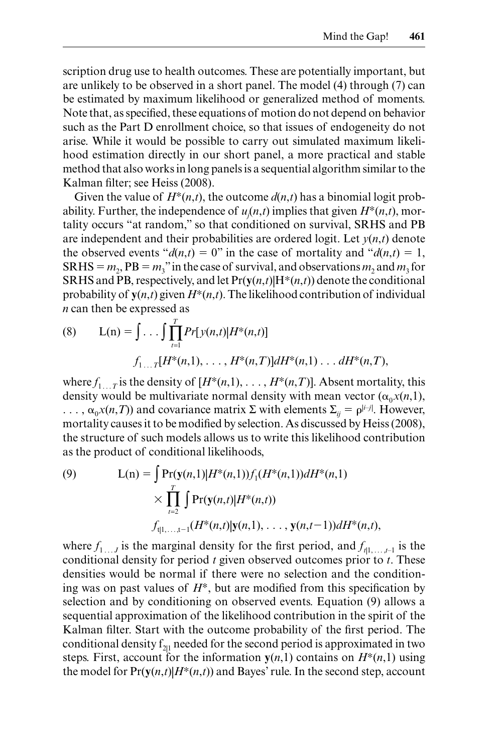scription drug use to health outcomes. These are potentially important, but are unlikely to be observed in a short panel. The model (4) through (7) can be estimated by maximum likelihood or generalized method of moments. Note that, as specified, these equations of motion do not depend on behavior such as the Part D enrollment choice, so that issues of endogeneity do not arise. While it would be possible to carry out simulated maximum likelihood estimation directly in our short panel, a more practical and stable method that also works in long panels is a sequential algorithm similar to the Kalman filter; see Heiss (2008).

Given the value of $H^*(n,t)$, the outcome $d(n,t)$ has a binomial logit probability. Further, the independence of $u_j(n,t)$ implies that given $H^*(n,t)$, mortality occurs "at random," so that conditioned on survival, SRHS and PB are independent and their probabilities are ordered logit. Let $y(n,t)$ denote the observed events "$d(n,t) = 0$" in the case of mortality and "$d(n,t) = 1$, SRHS $= m_2$, PB $= m_3$" in the case of survival, and observations $m_2$ and $m_3$ for SRHS and PB, respectively, and let $\Pr(\mathbf{y}(n,t)|H^*(n,t))$ denote the conditional probability of $\mathbf{y}(n,t)$ given $H^*(n,t)$. The likelihood contribution of individual $n$ can then be expressed as

$$\text{(8)} \qquad L(n) = \int \ldots \int \prod_{t=1}^{T} Pr[y(n,t)|H^*(n,t)] \\ f_{1\ldots T}[H^*(n,1), \ldots, H^*(n,T)]dH^*(n,1) \ldots dH^*(n,T),$$

where $f_{1\ldots T}$ is the density of $[H^*(n,1), \ldots, H^*(n,T)]$. Absent mortality, this density would be multivariate normal density with mean vector $(\alpha_0 x(n,1), \ldots, \alpha_0 x(n,T))$ and covariance matrix $\Sigma$ with elements $\Sigma_{ij} = \rho^{|i-j|}$. However, mortality causes it to be modified by selection. As discussed by Heiss (2008), the structure of such models allows us to write this likelihood contribution as the product of conditional likelihoods,

$$\text{(9)} \qquad L(n) = \int \Pr(\mathbf{y}(n,1)|H^*(n,1)) f_1(H^*(n,1))dH^*(n,1) \\ \times \prod_{t=2}^{T} \int \Pr(\mathbf{y}(n,t)|H^*(n,t)) \\ f_{t|1,\ldots,t-1}(H^*(n,t)|\mathbf{y}(n,1), \ldots, \mathbf{y}(n,t-1))dH^*(n,t),$$

where $f_{1\ldots J}$ is the marginal density for the first period, and $f_{t|1,\ldots,t-1}$ is the conditional density for period $t$ given observed outcomes prior to $t$. These densities would be normal if there were no selection and the conditioning was on past values of $H^*$, but are modified from this specification by selection and by conditioning on observed events. Equation (9) allows a sequential approximation of the likelihood contribution in the spirit of the Kalman filter. Start with the outcome probability of the first period. The conditional density $f_{2|1}$ needed for the second period is approximated in two steps. First, account for the information $\mathbf{y}(n,1)$ contains on $H^*(n,1)$ using the model for $\Pr(\mathbf{y}(n,t)|H^*(n,t))$ and Bayes' rule. In the second step, account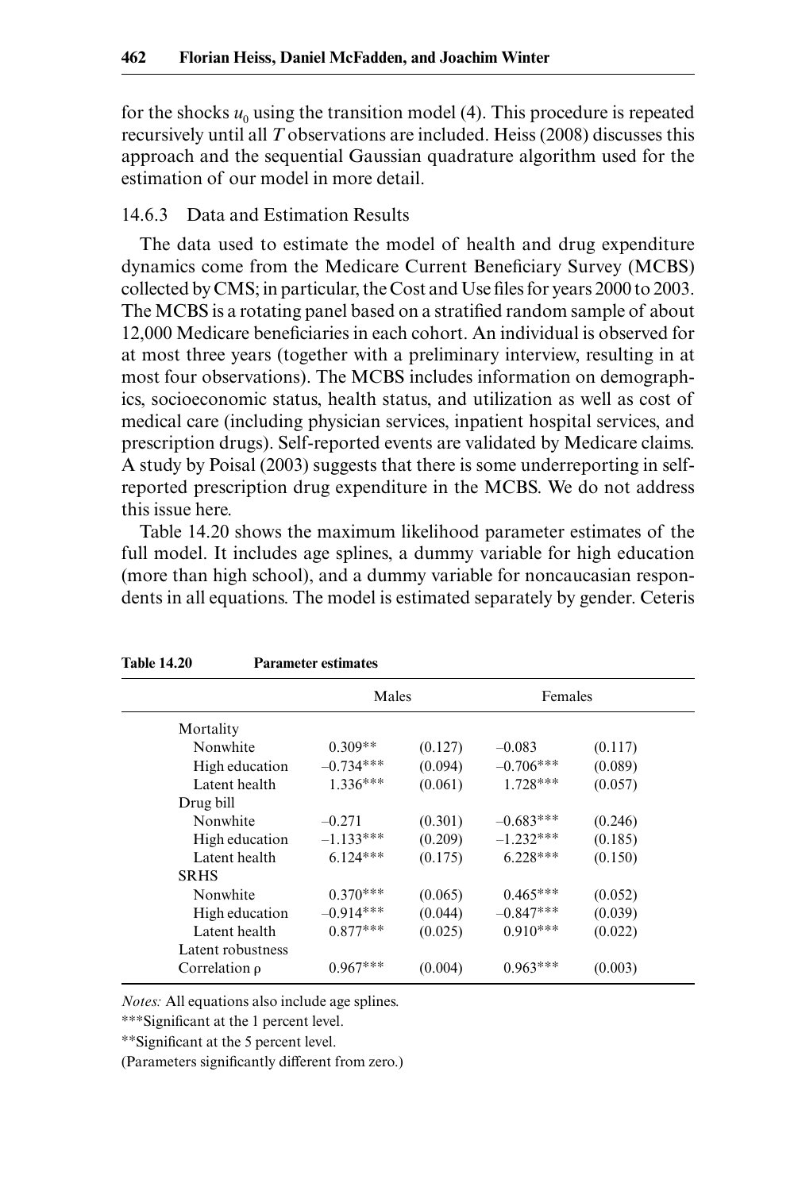for the shocks $u_0$ using the transition model (4). This procedure is repeated recursively until all $T$ observations are included. Heiss (2008) discusses this approach and the sequential Gaussian quadrature algorithm used for the estimation of our model in more detail.

### 14.6.3 Data and Estimation Results

The data used to estimate the model of health and drug expenditure dynamics come from the Medicare Current Beneficiary Survey (MCBS) collected by CMS; in particular, the Cost and Use files for years 2000 to 2003. The MCBS is a rotating panel based on a stratified random sample of about 12,000 Medicare beneficiaries in each cohort. An individual is observed for at most three years (together with a preliminary interview, resulting in at most four observations). The MCBS includes information on demographics, socioeconomic status, health status, and utilization as well as cost of medical care (including physician services, inpatient hospital services, and prescription drugs). Self-reported events are validated by Medicare claims. A study by Poisal (2003) suggests that there is some underreporting in self-reported prescription drug expenditure in the MCBS. We do not address this issue here.

Table 14.20 shows the maximum likelihood parameter estimates of the full model. It includes age splines, a dummy variable for high education (more than high school), and a dummy variable for noncaucasian respondents in all equations. The model is estimated separately by gender. Ceteris

**Table 14.20 Parameter estimates**

| | Males | | Females | |
|---|---|---|---|---|
| Mortality | | | | |
| Nonwhite | 0.309** | (0.127) | –0.083 | (0.117) |
| High education | –0.734*** | (0.094) | –0.706*** | (0.089) |
| Latent health | 1.336*** | (0.061) | 1.728*** | (0.057) |
| Drug bill | | | | |
| Nonwhite | –0.271 | (0.301) | –0.683*** | (0.246) |
| High education | –1.133*** | (0.209) | –1.232*** | (0.185) |
| Latent health | 6.124*** | (0.175) | 6.228*** | (0.150) |
| SRHS | | | | |
| Nonwhite | 0.370*** | (0.065) | 0.465*** | (0.052) |
| High education | –0.914*** | (0.044) | –0.847*** | (0.039) |
| Latent health | 0.877*** | (0.025) | 0.910*** | (0.022) |
| Latent robustness | | | | |
| Correlation $\rho$ | 0.967*** | (0.004) | 0.963*** | (0.003) |

*Notes:* All equations also include age splines.

***Significant at the 1 percent level.

**Significant at the 5 percent level.

(Parameters significantly different from zero.)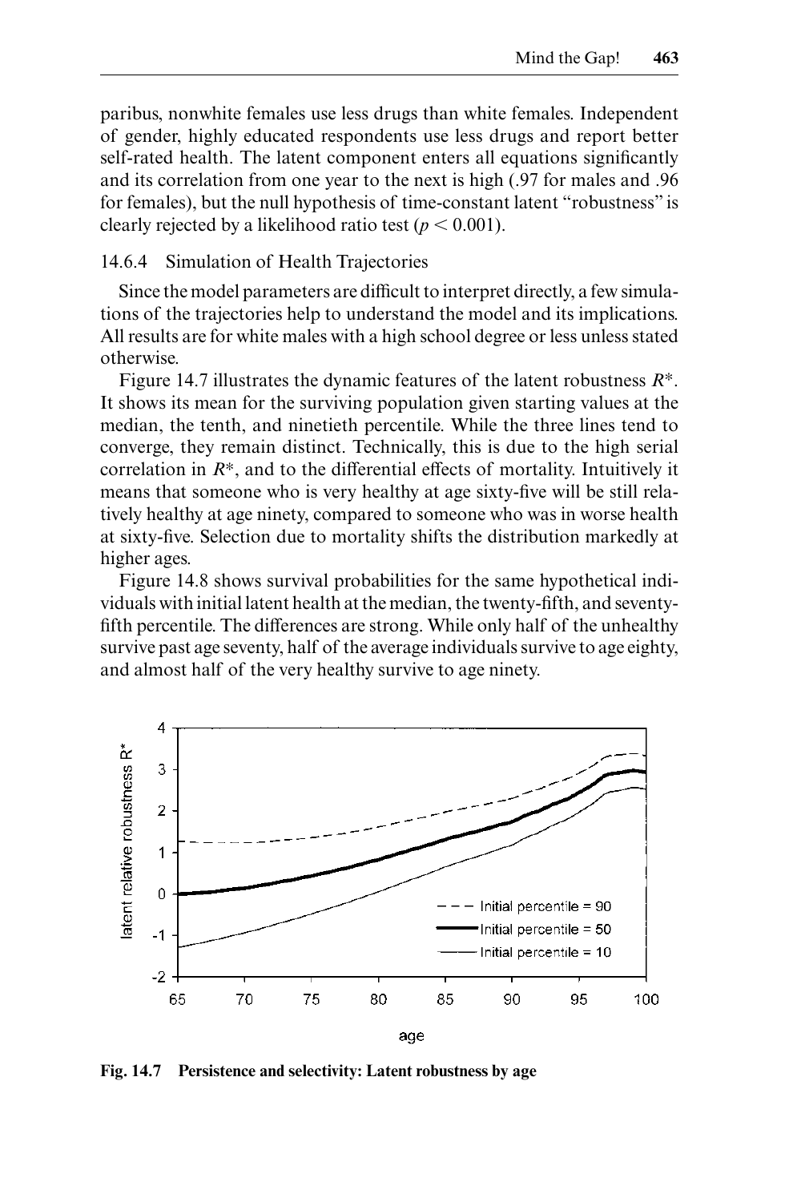paribus, nonwhite females use less drugs than white females. Independent of gender, highly educated respondents use less drugs and report better self-rated health. The latent component enters all equations significantly and its correlation from one year to the next is high (.97 for males and .96 for females), but the null hypothesis of time-constant latent "robustness" is clearly rejected by a likelihood ratio test ($p < 0.001$).

### 14.6.4 Simulation of Health Trajectories

Since the model parameters are difficult to interpret directly, a few simulations of the trajectories help to understand the model and its implications. All results are for white males with a high school degree or less unless stated otherwise.

Figure 14.7 illustrates the dynamic features of the latent robustness $R^*$. It shows its mean for the surviving population given starting values at the median, the tenth, and ninetieth percentile. While the three lines tend to converge, they remain distinct. Technically, this is due to the high serial correlation in $R^*$, and to the differential effects of mortality. Intuitively it means that someone who is very healthy at age sixty-five will be still relatively healthy at age ninety, compared to someone who was in worse health at sixty-five. Selection due to mortality shifts the distribution markedly at higher ages.

Figure 14.8 shows survival probabilities for the same hypothetical individuals with initial latent health at the median, the twenty-fifth, and seventy-fifth percentile. The differences are strong. While only half of the unhealthy survive past age seventy, half of the average individuals survive to age eighty, and almost half of the very healthy survive to age ninety.

**Fig. 14.7 Persistence and selectivity: Latent robustness by age**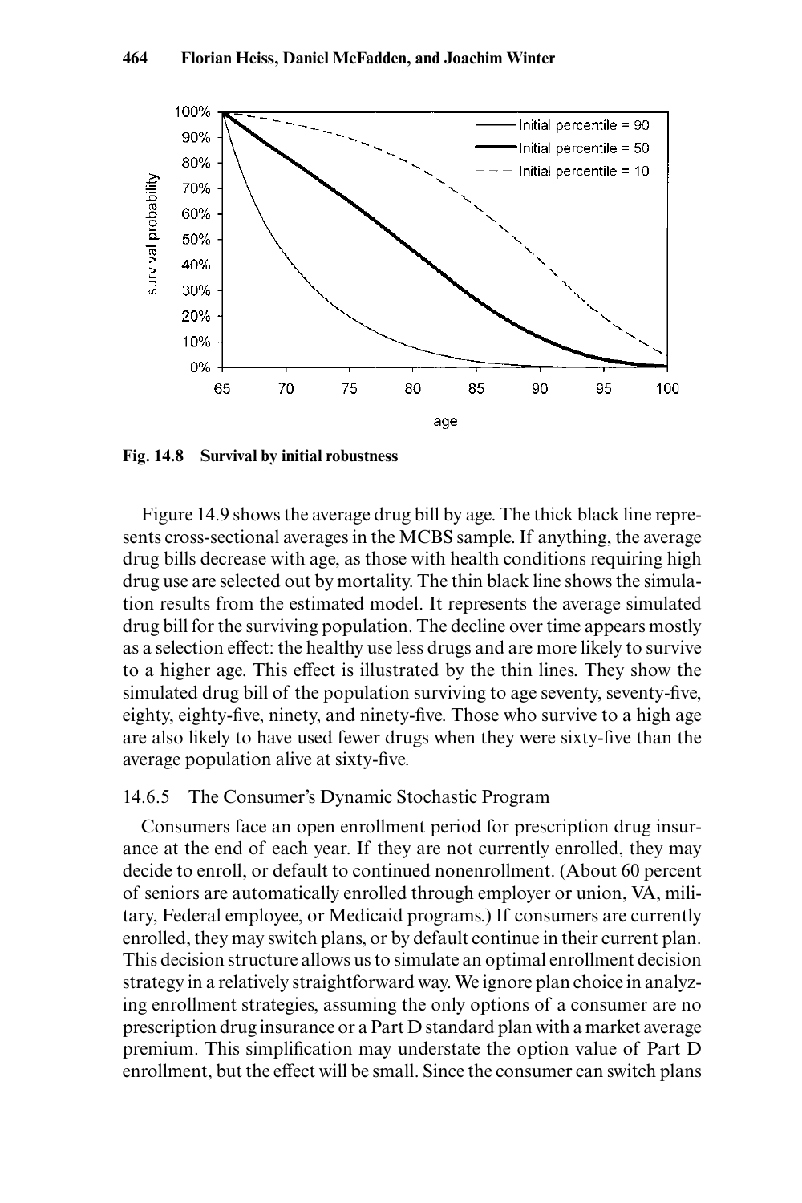Fig. 14.8 Survival by initial robustness

Figure 14.9 shows the average drug bill by age. The thick black line represents cross-sectional averages in the MCBS sample. If anything, the average drug bills decrease with age, as those with health conditions requiring high drug use are selected out by mortality. The thin black line shows the simulation results from the estimated model. It represents the average simulated drug bill for the surviving population. The decline over time appears mostly as a selection effect: the healthy use less drugs and are more likely to survive to a higher age. This effect is illustrated by the thin lines. They show the simulated drug bill of the population surviving to age seventy, seventy-five, eighty, eighty-five, ninety, and ninety-five. Those who survive to a high age are also likely to have used fewer drugs when they were sixty-five than the average population alive at sixty-five.

### 14.6.5 The Consumer's Dynamic Stochastic Program

Consumers face an open enrollment period for prescription drug insurance at the end of each year. If they are not currently enrolled, they may decide to enroll, or default to continued nonenrollment. (About 60 percent of seniors are automatically enrolled through employer or union, VA, military, Federal employee, or Medicaid programs.) If consumers are currently enrolled, they may switch plans, or by default continue in their current plan. This decision structure allows us to simulate an optimal enrollment decision strategy in a relatively straightforward way. We ignore plan choice in analyzing enrollment strategies, assuming the only options of a consumer are no prescription drug insurance or a Part D standard plan with a market average premium. This simplification may understate the option value of Part D enrollment, but the effect will be small. Since the consumer can switch plans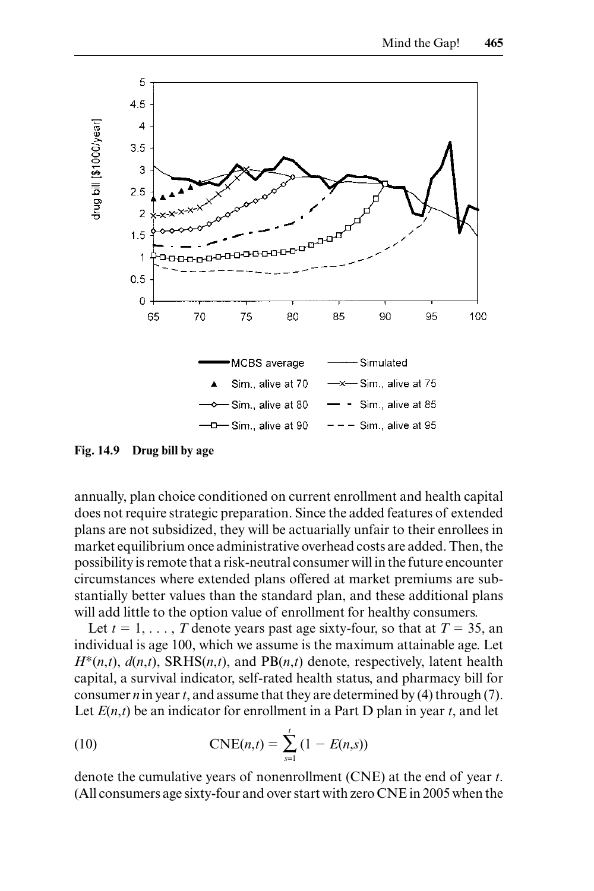**Fig. 14.9 Drug bill by age**

annually, plan choice conditioned on current enrollment and health capital does not require strategic preparation. Since the added features of extended plans are not subsidized, they will be actuarially unfair to their enrollees in market equilibrium once administrative overhead costs are added. Then, the possibility is remote that a risk-neutral consumer will in the future encounter circumstances where extended plans offered at market premiums are substantially better values than the standard plan, and these additional plans will add little to the option value of enrollment for healthy consumers.

Let $t = 1, \ldots, T$ denote years past age sixty-four, so that at $T = 35$, an individual is age 100, which we assume is the maximum attainable age. Let $H^*(n,t)$, $d(n,t)$, $\text{SRHS}(n,t)$, and $\text{PB}(n,t)$ denote, respectively, latent health capital, a survival indicator, self-rated health status, and pharmacy bill for consumer $n$ in year $t$, and assume that they are determined by (4) through (7). Let $E(n,t)$ be an indicator for enrollment in a Part D plan in year $t$, and let

$$\text{CNE}(n,t) = \sum_{s=1}^{t} (1 - E(n,s)) \tag{10}$$

denote the cumulative years of nonenrollment (CNE) at the end of year $t$. (All consumers age sixty-four and over start with zero CNE in 2005 when the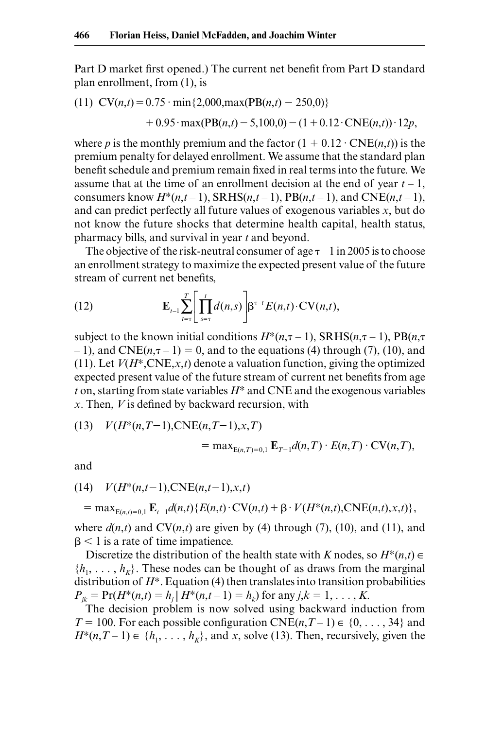Part D market first opened.) The current net benefit from Part D standard plan enrollment, from (1), is

$$\text{(11)}\quad \mathrm{CV}(n,t) = 0.75 \cdot \min\{2{,}000, \max(\mathrm{PB}(n,t) - 250, 0)\} + 0.95 \cdot \max(\mathrm{PB}(n,t) - 5{,}100, 0) - (1 + 0.12 \cdot \mathrm{CNE}(n,t)) \cdot 12p,$$

where $p$ is the monthly premium and the factor $(1 + 0.12 \cdot \mathrm{CNE}(n,t))$ is the premium penalty for delayed enrollment. We assume that the standard plan benefit schedule and premium remain fixed in real terms into the future. We assume that at the time of an enrollment decision at the end of year $t-1$, consumers know $H^*(n,t-1)$, $\mathrm{SRHS}(n,t-1)$, $\mathrm{PB}(n,t-1)$, and $\mathrm{CNE}(n,t-1)$, and can predict perfectly all future values of exogenous variables $x$, but do not know the future shocks that determine health capital, health status, pharmacy bills, and survival in year $t$ and beyond.

The objective of the risk-neutral consumer of age $\tau - 1$ in 2005 is to choose an enrollment strategy to maximize the expected present value of the future stream of current net benefits,

$$\text{(12)}\qquad \mathbf{E}_{t-1} \sum_{t=\tau}^{T} \left[ \prod_{s=\tau}^{t} d(n,s) \right] \beta^{\tau - t} E(n,t) \cdot \mathrm{CV}(n,t),$$

subject to the known initial conditions $H^*(n,\tau-1)$, $\mathrm{SRHS}(n,\tau-1)$, $\mathrm{PB}(n,\tau-1)$, and $\mathrm{CNE}(n,\tau-1) = 0$, and to the equations (4) through (7), (10), and (11). Let $V(H^*, \mathrm{CNE}, x, t)$ denote a valuation function, giving the optimized expected present value of the future stream of current net benefits from age $t$ on, starting from state variables $H^*$ and CNE and the exogenous variables $x$. Then, $V$ is defined by backward recursion, with

$$\text{(13)}\quad V(H^*(n,T-1), \mathrm{CNE}(n,T-1), x, T) = \max_{E(n,T)=0,1} \mathbf{E}_{T-1} d(n,T) \cdot E(n,T) \cdot \mathrm{CV}(n,T),$$

and

$$\text{(14)}\quad V(H^*(n,t-1), \mathrm{CNE}(n,t-1), x, t) = \max_{E(n,t)=0,1} \mathbf{E}_{t-1} d(n,t) \{ E(n,t) \cdot \mathrm{CV}(n,t) + \beta \cdot V(H^*(n,t), \mathrm{CNE}(n,t), x, t) \},$$

where $d(n,t)$ and $\mathrm{CV}(n,t)$ are given by (4) through (7), (10), and (11), and $\beta < 1$ is a rate of time impatience.

Discretize the distribution of the health state with $K$ nodes, so $H^*(n,t) \in \{h_1, \ldots, h_K\}$. These nodes can be thought of as draws from the marginal distribution of $H^*$. Equation (4) then translates into transition probabilities $P_{jk} = \Pr(H^*(n,t) = h_j \mid H^*(n,t-1) = h_k)$ for any $j,k = 1, \ldots, K$.

The decision problem is now solved using backward induction from $T = 100$. For each possible configuration $\mathrm{CNE}(n,T-1) \in \{0, \ldots, 34\}$ and $H^*(n,T-1) \in \{h_1, \ldots, h_K\}$, and $x$, solve (13). Then, recursively, given the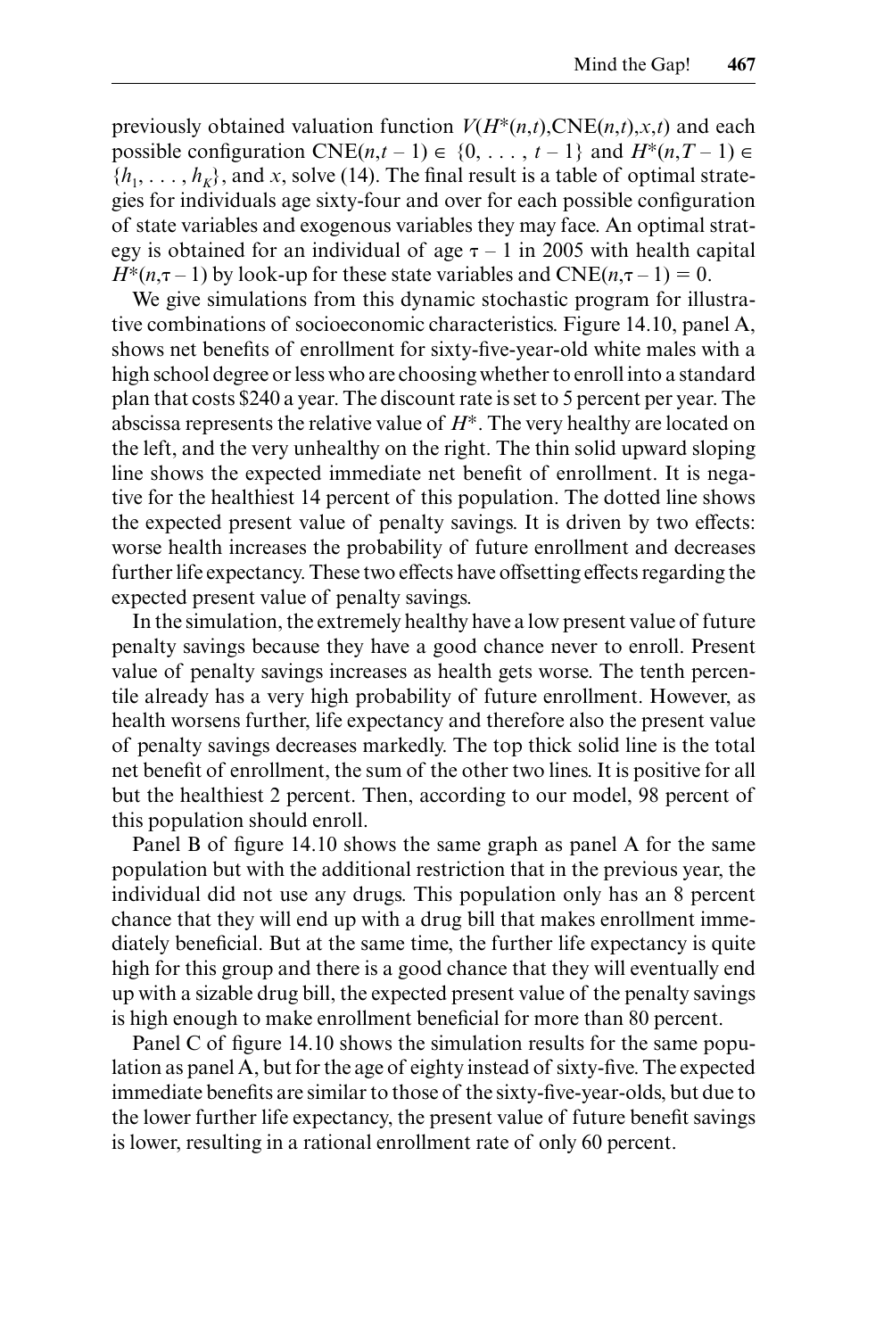previously obtained valuation function $V(H^*(n,t),\text{CNE}(n,t),x,t)$ and each possible configuration $\text{CNE}(n,t-1) \in \{0, \ldots, t-1\}$ and $H^*(n,T-1) \in \{h_1, \ldots, h_K\}$, and $x$, solve (14). The final result is a table of optimal strategies for individuals age sixty-four and over for each possible configuration of state variables and exogenous variables they may face. An optimal strategy is obtained for an individual of age $\tau - 1$ in 2005 with health capital $H^*(n,\tau-1)$ by look-up for these state variables and $\text{CNE}(n,\tau-1) = 0$.

We give simulations from this dynamic stochastic program for illustrative combinations of socioeconomic characteristics. Figure 14.10, panel A, shows net benefits of enrollment for sixty-five-year-old white males with a high school degree or less who are choosing whether to enroll into a standard plan that costs \$240 a year. The discount rate is set to 5 percent per year. The abscissa represents the relative value of $H^*$. The very healthy are located on the left, and the very unhealthy on the right. The thin solid upward sloping line shows the expected immediate net benefit of enrollment. It is negative for the healthiest 14 percent of this population. The dotted line shows the expected present value of penalty savings. It is driven by two effects: worse health increases the probability of future enrollment and decreases further life expectancy. These two effects have offsetting effects regarding the expected present value of penalty savings.

In the simulation, the extremely healthy have a low present value of future penalty savings because they have a good chance never to enroll. Present value of penalty savings increases as health gets worse. The tenth percentile already has a very high probability of future enrollment. However, as health worsens further, life expectancy and therefore also the present value of penalty savings decreases markedly. The top thick solid line is the total net benefit of enrollment, the sum of the other two lines. It is positive for all but the healthiest 2 percent. Then, according to our model, 98 percent of this population should enroll.

Panel B of figure 14.10 shows the same graph as panel A for the same population but with the additional restriction that in the previous year, the individual did not use any drugs. This population only has an 8 percent chance that they will end up with a drug bill that makes enrollment immediately beneficial. But at the same time, the further life expectancy is quite high for this group and there is a good chance that they will eventually end up with a sizable drug bill, the expected present value of the penalty savings is high enough to make enrollment beneficial for more than 80 percent.

Panel C of figure 14.10 shows the simulation results for the same population as panel A, but for the age of eighty instead of sixty-five. The expected immediate benefits are similar to those of the sixty-five-year-olds, but due to the lower further life expectancy, the present value of future benefit savings is lower, resulting in a rational enrollment rate of only 60 percent.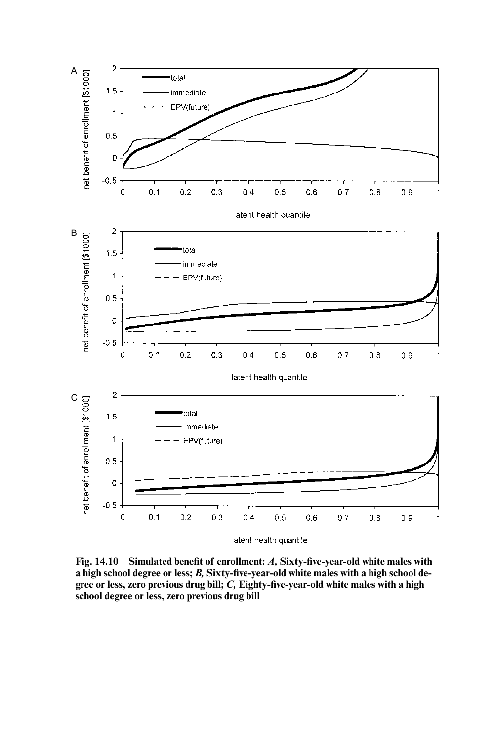Fig. 14.10 Simulated benefit of enrollment: *A,* Sixty-five-year-old white males with a high school degree or less; *B,* Sixty-five-year-old white males with a high school degree or less, zero previous drug bill; *C,* Eighty-five-year-old white males with a high school degree or less, zero previous drug bill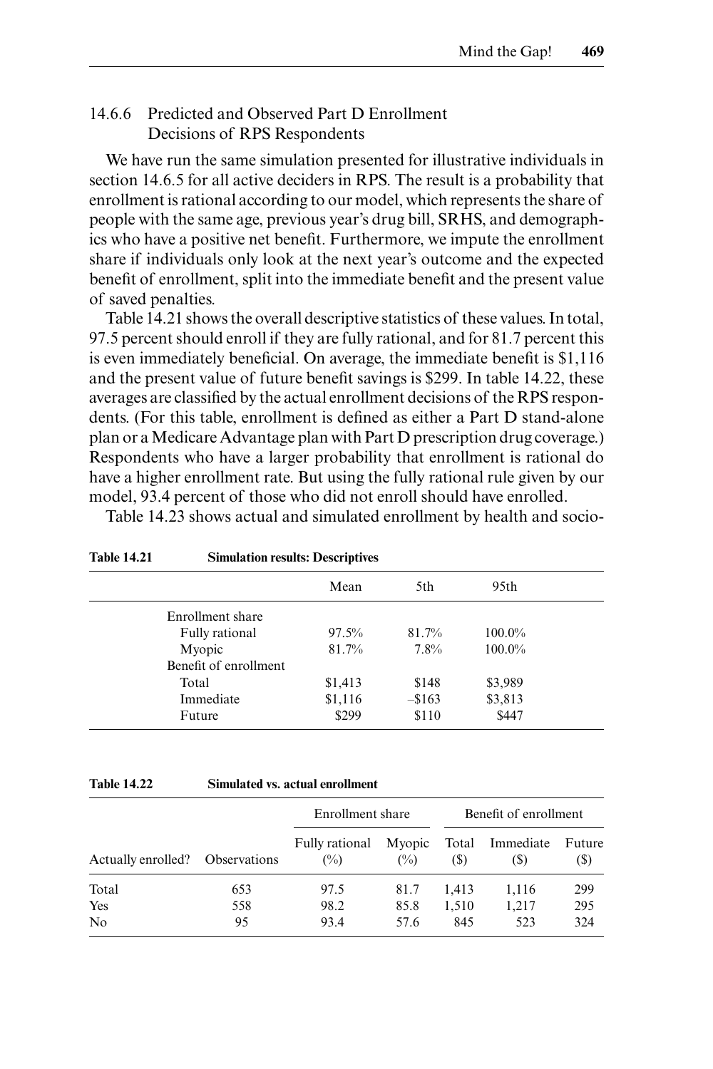### 14.6.6 Predicted and Observed Part D Enrollment Decisions of RPS Respondents

We have run the same simulation presented for illustrative individuals in section 14.6.5 for all active deciders in RPS. The result is a probability that enrollment is rational according to our model, which represents the share of people with the same age, previous year's drug bill, SRHS, and demographics who have a positive net benefit. Furthermore, we impute the enrollment share if individuals only look at the next year's outcome and the expected benefit of enrollment, split into the immediate benefit and the present value of saved penalties.

Table 14.21 shows the overall descriptive statistics of these values. In total, 97.5 percent should enroll if they are fully rational, and for 81.7 percent this is even immediately beneficial. On average, the immediate benefit is $1,116 and the present value of future benefit savings is $299. In table 14.22, these averages are classified by the actual enrollment decisions of the RPS respondents. (For this table, enrollment is defined as either a Part D stand-alone plan or a Medicare Advantage plan with Part D prescription drug coverage.) Respondents who have a larger probability that enrollment is rational do have a higher enrollment rate. But using the fully rational rule given by our model, 93.4 percent of those who did not enroll should have enrolled.

Table 14.23 shows actual and simulated enrollment by health and socio-

**Table 14.21 Simulation results: Descriptives**

| | Mean | 5th | 95th |
|---|---|---|---|
| Enrollment share | | | |
| Fully rational | 97.5% | 81.7% | 100.0% |
| Myopic | 81.7% | 7.8% | 100.0% |
| Benefit of enrollment | | | |
| Total | $1,413 | $148 | $3,989 |
| Immediate | $1,116 | –$163 | $3,813 |
| Future | $299 | $110 | $447 |

**Table 14.22 Simulated vs. actual enrollment**

| | | Enrollment share | | Benefit of enrollment | | |
|---|---|---|---|---|---|---|
| Actually enrolled? | Observations | Fully rational (%) | Myopic (%) | Total ($) | Immediate ($) | Future ($) |
| Total | 653 | 97.5 | 81.7 | 1,413 | 1,116 | 299 |
| Yes | 558 | 98.2 | 85.8 | 1,510 | 1,217 | 295 |
| No | 95 | 93.4 | 57.6 | 845 | 523 | 324 |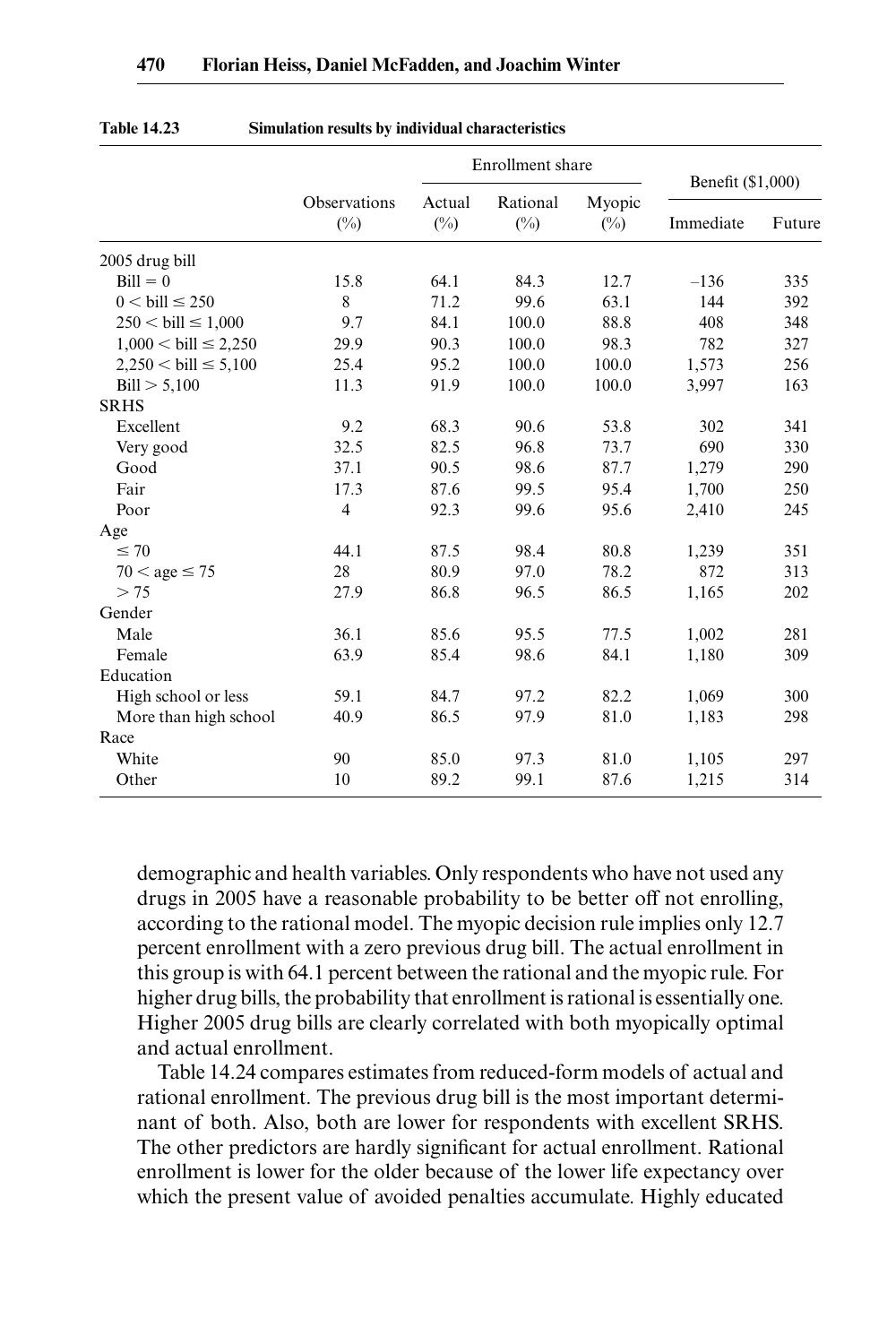**Table 14.23 Simulation results by individual characteristics**

| | Observations (%) | Enrollment share | | | Benefit ($1,000) | |
|---|---|---|---|---|---|---|
| | | Actual (%) | Rational (%) | Myopic (%) | Immediate | Future |
| 2005 drug bill | | | | | | |
| Bill = 0 | 15.8 | 64.1 | 84.3 | 12.7 | –136 | 335 |
| 0 < bill ≤ 250 | 8 | 71.2 | 99.6 | 63.1 | 144 | 392 |
| 250 < bill ≤ 1,000 | 9.7 | 84.1 | 100.0 | 88.8 | 408 | 348 |
| 1,000 < bill ≤ 2,250 | 29.9 | 90.3 | 100.0 | 98.3 | 782 | 327 |
| 2,250 < bill ≤ 5,100 | 25.4 | 95.2 | 100.0 | 100.0 | 1,573 | 256 |
| Bill > 5,100 | 11.3 | 91.9 | 100.0 | 100.0 | 3,997 | 163 |
| SRHS | | | | | | |
| Excellent | 9.2 | 68.3 | 90.6 | 53.8 | 302 | 341 |
| Very good | 32.5 | 82.5 | 96.8 | 73.7 | 690 | 330 |
| Good | 37.1 | 90.5 | 98.6 | 87.7 | 1,279 | 290 |
| Fair | 17.3 | 87.6 | 99.5 | 95.4 | 1,700 | 250 |
| Poor | 4 | 92.3 | 99.6 | 95.6 | 2,410 | 245 |
| Age | | | | | | |
| ≤ 70 | 44.1 | 87.5 | 98.4 | 80.8 | 1,239 | 351 |
| 70 < age ≤ 75 | 28 | 80.9 | 97.0 | 78.2 | 872 | 313 |
| > 75 | 27.9 | 86.8 | 96.5 | 86.5 | 1,165 | 202 |
| Gender | | | | | | |
| Male | 36.1 | 85.6 | 95.5 | 77.5 | 1,002 | 281 |
| Female | 63.9 | 85.4 | 98.6 | 84.1 | 1,180 | 309 |
| Education | | | | | | |
| High school or less | 59.1 | 84.7 | 97.2 | 82.2 | 1,069 | 300 |
| More than high school | 40.9 | 86.5 | 97.9 | 81.0 | 1,183 | 298 |
| Race | | | | | | |
| White | 90 | 85.0 | 97.3 | 81.0 | 1,105 | 297 |
| Other | 10 | 89.2 | 99.1 | 87.6 | 1,215 | 314 |

demographic and health variables. Only respondents who have not used any drugs in 2005 have a reasonable probability to be better off not enrolling, according to the rational model. The myopic decision rule implies only 12.7 percent enrollment with a zero previous drug bill. The actual enrollment in this group is with 64.1 percent between the rational and the myopic rule. For higher drug bills, the probability that enrollment is rational is essentially one. Higher 2005 drug bills are clearly correlated with both myopically optimal and actual enrollment.

Table 14.24 compares estimates from reduced-form models of actual and rational enrollment. The previous drug bill is the most important determinant of both. Also, both are lower for respondents with excellent SRHS. The other predictors are hardly significant for actual enrollment. Rational enrollment is lower for the older because of the lower life expectancy over which the present value of avoided penalties accumulate. Highly educated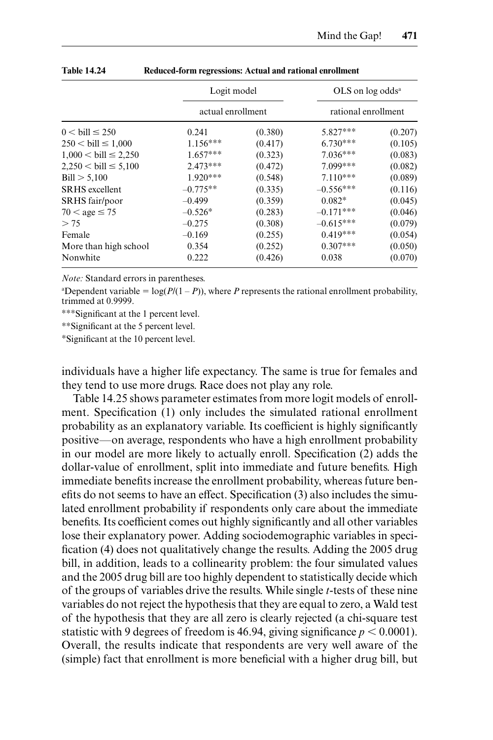**Table 14.24 Reduced-form regressions: Actual and rational enrollment**

| | Logit model | | OLS on log odds[a] | |
|---|---|---|---|---|
| | actual enrollment | | rational enrollment | |
| $0 < \text{bill} \leq 250$ | 0.241 | (0.380) | 5.827*** | (0.207) |
| $250 < \text{bill} \leq 1{,}000$ | 1.156*** | (0.417) | 6.730*** | (0.105) |
| $1{,}000 < \text{bill} \leq 2{,}250$ | 1.657*** | (0.323) | 7.036*** | (0.083) |
| $2{,}250 < \text{bill} \leq 5{,}100$ | 2.473*** | (0.472) | 7.099*** | (0.082) |
| $\text{Bill} > 5{,}100$ | 1.920*** | (0.548) | 7.110*** | (0.089) |
| SRHS excellent | –0.775** | (0.335) | –0.556*** | (0.116) |
| SRHS fair/poor | –0.499 | (0.359) | 0.082* | (0.045) |
| $70 < \text{age} \leq 75$ | –0.526* | (0.283) | –0.171*** | (0.046) |
| $> 75$ | –0.275 | (0.308) | –0.615*** | (0.079) |
| Female | –0.169 | (0.255) | 0.419*** | (0.054) |
| More than high school | 0.354 | (0.252) | 0.307*** | (0.050) |
| Nonwhite | 0.222 | (0.426) | 0.038 | (0.070) |

*Note:* Standard errors in parentheses.

[a]Dependent variable = $\log(P/(1 - P))$, where $P$ represents the rational enrollment probability, trimmed at 0.9999.

***Significant at the 1 percent level.

**Significant at the 5 percent level.

*Significant at the 10 percent level.

individuals have a higher life expectancy. The same is true for females and they tend to use more drugs. Race does not play any role.

Table 14.25 shows parameter estimates from more logit models of enrollment. Specification (1) only includes the simulated rational enrollment probability as an explanatory variable. Its coefficient is highly significantly positive—on average, respondents who have a high enrollment probability in our model are more likely to actually enroll. Specification (2) adds the dollar-value of enrollment, split into immediate and future benefits. High immediate benefits increase the enrollment probability, whereas future benefits do not seems to have an effect. Specification (3) also includes the simulated enrollment probability if respondents only care about the immediate benefits. Its coefficient comes out highly significantly and all other variables lose their explanatory power. Adding sociodemographic variables in specification (4) does not qualitatively change the results. Adding the 2005 drug bill, in addition, leads to a collinearity problem: the four simulated values and the 2005 drug bill are too highly dependent to statistically decide which of the groups of variables drive the results. While single $t$-tests of these nine variables do not reject the hypothesis that they are equal to zero, a Wald test of the hypothesis that they are all zero is clearly rejected (a chi-square test statistic with 9 degrees of freedom is 46.94, giving significance $p < 0.0001$). Overall, the results indicate that respondents are very well aware of the (simple) fact that enrollment is more beneficial with a higher drug bill, but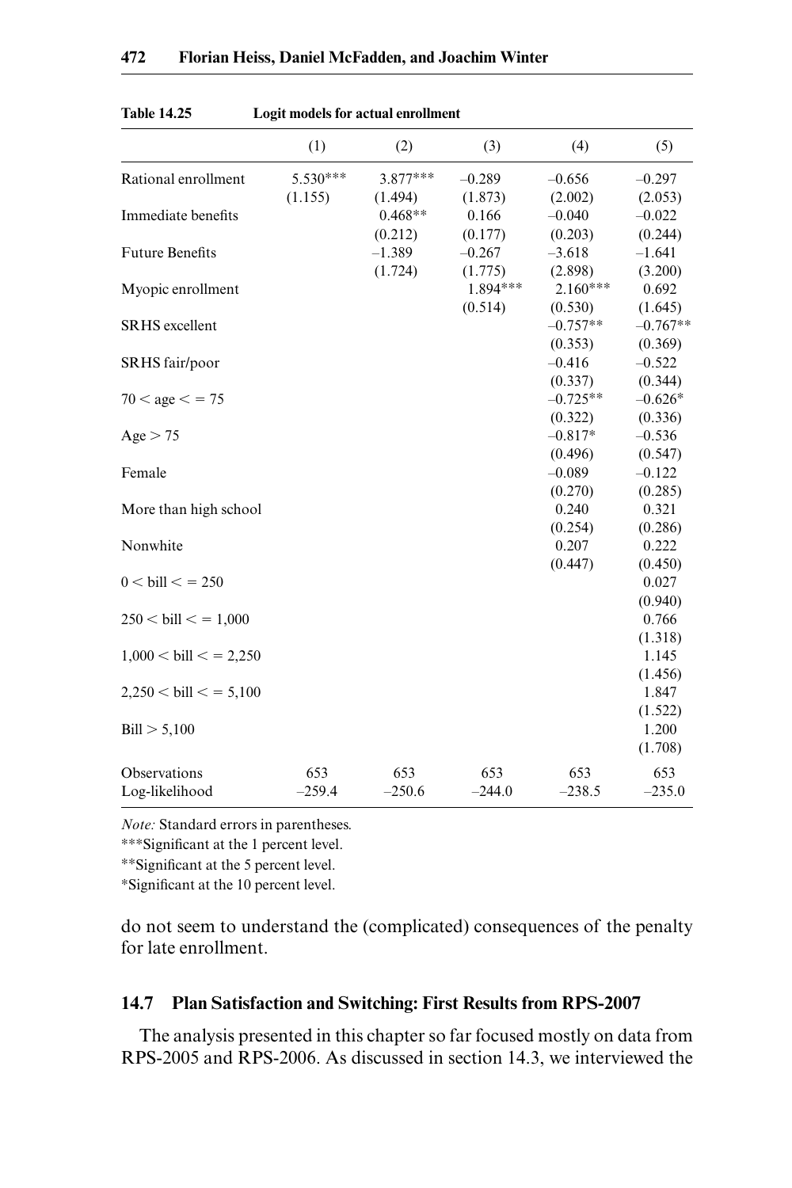**Table 14.25** Logit models for actual enrollment

| | (1) | (2) | (3) | (4) | (5) |
|---|---|---|---|---|---|
| Rational enrollment | 5.530*** | 3.877*** | –0.289 | –0.656 | –0.297 |
| | (1.155) | (1.494) | (1.873) | (2.002) | (2.053) |
| Immediate benefits | | 0.468** | 0.166 | –0.040 | –0.022 |
| | | (0.212) | (0.177) | (0.203) | (0.244) |
| Future Benefits | | –1.389 | –0.267 | –3.618 | –1.641 |
| | | (1.724) | (1.775) | (2.898) | (3.200) |
| Myopic enrollment | | | 1.894*** | 2.160*** | 0.692 |
| | | | (0.514) | (0.530) | (1.645) |
| SRHS excellent | | | | –0.757** | –0.767** |
| | | | | (0.353) | (0.369) |
| SRHS fair/poor | | | | –0.416 | –0.522 |
| | | | | (0.337) | (0.344) |
| 70 < age < = 75 | | | | –0.725** | –0.626* |
| | | | | (0.322) | (0.336) |
| Age > 75 | | | | –0.817* | –0.536 |
| | | | | (0.496) | (0.547) |
| Female | | | | –0.089 | –0.122 |
| | | | | (0.270) | (0.285) |
| More than high school | | | | 0.240 | 0.321 |
| | | | | (0.254) | (0.286) |
| Nonwhite | | | | 0.207 | 0.222 |
| | | | | (0.447) | (0.450) |
| 0 < bill < = 250 | | | | | 0.027 |
| | | | | | (0.940) |
| 250 < bill < = 1,000 | | | | | 0.766 |
| | | | | | (1.318) |
| 1,000 < bill < = 2,250 | | | | | 1.145 |
| | | | | | (1.456) |
| 2,250 < bill < = 5,100 | | | | | 1.847 |
| | | | | | (1.522) |
| Bill > 5,100 | | | | | 1.200 |
| | | | | | (1.708) |
| Observations | 653 | 653 | 653 | 653 | 653 |
| Log-likelihood | –259.4 | –250.6 | –244.0 | –238.5 | –235.0 |

*Note:* Standard errors in parentheses.

***Significant at the 1 percent level.

**Significant at the 5 percent level.

*Significant at the 10 percent level.

do not seem to understand the (complicated) consequences of the penalty for late enrollment.

## 14.7 Plan Satisfaction and Switching: First Results from RPS-2007

The analysis presented in this chapter so far focused mostly on data from RPS-2005 and RPS-2006. As discussed in section 14.3, we interviewed the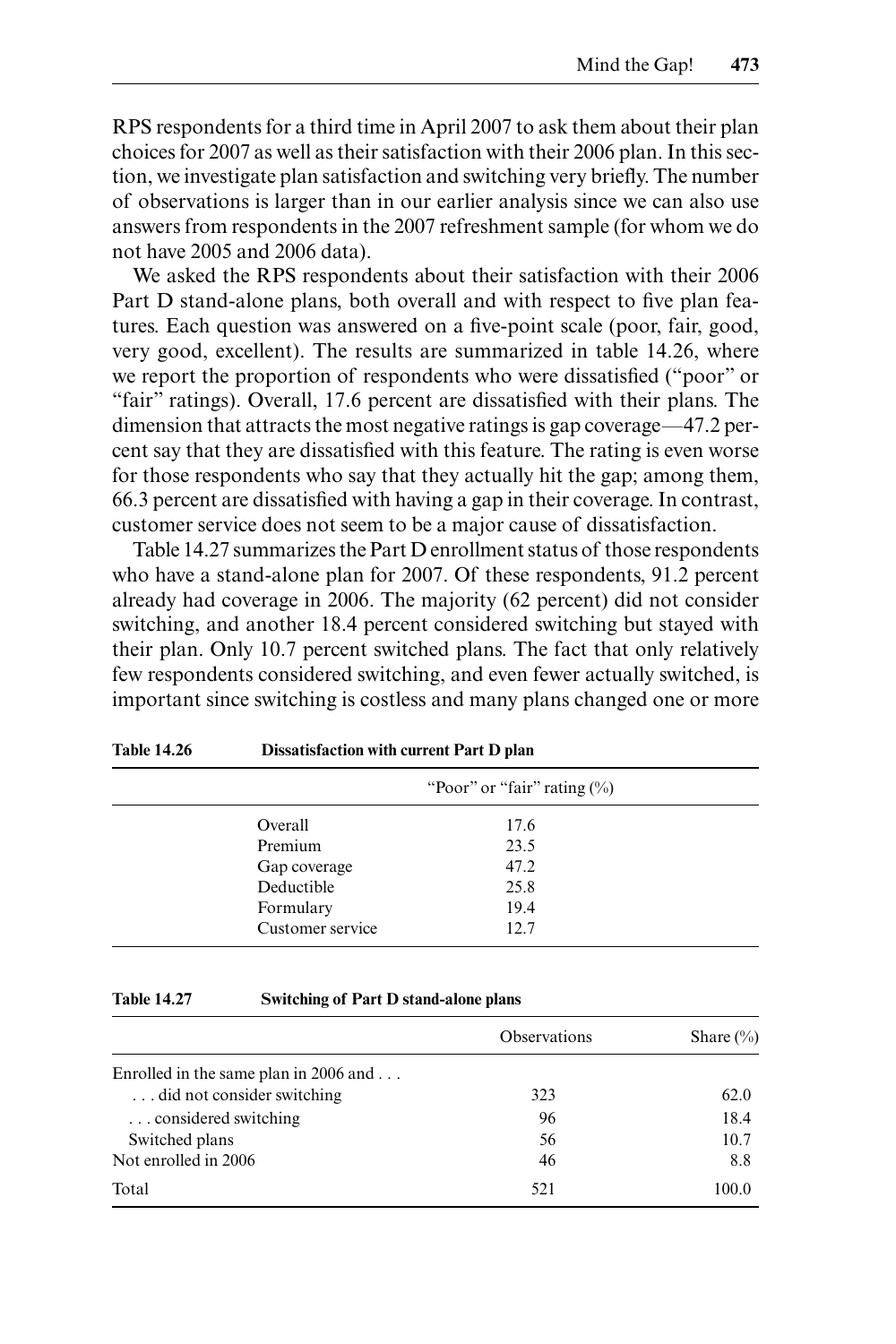RPS respondents for a third time in April 2007 to ask them about their plan choices for 2007 as well as their satisfaction with their 2006 plan. In this section, we investigate plan satisfaction and switching very briefly. The number of observations is larger than in our earlier analysis since we can also use answers from respondents in the 2007 refreshment sample (for whom we do not have 2005 and 2006 data).

We asked the RPS respondents about their satisfaction with their 2006 Part D stand-alone plans, both overall and with respect to five plan features. Each question was answered on a five-point scale (poor, fair, good, very good, excellent). The results are summarized in table 14.26, where we report the proportion of respondents who were dissatisfied ("poor" or "fair" ratings). Overall, 17.6 percent are dissatisfied with their plans. The dimension that attracts the most negative ratings is gap coverage—47.2 percent say that they are dissatisfied with this feature. The rating is even worse for those respondents who say that they actually hit the gap; among them, 66.3 percent are dissatisfied with having a gap in their coverage. In contrast, customer service does not seem to be a major cause of dissatisfaction.

Table 14.27 summarizes the Part D enrollment status of those respondents who have a stand-alone plan for 2007. Of these respondents, 91.2 percent already had coverage in 2006. The majority (62 percent) did not consider switching, and another 18.4 percent considered switching but stayed with their plan. Only 10.7 percent switched plans. The fact that only relatively few respondents considered switching, and even fewer actually switched, is important since switching is costless and many plans changed one or more

**Table 14.26 Dissatisfaction with current Part D plan**

| | "Poor" or "fair" rating (%) |
|---|---|
| Overall | 17.6 |
| Premium | 23.5 |
| Gap coverage | 47.2 |
| Deductible | 25.8 |
| Formulary | 19.4 |
| Customer service | 12.7 |

**Table 14.27 Switching of Part D stand-alone plans**

| | Observations | Share (%) |
|---|---|---|
| Enrolled in the same plan in 2006 and . . . | | |
| . . . did not consider switching | 323 | 62.0 |
| . . . considered switching | 96 | 18.4 |
| Switched plans | 56 | 10.7 |
| Not enrolled in 2006 | 46 | 8.8 |
| Total | 521 | 100.0 |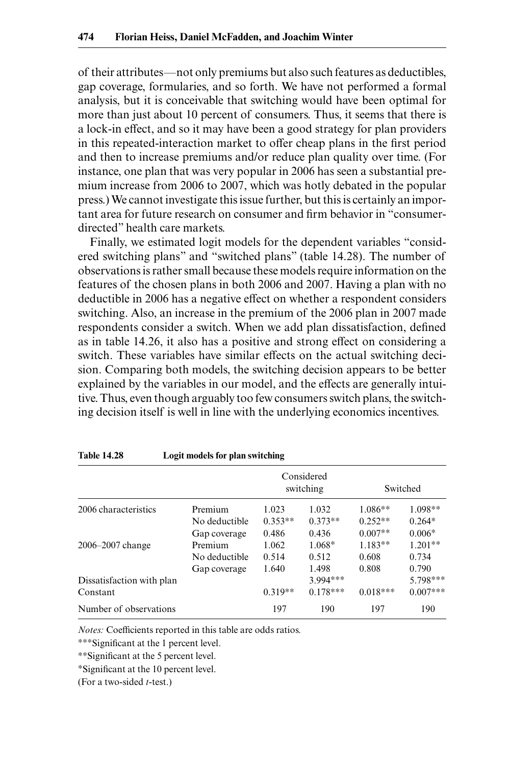of their attributes—not only premiums but also such features as deductibles, gap coverage, formularies, and so forth. We have not performed a formal analysis, but it is conceivable that switching would have been optimal for more than just about 10 percent of consumers. Thus, it seems that there is a lock-in effect, and so it may have been a good strategy for plan providers in this repeated-interaction market to offer cheap plans in the first period and then to increase premiums and/or reduce plan quality over time. (For instance, one plan that was very popular in 2006 has seen a substantial premium increase from 2006 to 2007, which was hotly debated in the popular press.) We cannot investigate this issue further, but this is certainly an important area for future research on consumer and firm behavior in "consumer-directed" health care markets.

Finally, we estimated logit models for the dependent variables "considered switching plans" and "switched plans" (table 14.28). The number of observations is rather small because these models require information on the features of the chosen plans in both 2006 and 2007. Having a plan with no deductible in 2006 has a negative effect on whether a respondent considers switching. Also, an increase in the premium of the 2006 plan in 2007 made respondents consider a switch. When we add plan dissatisfaction, defined as in table 14.26, it also has a positive and strong effect on considering a switch. These variables have similar effects on the actual switching decision. Comparing both models, the switching decision appears to be better explained by the variables in our model, and the effects are generally intuitive. Thus, even though arguably too few consumers switch plans, the switching decision itself is well in line with the underlying economics incentives.

**Table 14.28 Logit models for plan switching**

| | | Considered switching | | Switched | |
|---|---|---|---|---|---|
| 2006 characteristics | Premium | 1.023 | 1.032 | 1.086** | 1.098** |
| | No deductible | 0.353** | 0.373** | 0.252** | 0.264* |
| | Gap coverage | 0.486 | 0.436 | 0.007** | 0.006* |
| 2006–2007 change | Premium | 1.062 | 1.068* | 1.183** | 1.201** |
| | No deductible | 0.514 | 0.512 | 0.608 | 0.734 |
| | Gap coverage | 1.640 | 1.498 | 0.808 | 0.790 |
| Dissatisfaction with plan | | | 3.994*** | | 5.798*** |
| Constant | | 0.319** | 0.178*** | 0.018*** | 0.007*** |
| Number of observations | | 197 | 190 | 197 | 190 |

*Notes:* Coefficients reported in this table are odds ratios.

***Significant at the 1 percent level.

**Significant at the 5 percent level.

*Significant at the 10 percent level.

(For a two-sided *t*-test.)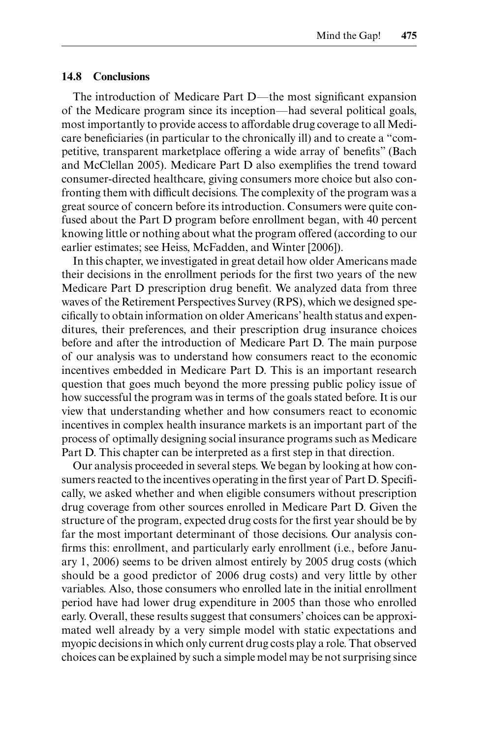## 14.8 Conclusions

The introduction of Medicare Part D—the most significant expansion of the Medicare program since its inception—had several political goals, most importantly to provide access to affordable drug coverage to all Medicare beneficiaries (in particular to the chronically ill) and to create a "competitive, transparent marketplace offering a wide array of benefits" (Bach and McClellan 2005). Medicare Part D also exemplifies the trend toward consumer-directed healthcare, giving consumers more choice but also confronting them with difficult decisions. The complexity of the program was a great source of concern before its introduction. Consumers were quite confused about the Part D program before enrollment began, with 40 percent knowing little or nothing about what the program offered (according to our earlier estimates; see Heiss, McFadden, and Winter [2006]).

In this chapter, we investigated in great detail how older Americans made their decisions in the enrollment periods for the first two years of the new Medicare Part D prescription drug benefit. We analyzed data from three waves of the Retirement Perspectives Survey (RPS), which we designed specifically to obtain information on older Americans' health status and expenditures, their preferences, and their prescription drug insurance choices before and after the introduction of Medicare Part D. The main purpose of our analysis was to understand how consumers react to the economic incentives embedded in Medicare Part D. This is an important research question that goes much beyond the more pressing public policy issue of how successful the program was in terms of the goals stated before. It is our view that understanding whether and how consumers react to economic incentives in complex health insurance markets is an important part of the process of optimally designing social insurance programs such as Medicare Part D. This chapter can be interpreted as a first step in that direction.

Our analysis proceeded in several steps. We began by looking at how consumers reacted to the incentives operating in the first year of Part D. Specifically, we asked whether and when eligible consumers without prescription drug coverage from other sources enrolled in Medicare Part D. Given the structure of the program, expected drug costs for the first year should be by far the most important determinant of those decisions. Our analysis confirms this: enrollment, and particularly early enrollment (i.e., before January 1, 2006) seems to be driven almost entirely by 2005 drug costs (which should be a good predictor of 2006 drug costs) and very little by other variables. Also, those consumers who enrolled late in the initial enrollment period have had lower drug expenditure in 2005 than those who enrolled early. Overall, these results suggest that consumers' choices can be approximated well already by a very simple model with static expectations and myopic decisions in which only current drug costs play a role. That observed choices can be explained by such a simple model may be not surprising since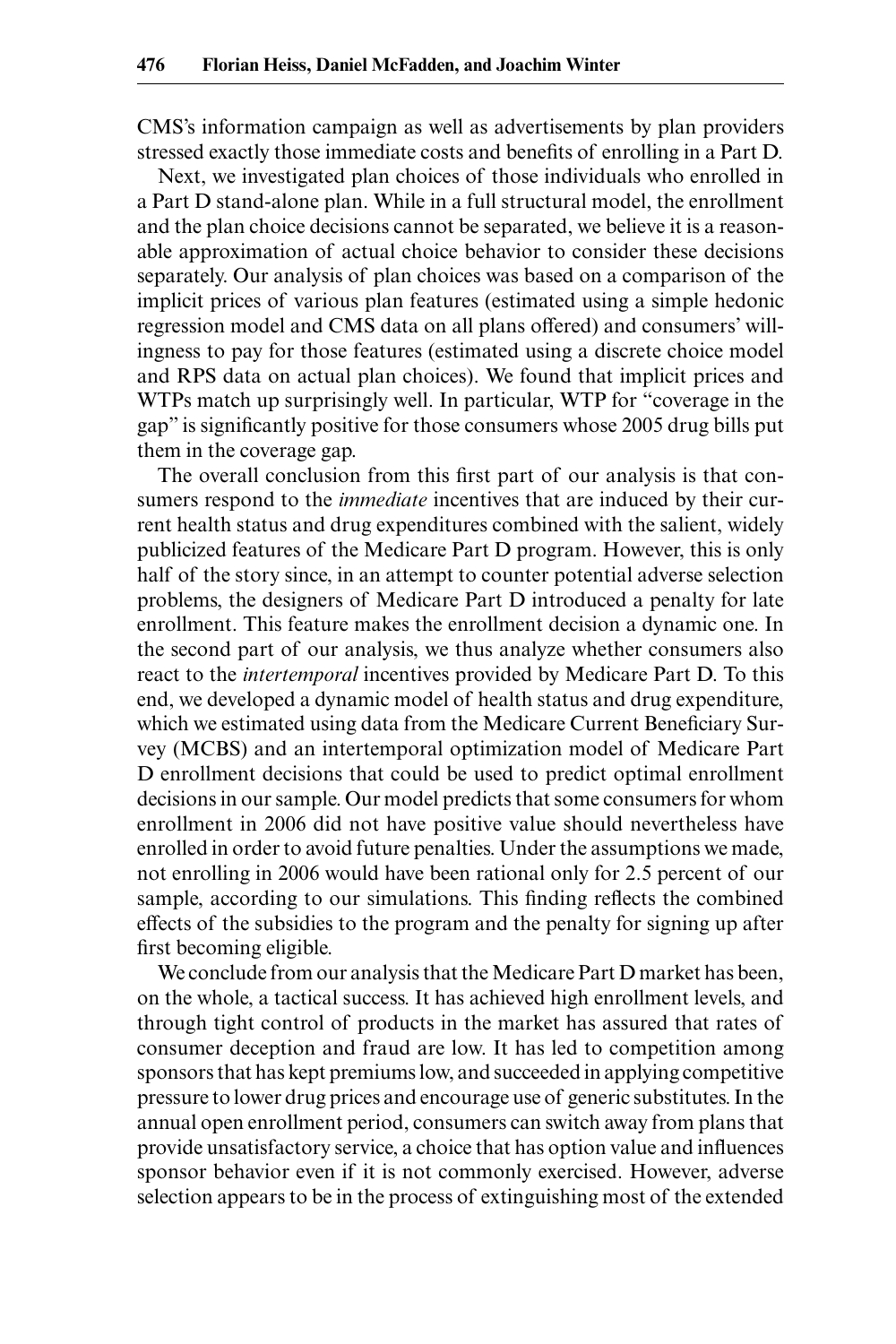CMS's information campaign as well as advertisements by plan providers stressed exactly those immediate costs and benefits of enrolling in a Part D.

Next, we investigated plan choices of those individuals who enrolled in a Part D stand-alone plan. While in a full structural model, the enrollment and the plan choice decisions cannot be separated, we believe it is a reasonable approximation of actual choice behavior to consider these decisions separately. Our analysis of plan choices was based on a comparison of the implicit prices of various plan features (estimated using a simple hedonic regression model and CMS data on all plans offered) and consumers' willingness to pay for those features (estimated using a discrete choice model and RPS data on actual plan choices). We found that implicit prices and WTPs match up surprisingly well. In particular, WTP for "coverage in the gap" is significantly positive for those consumers whose 2005 drug bills put them in the coverage gap.

The overall conclusion from this first part of our analysis is that consumers respond to the *immediate* incentives that are induced by their current health status and drug expenditures combined with the salient, widely publicized features of the Medicare Part D program. However, this is only half of the story since, in an attempt to counter potential adverse selection problems, the designers of Medicare Part D introduced a penalty for late enrollment. This feature makes the enrollment decision a dynamic one. In the second part of our analysis, we thus analyze whether consumers also react to the *intertemporal* incentives provided by Medicare Part D. To this end, we developed a dynamic model of health status and drug expenditure, which we estimated using data from the Medicare Current Beneficiary Survey (MCBS) and an intertemporal optimization model of Medicare Part D enrollment decisions that could be used to predict optimal enrollment decisions in our sample. Our model predicts that some consumers for whom enrollment in 2006 did not have positive value should nevertheless have enrolled in order to avoid future penalties. Under the assumptions we made, not enrolling in 2006 would have been rational only for 2.5 percent of our sample, according to our simulations. This finding reflects the combined effects of the subsidies to the program and the penalty for signing up after first becoming eligible.

We conclude from our analysis that the Medicare Part D market has been, on the whole, a tactical success. It has achieved high enrollment levels, and through tight control of products in the market has assured that rates of consumer deception and fraud are low. It has led to competition among sponsors that has kept premiums low, and succeeded in applying competitive pressure to lower drug prices and encourage use of generic substitutes. In the annual open enrollment period, consumers can switch away from plans that provide unsatisfactory service, a choice that has option value and influences sponsor behavior even if it is not commonly exercised. However, adverse selection appears to be in the process of extinguishing most of the extended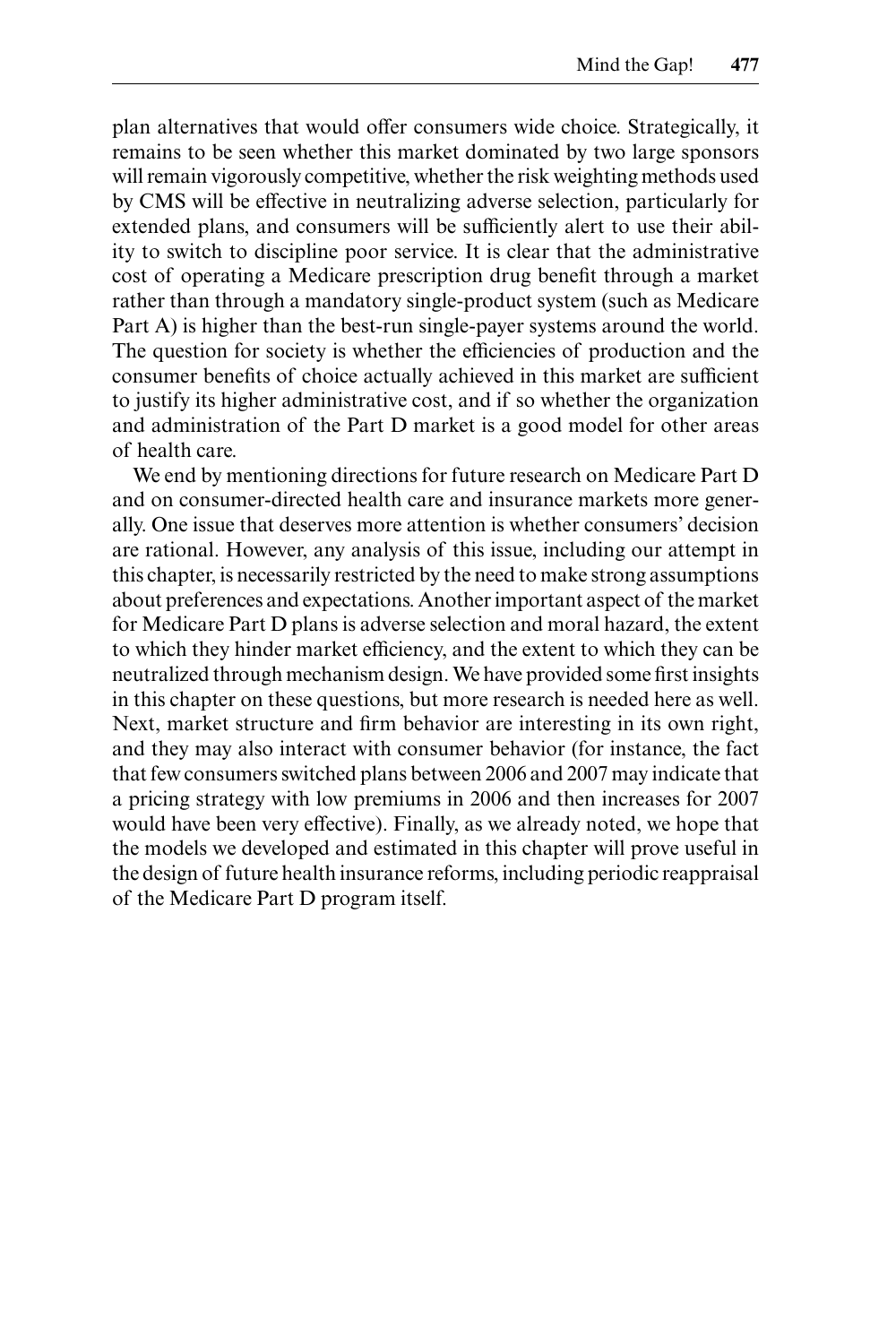plan alternatives that would offer consumers wide choice. Strategically, it remains to be seen whether this market dominated by two large sponsors will remain vigorously competitive, whether the risk weighting methods used by CMS will be effective in neutralizing adverse selection, particularly for extended plans, and consumers will be sufficiently alert to use their ability to switch to discipline poor service. It is clear that the administrative cost of operating a Medicare prescription drug benefit through a market rather than through a mandatory single-product system (such as Medicare Part A) is higher than the best-run single-payer systems around the world. The question for society is whether the efficiencies of production and the consumer benefits of choice actually achieved in this market are sufficient to justify its higher administrative cost, and if so whether the organization and administration of the Part D market is a good model for other areas of health care.

We end by mentioning directions for future research on Medicare Part D and on consumer-directed health care and insurance markets more generally. One issue that deserves more attention is whether consumers' decision are rational. However, any analysis of this issue, including our attempt in this chapter, is necessarily restricted by the need to make strong assumptions about preferences and expectations. Another important aspect of the market for Medicare Part D plans is adverse selection and moral hazard, the extent to which they hinder market efficiency, and the extent to which they can be neutralized through mechanism design. We have provided some first insights in this chapter on these questions, but more research is needed here as well. Next, market structure and firm behavior are interesting in its own right, and they may also interact with consumer behavior (for instance, the fact that few consumers switched plans between 2006 and 2007 may indicate that a pricing strategy with low premiums in 2006 and then increases for 2007 would have been very effective). Finally, as we already noted, we hope that the models we developed and estimated in this chapter will prove useful in the design of future health insurance reforms, including periodic reappraisal of the Medicare Part D program itself.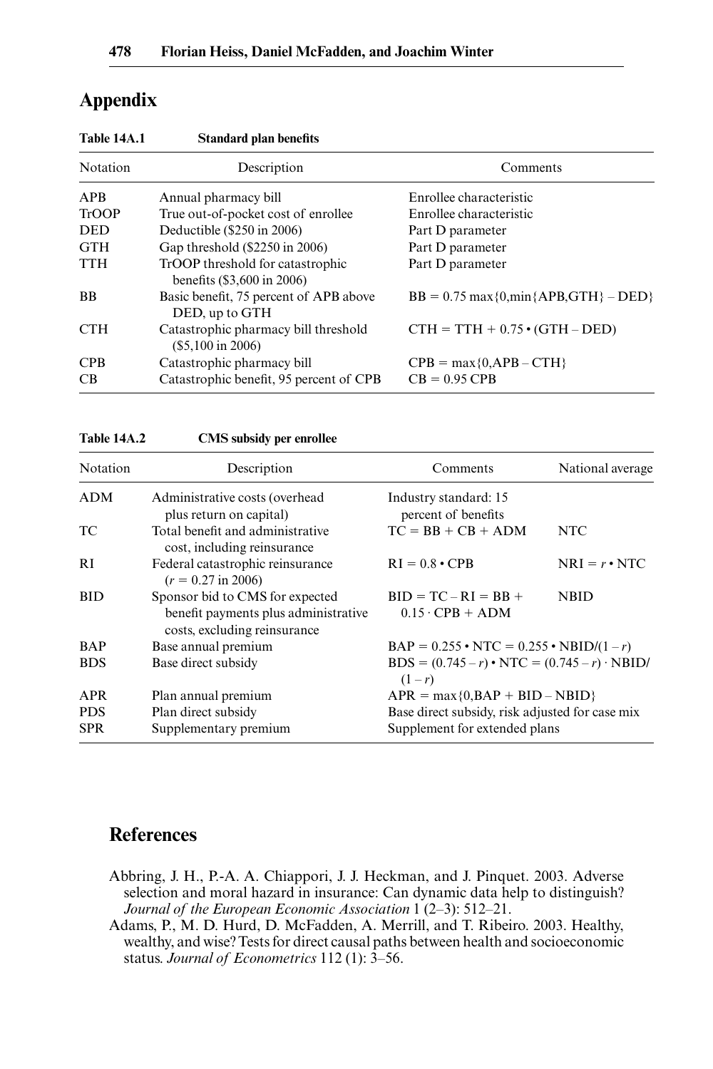## Appendix

**Table 14A.1 Standard plan benefits**

| Notation | Description | Comments |
|---|---|---|
| APB | Annual pharmacy bill | Enrollee characteristic |
| TrOOP | True out-of-pocket cost of enrollee | Enrollee characteristic |
| DED | Deductible ($250 in 2006) | Part D parameter |
| GTH | Gap threshold ($2250 in 2006) | Part D parameter |
| TTH | TrOOP threshold for catastrophic benefits ($3,600 in 2006) | Part D parameter |
| BB | Basic benefit, 75 percent of APB above DED, up to GTH | BB = 0.75 max{0,min{APB,GTH} – DED} |
| CTH | Catastrophic pharmacy bill threshold ($5,100 in 2006) | CTH = TTH + 0.75 • (GTH – DED) |
| CPB | Catastrophic pharmacy bill | CPB = max{0,APB – CTH} |
| CB | Catastrophic benefit, 95 percent of CPB | CB = 0.95 CPB |

**Table 14A.2 CMS subsidy per enrollee**

| Notation | Description | Comments | National average |
|---|---|---|---|
| ADM | Administrative costs (overhead plus return on capital) | Industry standard: 15 percent of benefits | |
| TC | Total benefit and administrative cost, including reinsurance | TC = BB + CB + ADM | NTC |
| RI | Federal catastrophic reinsurance ($r = 0.27$ in 2006) | RI = 0.8 • CPB | NRI = $r$ • NTC |
| BID | Sponsor bid to CMS for expected benefit payments plus administrative costs, excluding reinsurance | BID = TC – RI = BB + 0.15 · CPB + ADM | NBID |
| BAP | Base annual premium | BAP = 0.255 • NTC = 0.255 • NBID/$(1 – r)$ | |
| BDS | Base direct subsidy | BDS = $(0.745 – r)$ • NTC = $(0.745 – r)$ · NBID/$(1 – r)$ | |
| APR | Plan annual premium | APR = max{0,BAP + BID – NBID} | |
| PDS | Plan direct subsidy | Base direct subsidy, risk adjusted for case mix | |
| SPR | Supplementary premium | Supplement for extended plans | |

## References

Abbring, J. H., P.-A. A. Chiappori, J. J. Heckman, and J. Pinquet. 2003. Adverse selection and moral hazard in insurance: Can dynamic data help to distinguish? *Journal of the European Economic Association* 1 (2–3): 512–21.

Adams, P., M. D. Hurd, D. McFadden, A. Merrill, and T. Ribeiro. 2003. Healthy, wealthy, and wise? Tests for direct causal paths between health and socioeconomic status. *Journal of Econometrics* 112 (1): 3–56.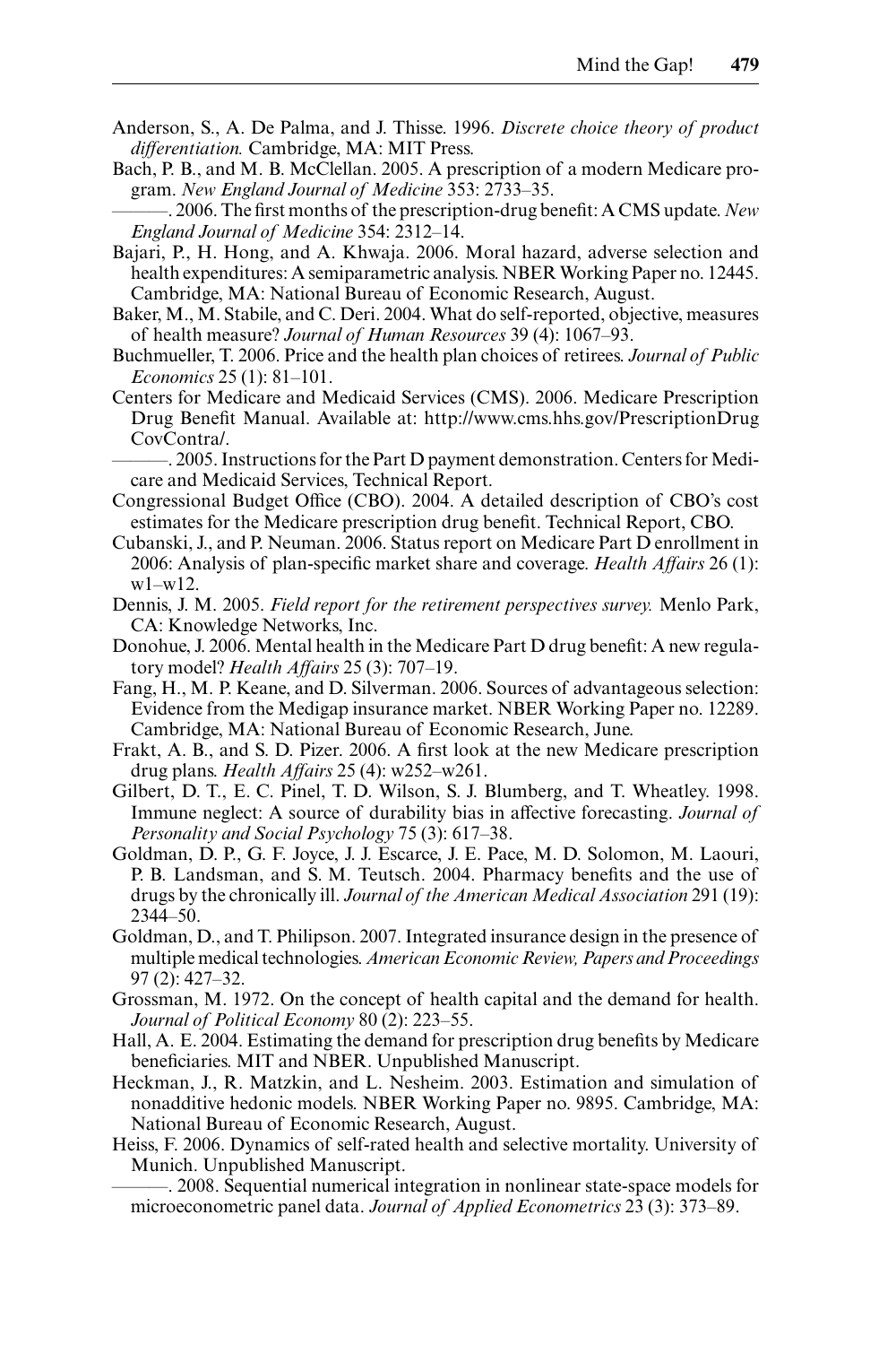Anderson, S., A. De Palma, and J. Thisse. 1996. *Discrete choice theory of product differentiation.* Cambridge, MA: MIT Press.

Bach, P. B., and M. B. McClellan. 2005. A prescription of a modern Medicare program. *New England Journal of Medicine* 353: 2733–35.

———. 2006. The first months of the prescription-drug benefit: A CMS update. *New England Journal of Medicine* 354: 2312–14.

Bajari, P., H. Hong, and A. Khwaja. 2006. Moral hazard, adverse selection and health expenditures: A semiparametric analysis. NBER Working Paper no. 12445. Cambridge, MA: National Bureau of Economic Research, August.

Baker, M., M. Stabile, and C. Deri. 2004. What do self-reported, objective, measures of health measure? *Journal of Human Resources* 39 (4): 1067–93.

Buchmueller, T. 2006. Price and the health plan choices of retirees. *Journal of Public Economics* 25 (1): 81–101.

Centers for Medicare and Medicaid Services (CMS). 2006. Medicare Prescription Drug Benefit Manual. Available at: http://www.cms.hhs.gov/PrescriptionDrugCovContra/.

———. 2005. Instructions for the Part D payment demonstration. Centers for Medicare and Medicaid Services, Technical Report.

Congressional Budget Office (CBO). 2004. A detailed description of CBO's cost estimates for the Medicare prescription drug benefit. Technical Report, CBO.

Cubanski, J., and P. Neuman. 2006. Status report on Medicare Part D enrollment in 2006: Analysis of plan-specific market share and coverage. *Health Affairs* 26 (1): w1–w12.

Dennis, J. M. 2005. *Field report for the retirement perspectives survey.* Menlo Park, CA: Knowledge Networks, Inc.

Donohue, J. 2006. Mental health in the Medicare Part D drug benefit: A new regulatory model? *Health Affairs* 25 (3): 707–19.

Fang, H., M. P. Keane, and D. Silverman. 2006. Sources of advantageous selection: Evidence from the Medigap insurance market. NBER Working Paper no. 12289. Cambridge, MA: National Bureau of Economic Research, June.

Frakt, A. B., and S. D. Pizer. 2006. A first look at the new Medicare prescription drug plans. *Health Affairs* 25 (4): w252–w261.

Gilbert, D. T., E. C. Pinel, T. D. Wilson, S. J. Blumberg, and T. Wheatley. 1998. Immune neglect: A source of durability bias in affective forecasting. *Journal of Personality and Social Psychology* 75 (3): 617–38.

Goldman, D. P., G. F. Joyce, J. J. Escarce, J. E. Pace, M. D. Solomon, M. Laouri, P. B. Landsman, and S. M. Teutsch. 2004. Pharmacy benefits and the use of drugs by the chronically ill. *Journal of the American Medical Association* 291 (19): 2344–50.

Goldman, D., and T. Philipson. 2007. Integrated insurance design in the presence of multiple medical technologies. *American Economic Review, Papers and Proceedings* 97 (2): 427–32.

Grossman, M. 1972. On the concept of health capital and the demand for health. *Journal of Political Economy* 80 (2): 223–55.

Hall, A. E. 2004. Estimating the demand for prescription drug benefits by Medicare beneficiaries. MIT and NBER. Unpublished Manuscript.

Heckman, J., R. Matzkin, and L. Nesheim. 2003. Estimation and simulation of nonadditive hedonic models. NBER Working Paper no. 9895. Cambridge, MA: National Bureau of Economic Research, August.

Heiss, F. 2006. Dynamics of self-rated health and selective mortality. University of Munich. Unpublished Manuscript.

———. 2008. Sequential numerical integration in nonlinear state-space models for microeconometric panel data. *Journal of Applied Econometrics* 23 (3): 373–89.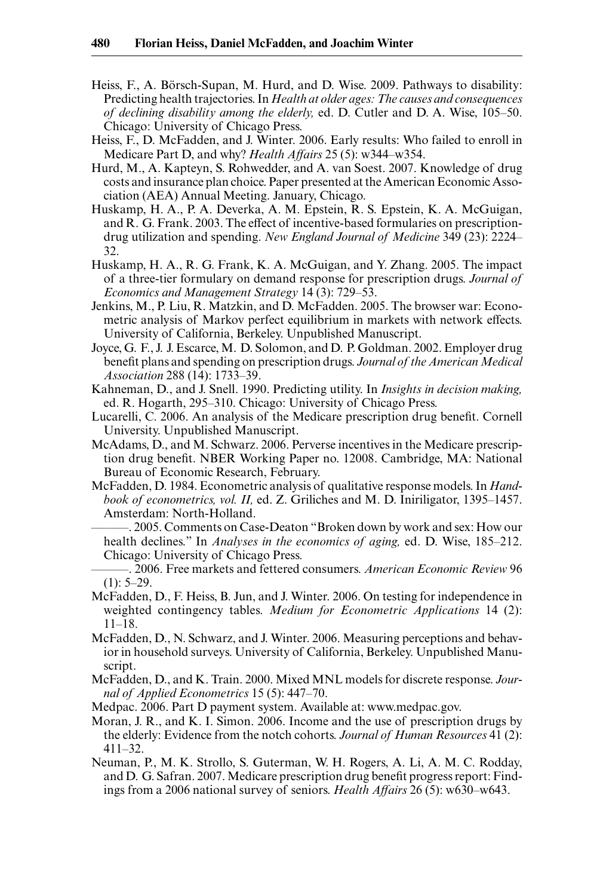Heiss, F., A. Börsch-Supan, M. Hurd, and D. Wise. 2009. Pathways to disability: Predicting health trajectories. In *Health at older ages: The causes and consequences of declining disability among the elderly,* ed. D. Cutler and D. A. Wise, 105–50. Chicago: University of Chicago Press.

Heiss, F., D. McFadden, and J. Winter. 2006. Early results: Who failed to enroll in Medicare Part D, and why? *Health Affairs* 25 (5): w344–w354.

Hurd, M., A. Kapteyn, S. Rohwedder, and A. van Soest. 2007. Knowledge of drug costs and insurance plan choice. Paper presented at the American Economic Association (AEA) Annual Meeting. January, Chicago.

Huskamp, H. A., P. A. Deverka, A. M. Epstein, R. S. Epstein, K. A. McGuigan, and R. G. Frank. 2003. The effect of incentive-based formularies on prescription-drug utilization and spending. *New England Journal of Medicine* 349 (23): 2224–32.

Huskamp, H. A., R. G. Frank, K. A. McGuigan, and Y. Zhang. 2005. The impact of a three-tier formulary on demand response for prescription drugs. *Journal of Economics and Management Strategy* 14 (3): 729–53.

Jenkins, M., P. Liu, R. Matzkin, and D. McFadden. 2005. The browser war: Econometric analysis of Markov perfect equilibrium in markets with network effects. University of California, Berkeley. Unpublished Manuscript.

Joyce, G. F., J. J. Escarce, M. D. Solomon, and D. P. Goldman. 2002. Employer drug benefit plans and spending on prescription drugs. *Journal of the American Medical Association* 288 (14): 1733–39.

Kahneman, D., and J. Snell. 1990. Predicting utility. In *Insights in decision making,* ed. R. Hogarth, 295–310. Chicago: University of Chicago Press.

Lucarelli, C. 2006. An analysis of the Medicare prescription drug benefit. Cornell University. Unpublished Manuscript.

McAdams, D., and M. Schwarz. 2006. Perverse incentives in the Medicare prescription drug benefit. NBER Working Paper no. 12008. Cambridge, MA: National Bureau of Economic Research, February.

McFadden, D. 1984. Econometric analysis of qualitative response models. In *Handbook of econometrics, vol. II,* ed. Z. Griliches and M. D. Iniriligator, 1395–1457. Amsterdam: North-Holland.

———. 2005. Comments on Case-Deaton "Broken down by work and sex: How our health declines." In *Analyses in the economics of aging,* ed. D. Wise, 185–212. Chicago: University of Chicago Press.

———. 2006. Free markets and fettered consumers. *American Economic Review* 96 (1): 5–29.

McFadden, D., F. Heiss, B. Jun, and J. Winter. 2006. On testing for independence in weighted contingency tables. *Medium for Econometric Applications* 14 (2): 11–18.

McFadden, D., N. Schwarz, and J. Winter. 2006. Measuring perceptions and behavior in household surveys. University of California, Berkeley. Unpublished Manuscript.

McFadden, D., and K. Train. 2000. Mixed MNL models for discrete response. *Journal of Applied Econometrics* 15 (5): 447–70.

Medpac. 2006. Part D payment system. Available at: www.medpac.gov.

Moran, J. R., and K. I. Simon. 2006. Income and the use of prescription drugs by the elderly: Evidence from the notch cohorts. *Journal of Human Resources* 41 (2): 411–32.

Neuman, P., M. K. Strollo, S. Guterman, W. H. Rogers, A. Li, A. M. C. Rodday, and D. G. Safran. 2007. Medicare prescription drug benefit progress report: Findings from a 2006 national survey of seniors. *Health Affairs* 26 (5): w630–w643.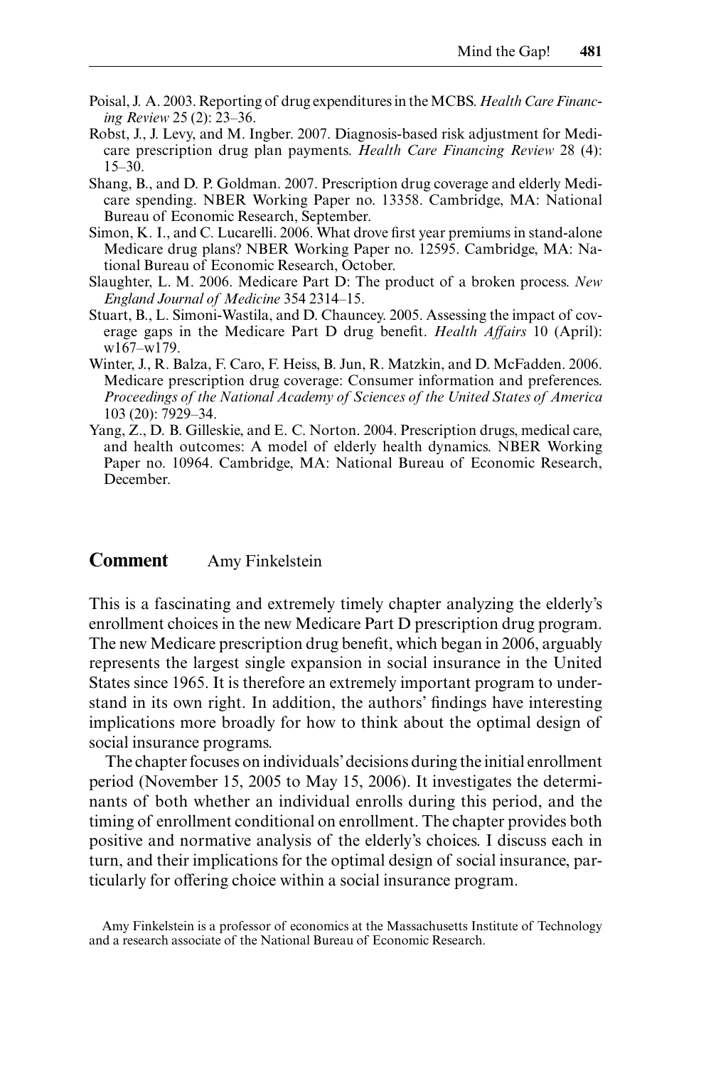Poisal, J. A. 2003. Reporting of drug expenditures in the MCBS. *Health Care Financing Review* 25 (2): 23–36.

Robst, J., J. Levy, and M. Ingber. 2007. Diagnosis-based risk adjustment for Medicare prescription drug plan payments. *Health Care Financing Review* 28 (4): 15–30.

Shang, B., and D. P. Goldman. 2007. Prescription drug coverage and elderly Medicare spending. NBER Working Paper no. 13358. Cambridge, MA: National Bureau of Economic Research, September.

Simon, K. I., and C. Lucarelli. 2006. What drove first year premiums in stand-alone Medicare drug plans? NBER Working Paper no. 12595. Cambridge, MA: National Bureau of Economic Research, October.

Slaughter, L. M. 2006. Medicare Part D: The product of a broken process. *New England Journal of Medicine* 354 2314–15.

Stuart, B., L. Simoni-Wastila, and D. Chauncey. 2005. Assessing the impact of coverage gaps in the Medicare Part D drug benefit. *Health Affairs* 10 (April): w167–w179.

Winter, J., R. Balza, F. Caro, F. Heiss, B. Jun, R. Matzkin, and D. McFadden. 2006. Medicare prescription drug coverage: Consumer information and preferences. *Proceedings of the National Academy of Sciences of the United States of America* 103 (20): 7929–34.

Yang, Z., D. B. Gilleskie, and E. C. Norton. 2004. Prescription drugs, medical care, and health outcomes: A model of elderly health dynamics. NBER Working Paper no. 10964. Cambridge, MA: National Bureau of Economic Research, December.

## Comment Amy Finkelstein

This is a fascinating and extremely timely chapter analyzing the elderly's enrollment choices in the new Medicare Part D prescription drug program. The new Medicare prescription drug benefit, which began in 2006, arguably represents the largest single expansion in social insurance in the United States since 1965. It is therefore an extremely important program to understand in its own right. In addition, the authors' findings have interesting implications more broadly for how to think about the optimal design of social insurance programs.

The chapter focuses on individuals' decisions during the initial enrollment period (November 15, 2005 to May 15, 2006). It investigates the determinants of both whether an individual enrolls during this period, and the timing of enrollment conditional on enrollment. The chapter provides both positive and normative analysis of the elderly's choices. I discuss each in turn, and their implications for the optimal design of social insurance, particularly for offering choice within a social insurance program.

Amy Finkelstein is a professor of economics at the Massachusetts Institute of Technology and a research associate of the National Bureau of Economic Research.